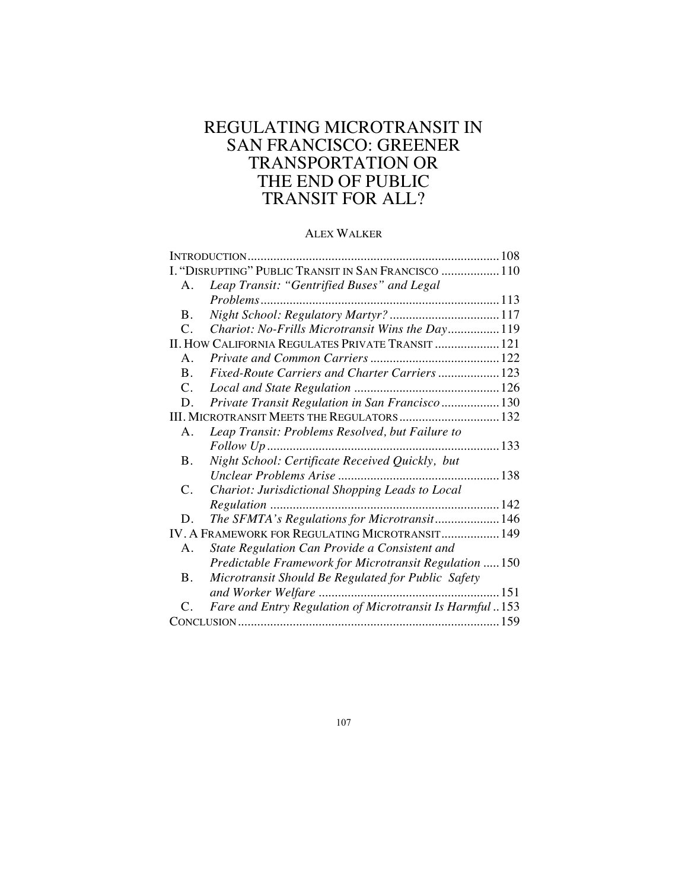# REGULATING MICROTRANSIT IN SAN FRANCISCO: GREENER TRANSPORTATION OR THE END OF PUBLIC TRANSIT FOR ALL?

ALEX WALKER

| | |
|---|---|
| INTRODUCTION | 108 |
| I. "DISRUPTING" PUBLIC TRANSIT IN SAN FRANCISCO | 110 |
| A. *Leap Transit: "Gentrified Buses" and Legal Problems* | 113 |
| B. *Night School: Regulatory Martyr?* | 117 |
| C. *Chariot: No-Frills Microtransit Wins the Day* | 119 |
| II. HOW CALIFORNIA REGULATES PRIVATE TRANSIT | 121 |
| A. *Private and Common Carriers* | 122 |
| B. *Fixed-Route Carriers and Charter Carriers* | 123 |
| C. *Local and State Regulation* | 126 |
| D. *Private Transit Regulation in San Francisco* | 130 |
| III. MICROTRANSIT MEETS THE REGULATORS | 132 |
| A. *Leap Transit: Problems Resolved, but Failure to Follow Up* | 133 |
| B. *Night School: Certificate Received Quickly, but Unclear Problems Arise* | 138 |
| C. *Chariot: Jurisdictional Shopping Leads to Local Regulation* | 142 |
| D. *The SFMTA's Regulations for Microtransit* | 146 |
| IV. A FRAMEWORK FOR REGULATING MICROTRANSIT | 149 |
| A. *State Regulation Can Provide a Consistent and Predictable Framework for Microtransit Regulation* | 150 |
| B. *Microtransit Should Be Regulated for Public Safety and Worker Welfare* | 151 |
| C. *Fare and Entry Regulation of Microtransit Is Harmful* | 153 |
| CONCLUSION | 159 |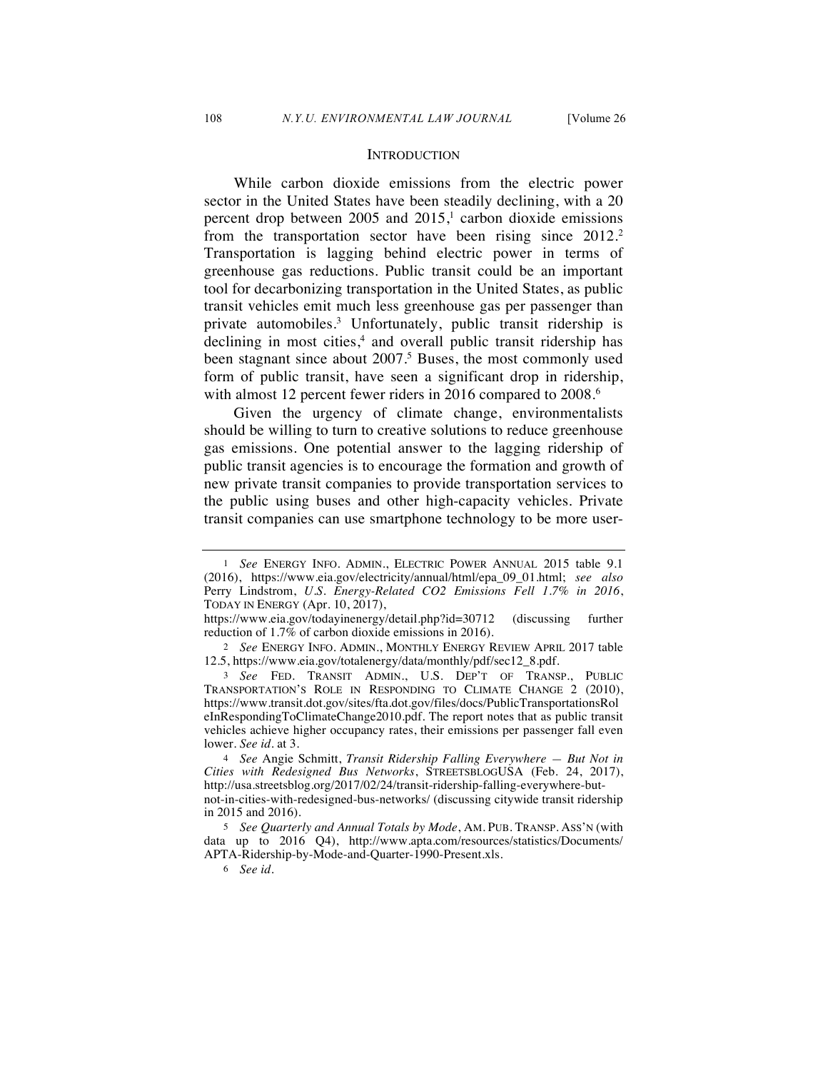## INTRODUCTION

While carbon dioxide emissions from the electric power sector in the United States have been steadily declining, with a 20 percent drop between 2005 and 2015,[1] carbon dioxide emissions from the transportation sector have been rising since 2012.[2] Transportation is lagging behind electric power in terms of greenhouse gas reductions. Public transit could be an important tool for decarbonizing transportation in the United States, as public transit vehicles emit much less greenhouse gas per passenger than private automobiles.[3] Unfortunately, public transit ridership is declining in most cities,[4] and overall public transit ridership has been stagnant since about 2007.[5] Buses, the most commonly used form of public transit, have seen a significant drop in ridership, with almost 12 percent fewer riders in 2016 compared to 2008.[6]

Given the urgency of climate change, environmentalists should be willing to turn to creative solutions to reduce greenhouse gas emissions. One potential answer to the lagging ridership of public transit agencies is to encourage the formation and growth of new private transit companies to provide transportation services to the public using buses and other high-capacity vehicles. Private transit companies can use smartphone technology to be more user-

---

1 *See* ENERGY INFO. ADMIN., ELECTRIC POWER ANNUAL 2015 table 9.1 (2016), https://www.eia.gov/electricity/annual/html/epa_09_01.html; *see also* Perry Lindstrom, *U.S. Energy-Related CO2 Emissions Fell 1.7% in 2016*, TODAY IN ENERGY (Apr. 10, 2017), https://www.eia.gov/todayinenergy/detail.php?id=30712 (discussing further reduction of 1.7% of carbon dioxide emissions in 2016).

2 *See* ENERGY INFO. ADMIN., MONTHLY ENERGY REVIEW APRIL 2017 table 12.5, https://www.eia.gov/totalenergy/data/monthly/pdf/sec12_8.pdf.

3 *See* FED. TRANSIT ADMIN., U.S. DEP'T OF TRANSP., PUBLIC TRANSPORTATION'S ROLE IN RESPONDING TO CLIMATE CHANGE 2 (2010), https://www.transit.dot.gov/sites/fta.dot.gov/files/docs/PublicTransportationsRoleInRespondingToClimateChange2010.pdf. The report notes that as public transit vehicles achieve higher occupancy rates, their emissions per passenger fall even lower. *See id.* at 3.

4 *See* Angie Schmitt, *Transit Ridership Falling Everywhere — But Not in Cities with Redesigned Bus Networks*, STREETSBLOGUSA (Feb. 24, 2017), http://usa.streetsblog.org/2017/02/24/transit-ridership-falling-everywhere-but-not-in-cities-with-redesigned-bus-networks/ (discussing citywide transit ridership in 2015 and 2016).

5 *See Quarterly and Annual Totals by Mode*, AM. PUB. TRANSP. ASS'N (with data up to 2016 Q4), http://www.apta.com/resources/statistics/Documents/APTA-Ridership-by-Mode-and-Quarter-1990-Present.xls.

6 *See id.*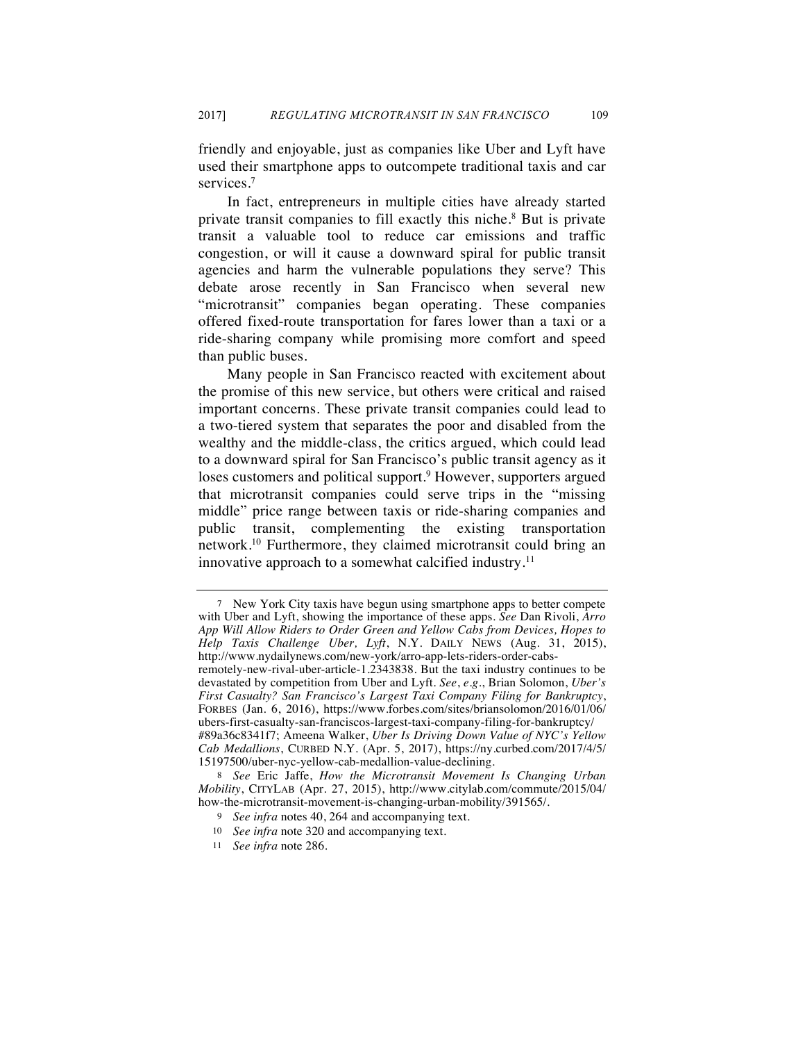friendly and enjoyable, just as companies like Uber and Lyft have used their smartphone apps to outcompete traditional taxis and car services.[7]

In fact, entrepreneurs in multiple cities have already started private transit companies to fill exactly this niche.[8] But is private transit a valuable tool to reduce car emissions and traffic congestion, or will it cause a downward spiral for public transit agencies and harm the vulnerable populations they serve? This debate arose recently in San Francisco when several new "microtransit" companies began operating. These companies offered fixed-route transportation for fares lower than a taxi or a ride-sharing company while promising more comfort and speed than public buses.

Many people in San Francisco reacted with excitement about the promise of this new service, but others were critical and raised important concerns. These private transit companies could lead to a two-tiered system that separates the poor and disabled from the wealthy and the middle-class, the critics argued, which could lead to a downward spiral for San Francisco's public transit agency as it loses customers and political support.[9] However, supporters argued that microtransit companies could serve trips in the "missing middle" price range between taxis or ride-sharing companies and public transit, complementing the existing transportation network.[10] Furthermore, they claimed microtransit could bring an innovative approach to a somewhat calcified industry.[11]

---

7 New York City taxis have begun using smartphone apps to better compete with Uber and Lyft, showing the importance of these apps. *See* Dan Rivoli, *Arro App Will Allow Riders to Order Green and Yellow Cabs from Devices, Hopes to Help Taxis Challenge Uber, Lyft*, N.Y. DAILY NEWS (Aug. 31, 2015), http://www.nydailynews.com/new-york/arro-app-lets-riders-order-cabs-remotely-new-rival-uber-article-1.2343838. But the taxi industry continues to be devastated by competition from Uber and Lyft. *See*, *e.g.*, Brian Solomon, *Uber's First Casualty? San Francisco's Largest Taxi Company Filing for Bankruptcy*, FORBES (Jan. 6, 2016), https://www.forbes.com/sites/briansolomon/2016/01/06/ubers-first-casualty-san-franciscos-largest-taxi-company-filing-for-bankruptcy/#89a36c8341f7; Ameena Walker, *Uber Is Driving Down Value of NYC's Yellow Cab Medallions*, CURBED N.Y. (Apr. 5, 2017), https://ny.curbed.com/2017/4/5/15197500/uber-nyc-yellow-cab-medallion-value-declining.

8 *See* Eric Jaffe, *How the Microtransit Movement Is Changing Urban Mobility*, CITYLAB (Apr. 27, 2015), http://www.citylab.com/commute/2015/04/how-the-microtransit-movement-is-changing-urban-mobility/391565/.

9 *See infra* notes 40, 264 and accompanying text.

10 *See infra* note 320 and accompanying text.

11 *See infra* note 286.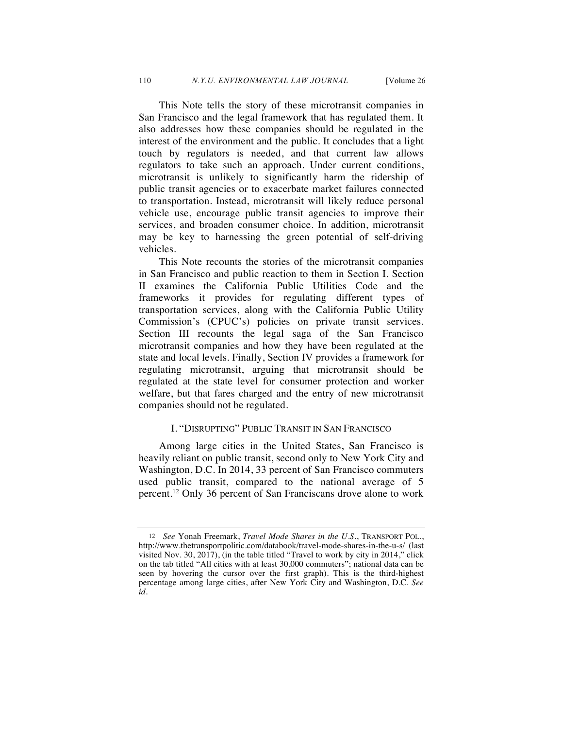This Note tells the story of these microtransit companies in San Francisco and the legal framework that has regulated them. It also addresses how these companies should be regulated in the interest of the environment and the public. It concludes that a light touch by regulators is needed, and that current law allows regulators to take such an approach. Under current conditions, microtransit is unlikely to significantly harm the ridership of public transit agencies or to exacerbate market failures connected to transportation. Instead, microtransit will likely reduce personal vehicle use, encourage public transit agencies to improve their services, and broaden consumer choice. In addition, microtransit may be key to harnessing the green potential of self-driving vehicles.

This Note recounts the stories of the microtransit companies in San Francisco and public reaction to them in Section I. Section II examines the California Public Utilities Code and the frameworks it provides for regulating different types of transportation services, along with the California Public Utility Commission's (CPUC's) policies on private transit services. Section III recounts the legal saga of the San Francisco microtransit companies and how they have been regulated at the state and local levels. Finally, Section IV provides a framework for regulating microtransit, arguing that microtransit should be regulated at the state level for consumer protection and worker welfare, but that fares charged and the entry of new microtransit companies should not be regulated.

## I. "DISRUPTING" PUBLIC TRANSIT IN SAN FRANCISCO

Among large cities in the United States, San Francisco is heavily reliant on public transit, second only to New York City and Washington, D.C. In 2014, 33 percent of San Francisco commuters used public transit, compared to the national average of 5 percent.[12] Only 36 percent of San Franciscans drove alone to work

---

12 *See* Yonah Freemark, *Travel Mode Shares in the U.S.*, TRANSPORT POL., http://www.thetransportpolitic.com/databook/travel-mode-shares-in-the-u-s/ (last visited Nov. 30, 2017), (in the table titled "Travel to work by city in 2014," click on the tab titled "All cities with at least 30,000 commuters"; national data can be seen by hovering the cursor over the first graph). This is the third-highest percentage among large cities, after New York City and Washington, D.C. *See id*.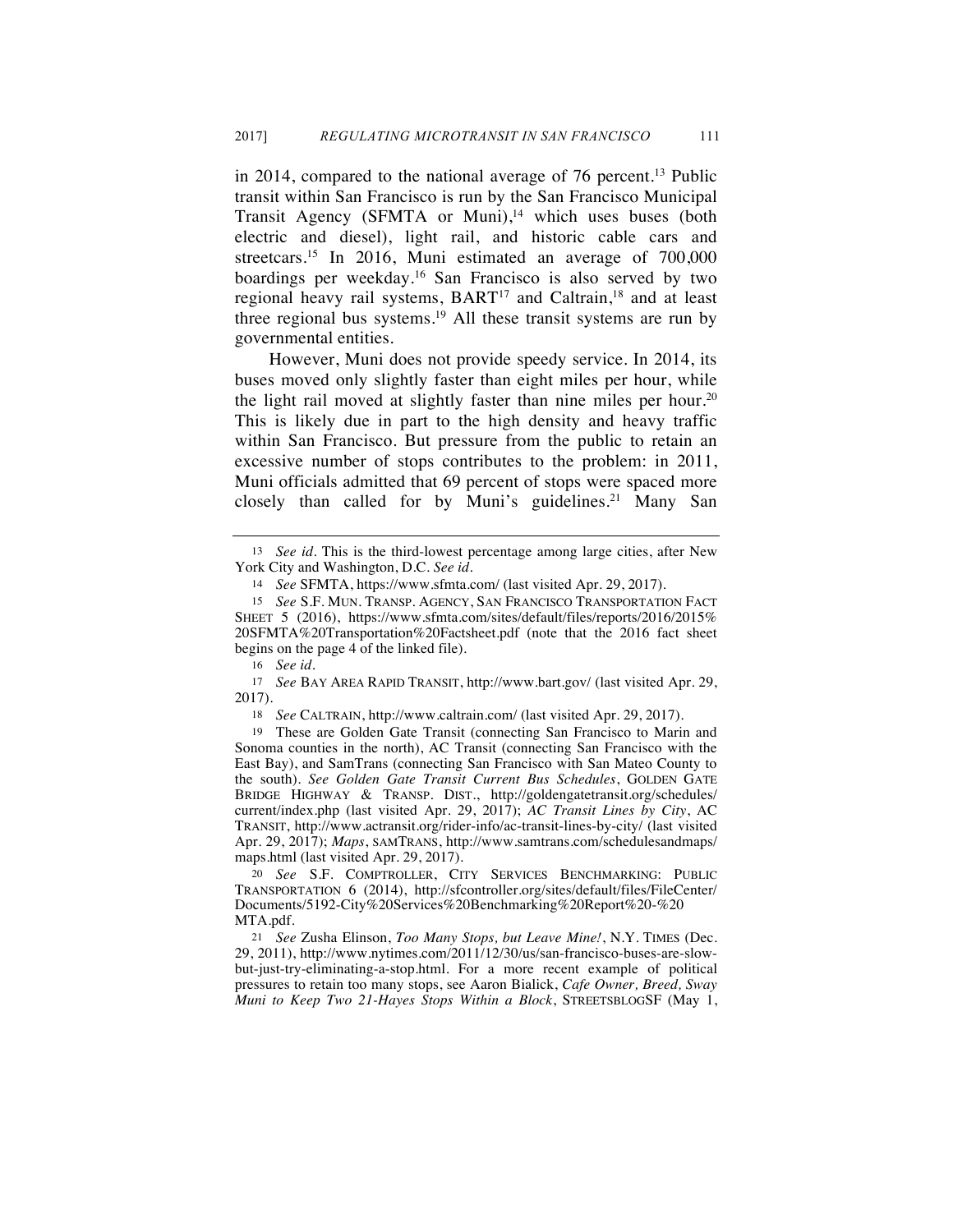in 2014, compared to the national average of 76 percent.[13] Public transit within San Francisco is run by the San Francisco Municipal Transit Agency (SFMTA or Muni),[14] which uses buses (both electric and diesel), light rail, and historic cable cars and streetcars.[15] In 2016, Muni estimated an average of 700,000 boardings per weekday.[16] San Francisco is also served by two regional heavy rail systems, BART[17] and Caltrain,[18] and at least three regional bus systems.[19] All these transit systems are run by governmental entities.

However, Muni does not provide speedy service. In 2014, its buses moved only slightly faster than eight miles per hour, while the light rail moved at slightly faster than nine miles per hour.[20] This is likely due in part to the high density and heavy traffic within San Francisco. But pressure from the public to retain an excessive number of stops contributes to the problem: in 2011, Muni officials admitted that 69 percent of stops were spaced more closely than called for by Muni's guidelines.[21] Many San

---

13 *See id.* This is the third-lowest percentage among large cities, after New York City and Washington, D.C. *See id.*

14 *See* SFMTA, https://www.sfmta.com/ (last visited Apr. 29, 2017).

15 *See* S.F. MUN. TRANSP. AGENCY, SAN FRANCISCO TRANSPORTATION FACT SHEET 5 (2016), https://www.sfmta.com/sites/default/files/reports/2016/2015%20SFMTA%20Transportation%20Factsheet.pdf (note that the 2016 fact sheet begins on the page 4 of the linked file).

16 *See id.*

17 *See* BAY AREA RAPID TRANSIT, http://www.bart.gov/ (last visited Apr. 29, 2017).

18 *See* CALTRAIN, http://www.caltrain.com/ (last visited Apr. 29, 2017).

19 These are Golden Gate Transit (connecting San Francisco to Marin and Sonoma counties in the north), AC Transit (connecting San Francisco with the East Bay), and SamTrans (connecting San Francisco with San Mateo County to the south). *See Golden Gate Transit Current Bus Schedules*, GOLDEN GATE BRIDGE HIGHWAY & TRANSP. DIST., http://goldengatetransit.org/schedules/current/index.php (last visited Apr. 29, 2017); *AC Transit Lines by City*, AC TRANSIT, http://www.actransit.org/rider-info/ac-transit-lines-by-city/ (last visited Apr. 29, 2017); *Maps*, SAMTRANS, http://www.samtrans.com/schedulesandmaps/maps.html (last visited Apr. 29, 2017).

20 *See* S.F. COMPTROLLER, CITY SERVICES BENCHMARKING: PUBLIC TRANSPORTATION 6 (2014), http://sfcontroller.org/sites/default/files/FileCenter/Documents/5192-City%20Services%20Benchmarking%20Report%20-%20MTA.pdf.

21 *See* Zusha Elinson, *Too Many Stops, but Leave Mine!*, N.Y. TIMES (Dec. 29, 2011), http://www.nytimes.com/2011/12/30/us/san-francisco-buses-are-slow-but-just-try-eliminating-a-stop.html. For a more recent example of political pressures to retain too many stops, see Aaron Bialick, *Cafe Owner, Breed, Sway Muni to Keep Two 21-Hayes Stops Within a Block*, STREETSBLOGSF (May 1,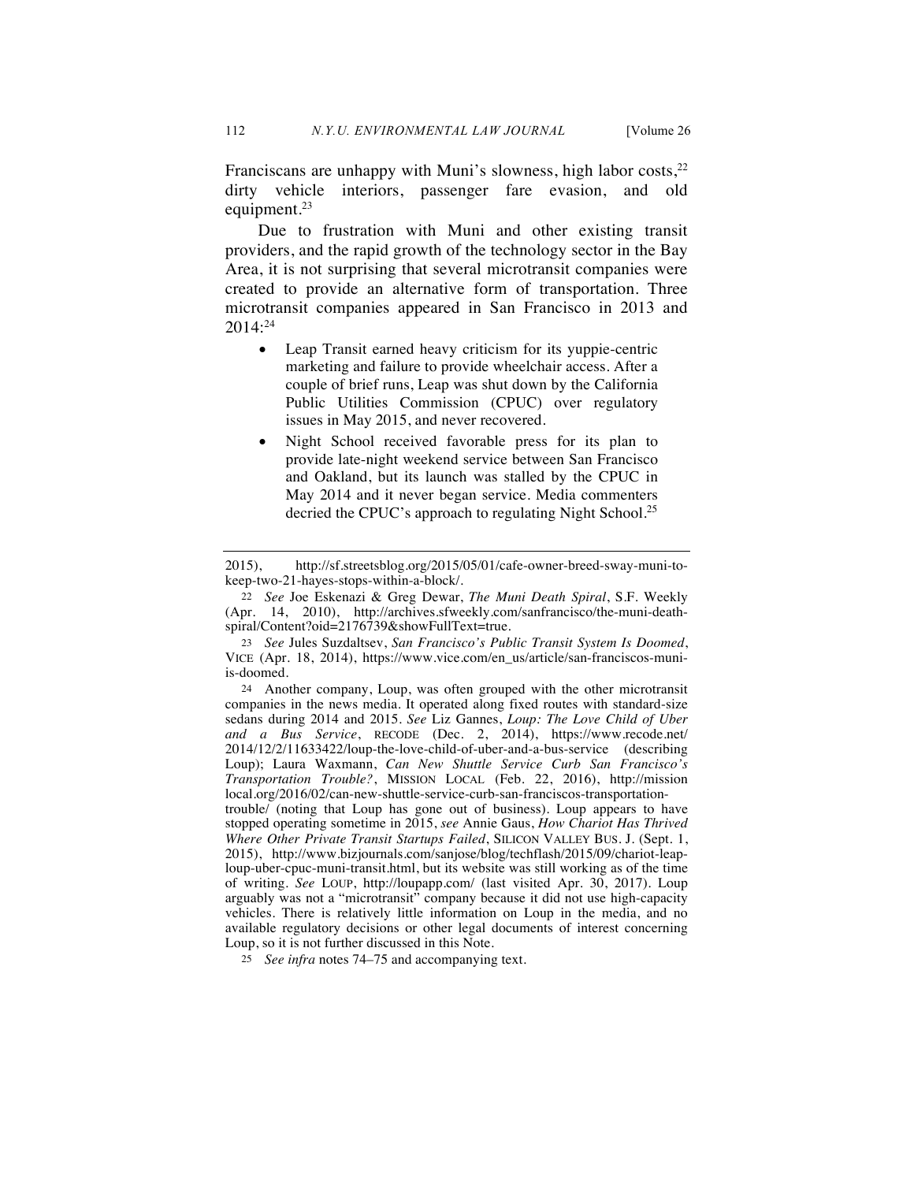Franciscans are unhappy with Muni's slowness, high labor costs,[22] dirty vehicle interiors, passenger fare evasion, and old equipment.[23]

Due to frustration with Muni and other existing transit providers, and the rapid growth of the technology sector in the Bay Area, it is not surprising that several microtransit companies were created to provide an alternative form of transportation. Three microtransit companies appeared in San Francisco in 2013 and 2014:[24]

- Leap Transit earned heavy criticism for its yuppie-centric marketing and failure to provide wheelchair access. After a couple of brief runs, Leap was shut down by the California Public Utilities Commission (CPUC) over regulatory issues in May 2015, and never recovered.
- Night School received favorable press for its plan to provide late-night weekend service between San Francisco and Oakland, but its launch was stalled by the CPUC in May 2014 and it never began service. Media commenters decried the CPUC's approach to regulating Night School.[25]

---

2015), http://sf.streetsblog.org/2015/05/01/cafe-owner-breed-sway-muni-to-keep-two-21-hayes-stops-within-a-block/.

22 *See* Joe Eskenazi & Greg Dewar, *The Muni Death Spiral*, S.F. Weekly (Apr. 14, 2010), http://archives.sfweekly.com/sanfrancisco/the-muni-death-spiral/Content?oid=2176739&showFullText=true.

23 *See* Jules Suzdaltsev, *San Francisco's Public Transit System Is Doomed*, VICE (Apr. 18, 2014), https://www.vice.com/en_us/article/san-franciscos-muni-is-doomed.

24 Another company, Loup, was often grouped with the other microtransit companies in the news media. It operated along fixed routes with standard-size sedans during 2014 and 2015. *See* Liz Gannes, *Loup: The Love Child of Uber and a Bus Service*, RECODE (Dec. 2, 2014), https://www.recode.net/2014/12/2/11633422/loup-the-love-child-of-uber-and-a-bus-service (describing Loup); Laura Waxmann, *Can New Shuttle Service Curb San Francisco's Transportation Trouble?*, MISSION LOCAL (Feb. 22, 2016), http://missionlocal.org/2016/02/can-new-shuttle-service-curb-san-franciscos-transportation-trouble/ (noting that Loup has gone out of business). Loup appears to have stopped operating sometime in 2015, *see* Annie Gaus, *How Chariot Has Thrived Where Other Private Transit Startups Failed*, SILICON VALLEY BUS. J. (Sept. 1, 2015), http://www.bizjournals.com/sanjose/blog/techflash/2015/09/chariot-leap-loup-uber-cpuc-muni-transit.html, but its website was still working as of the time of writing. *See* LOUP, http://loupapp.com/ (last visited Apr. 30, 2017). Loup arguably was not a "microtransit" company because it did not use high-capacity vehicles. There is relatively little information on Loup in the media, and no available regulatory decisions or other legal documents of interest concerning Loup, so it is not further discussed in this Note.

25 *See infra* notes 74–75 and accompanying text.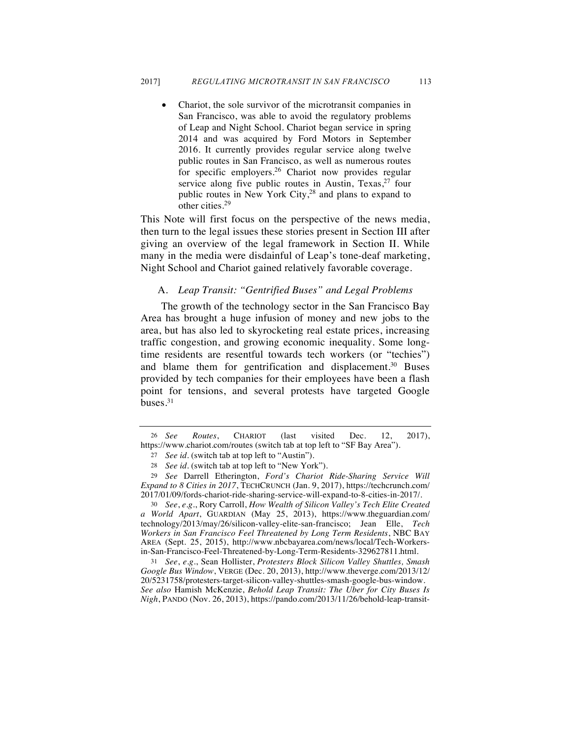- Chariot, the sole survivor of the microtransit companies in San Francisco, was able to avoid the regulatory problems of Leap and Night School. Chariot began service in spring 2014 and was acquired by Ford Motors in September 2016. It currently provides regular service along twelve public routes in San Francisco, as well as numerous routes for specific employers.[26] Chariot now provides regular service along five public routes in Austin, Texas,[27] four public routes in New York City,[28] and plans to expand to other cities.[29]

This Note will first focus on the perspective of the news media, then turn to the legal issues these stories present in Section III after giving an overview of the legal framework in Section II. While many in the media were disdainful of Leap's tone-deaf marketing, Night School and Chariot gained relatively favorable coverage.

### A. *Leap Transit: "Gentrified Buses" and Legal Problems*

The growth of the technology sector in the San Francisco Bay Area has brought a huge infusion of money and new jobs to the area, but has also led to skyrocketing real estate prices, increasing traffic congestion, and growing economic inequality. Some long-time residents are resentful towards tech workers (or "techies") and blame them for gentrification and displacement.[30] Buses provided by tech companies for their employees have been a flash point for tensions, and several protests have targeted Google buses.[31]

---

26 *See Routes*, CHARIOT (last visited Dec. 12, 2017), https://www.chariot.com/routes (switch tab at top left to "SF Bay Area").

27 *See id.* (switch tab at top left to "Austin").

28 *See id.* (switch tab at top left to "New York").

29 *See* Darrell Etherington, *Ford's Chariot Ride-Sharing Service Will Expand to 8 Cities in 2017*, TECHCRUNCH (Jan. 9, 2017), https://techcrunch.com/2017/01/09/fords-chariot-ride-sharing-service-will-expand-to-8-cities-in-2017/.

30 *See, e.g.*, Rory Carroll, *How Wealth of Silicon Valley's Tech Elite Created a World Apart*, GUARDIAN (May 25, 2013), https://www.theguardian.com/technology/2013/may/26/silicon-valley-elite-san-francisco; Jean Elle, *Tech Workers in San Francisco Feel Threatened by Long Term Residents*, NBC BAY AREA (Sept. 25, 2015), http://www.nbcbayarea.com/news/local/Tech-Workers-in-San-Francisco-Feel-Threatened-by-Long-Term-Residents-329627811.html.

31 *See, e.g.*, Sean Hollister, *Protesters Block Silicon Valley Shuttles, Smash Google Bus Window*, VERGE (Dec. 20, 2013), http://www.theverge.com/2013/12/20/5231758/protesters-target-silicon-valley-shuttles-smash-google-bus-window. *See also* Hamish McKenzie, *Behold Leap Transit: The Uber for City Buses Is Nigh*, PANDO (Nov. 26, 2013), https://pando.com/2013/11/26/behold-leap-transit-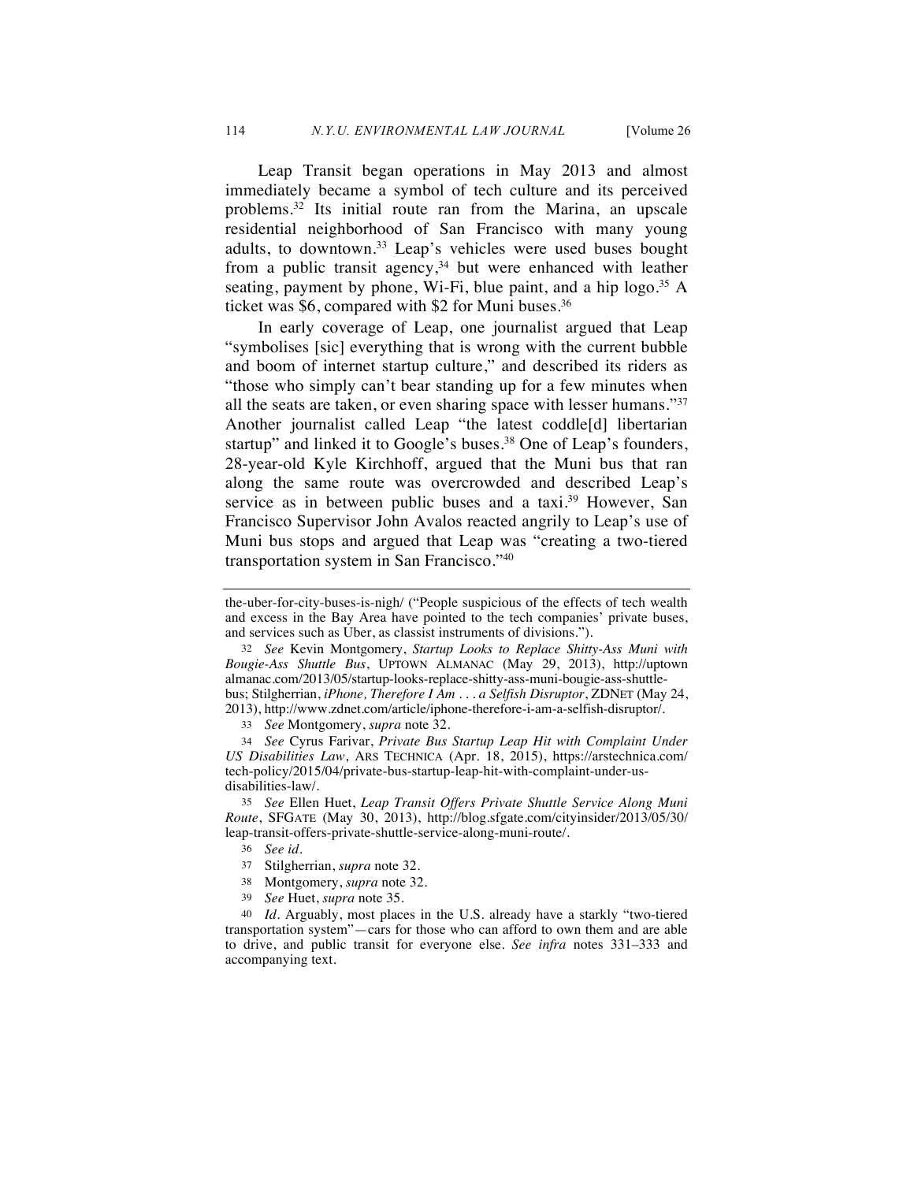Leap Transit began operations in May 2013 and almost immediately became a symbol of tech culture and its perceived problems.[32] Its initial route ran from the Marina, an upscale residential neighborhood of San Francisco with many young adults, to downtown.[33] Leap's vehicles were used buses bought from a public transit agency,[34] but were enhanced with leather seating, payment by phone, Wi-Fi, blue paint, and a hip logo.[35] A ticket was $6, compared with $2 for Muni buses.[36]

In early coverage of Leap, one journalist argued that Leap "symbolises [sic] everything that is wrong with the current bubble and boom of internet startup culture," and described its riders as "those who simply can't bear standing up for a few minutes when all the seats are taken, or even sharing space with lesser humans."[37] Another journalist called Leap "the latest coddle[d] libertarian startup" and linked it to Google's buses.[38] One of Leap's founders, 28-year-old Kyle Kirchhoff, argued that the Muni bus that ran along the same route was overcrowded and described Leap's service as in between public buses and a taxi.[39] However, San Francisco Supervisor John Avalos reacted angrily to Leap's use of Muni bus stops and argued that Leap was "creating a two-tiered transportation system in San Francisco."[40]

---

the-uber-for-city-buses-is-nigh/ ("People suspicious of the effects of tech wealth and excess in the Bay Area have pointed to the tech companies' private buses, and services such as Uber, as classist instruments of divisions.").

32 *See* Kevin Montgomery, *Startup Looks to Replace Shitty-Ass Muni with Bougie-Ass Shuttle Bus*, UPTOWN ALMANAC (May 29, 2013), http://uptownalmanac.com/2013/05/startup-looks-replace-shitty-ass-muni-bougie-ass-shuttle-bus; Stilgherrian, *iPhone, Therefore I Am . . . a Selfish Disruptor*, ZDNET (May 24, 2013), http://www.zdnet.com/article/iphone-therefore-i-am-a-selfish-disruptor/.

33 *See* Montgomery, *supra* note 32.

34 *See* Cyrus Farivar, *Private Bus Startup Leap Hit with Complaint Under US Disabilities Law*, ARS TECHNICA (Apr. 18, 2015), https://arstechnica.com/tech-policy/2015/04/private-bus-startup-leap-hit-with-complaint-under-us-disabilities-law/.

35 *See* Ellen Huet, *Leap Transit Offers Private Shuttle Service Along Muni Route*, SFGATE (May 30, 2013), http://blog.sfgate.com/cityinsider/2013/05/30/leap-transit-offers-private-shuttle-service-along-muni-route/.

36 *See id.*

37 Stilgherrian, *supra* note 32.

38 Montgomery, *supra* note 32.

39 *See* Huet, *supra* note 35.

40 *Id.* Arguably, most places in the U.S. already have a starkly "two-tiered transportation system"—cars for those who can afford to own them and are able to drive, and public transit for everyone else. *See infra* notes 331–333 and accompanying text.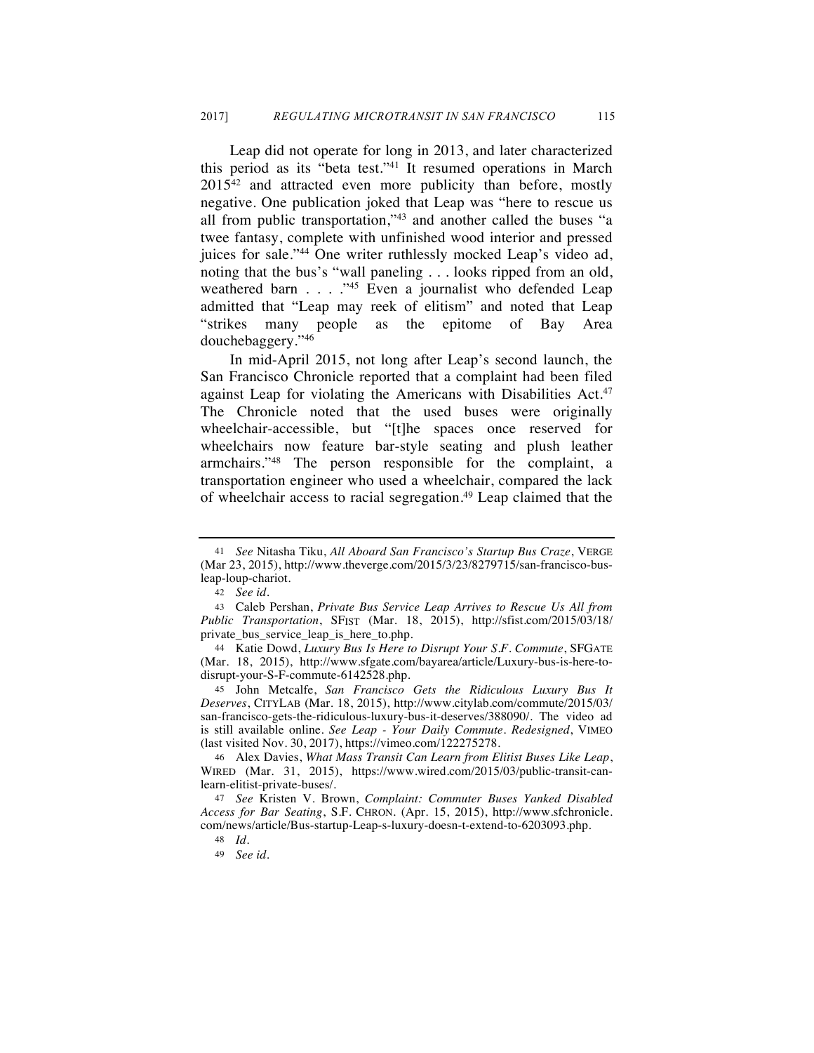Leap did not operate for long in 2013, and later characterized this period as its "beta test."[41] It resumed operations in March 2015[42] and attracted even more publicity than before, mostly negative. One publication joked that Leap was "here to rescue us all from public transportation,"[43] and another called the buses "a twee fantasy, complete with unfinished wood interior and pressed juices for sale."[44] One writer ruthlessly mocked Leap's video ad, noting that the bus's "wall paneling . . . looks ripped from an old, weathered barn . . . ."[45] Even a journalist who defended Leap admitted that "Leap may reek of elitism" and noted that Leap "strikes many people as the epitome of Bay Area douchebaggery."[46]

In mid-April 2015, not long after Leap's second launch, the San Francisco Chronicle reported that a complaint had been filed against Leap for violating the Americans with Disabilities Act.[47] The Chronicle noted that the used buses were originally wheelchair-accessible, but "[t]he spaces once reserved for wheelchairs now feature bar-style seating and plush leather armchairs."[48] The person responsible for the complaint, a transportation engineer who used a wheelchair, compared the lack of wheelchair access to racial segregation.[49] Leap claimed that the

---

41 *See* Nitasha Tiku, *All Aboard San Francisco's Startup Bus Craze*, VERGE (Mar 23, 2015), http://www.theverge.com/2015/3/23/8279715/san-francisco-bus-leap-loup-chariot.

42 *See id.*

43 Caleb Pershan, *Private Bus Service Leap Arrives to Rescue Us All from Public Transportation*, SFIST (Mar. 18, 2015), http://sfist.com/2015/03/18/private_bus_service_leap_is_here_to.php.

44 Katie Dowd, *Luxury Bus Is Here to Disrupt Your S.F. Commute*, SFGATE (Mar. 18, 2015), http://www.sfgate.com/bayarea/article/Luxury-bus-is-here-to-disrupt-your-S-F-commute-6142528.php.

45 John Metcalfe, *San Francisco Gets the Ridiculous Luxury Bus It Deserves*, CITYLAB (Mar. 18, 2015), http://www.citylab.com/commute/2015/03/san-francisco-gets-the-ridiculous-luxury-bus-it-deserves/388090/. The video ad is still available online. *See Leap - Your Daily Commute. Redesigned*, VIMEO (last visited Nov. 30, 2017), https://vimeo.com/122275278.

46 Alex Davies, *What Mass Transit Can Learn from Elitist Buses Like Leap*, WIRED (Mar. 31, 2015), https://www.wired.com/2015/03/public-transit-can-learn-elitist-private-buses/.

47 *See* Kristen V. Brown, *Complaint: Commuter Buses Yanked Disabled Access for Bar Seating*, S.F. CHRON. (Apr. 15, 2015), http://www.sfchronicle.com/news/article/Bus-startup-Leap-s-luxury-doesn-t-extend-to-6203093.php.

48 *Id.*

49 *See id.*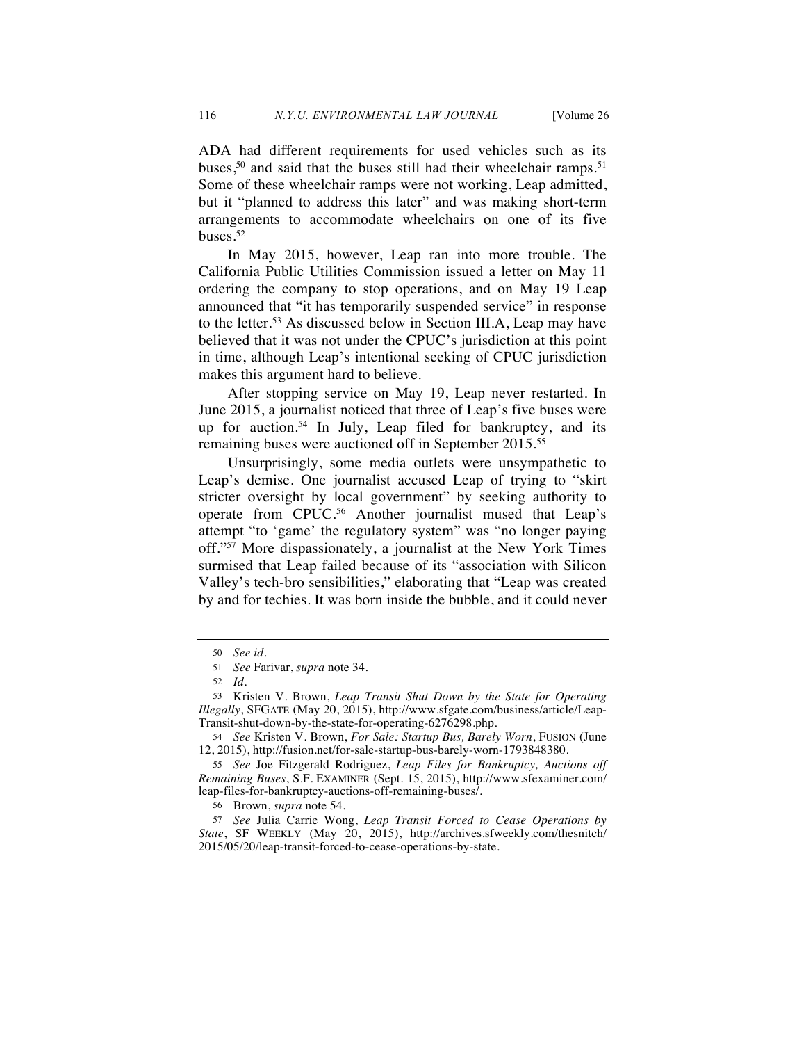ADA had different requirements for used vehicles such as its buses,[50] and said that the buses still had their wheelchair ramps.[51] Some of these wheelchair ramps were not working, Leap admitted, but it "planned to address this later" and was making short-term arrangements to accommodate wheelchairs on one of its five buses.[52]

In May 2015, however, Leap ran into more trouble. The California Public Utilities Commission issued a letter on May 11 ordering the company to stop operations, and on May 19 Leap announced that "it has temporarily suspended service" in response to the letter.[53] As discussed below in Section III.A, Leap may have believed that it was not under the CPUC's jurisdiction at this point in time, although Leap's intentional seeking of CPUC jurisdiction makes this argument hard to believe.

After stopping service on May 19, Leap never restarted. In June 2015, a journalist noticed that three of Leap's five buses were up for auction.[54] In July, Leap filed for bankruptcy, and its remaining buses were auctioned off in September 2015.[55]

Unsurprisingly, some media outlets were unsympathetic to Leap's demise. One journalist accused Leap of trying to "skirt stricter oversight by local government" by seeking authority to operate from CPUC.[56] Another journalist mused that Leap's attempt "to 'game' the regulatory system" was "no longer paying off."[57] More dispassionately, a journalist at the New York Times surmised that Leap failed because of its "association with Silicon Valley's tech-bro sensibilities," elaborating that "Leap was created by and for techies. It was born inside the bubble, and it could never

---

50 *See id.*

51 *See* Farivar, *supra* note 34.

52 *Id.*

53 Kristen V. Brown, *Leap Transit Shut Down by the State for Operating Illegally*, SFGATE (May 20, 2015), http://www.sfgate.com/business/article/Leap-Transit-shut-down-by-the-state-for-operating-6276298.php.

54 *See* Kristen V. Brown, *For Sale: Startup Bus, Barely Worn*, FUSION (June 12, 2015), http://fusion.net/for-sale-startup-bus-barely-worn-1793848380.

55 *See* Joe Fitzgerald Rodriguez, *Leap Files for Bankruptcy, Auctions off Remaining Buses*, S.F. EXAMINER (Sept. 15, 2015), http://www.sfexaminer.com/leap-files-for-bankruptcy-auctions-off-remaining-buses/.

56 Brown, *supra* note 54.

57 *See* Julia Carrie Wong, *Leap Transit Forced to Cease Operations by State*, SF WEEKLY (May 20, 2015), http://archives.sfweekly.com/thesnitch/2015/05/20/leap-transit-forced-to-cease-operations-by-state.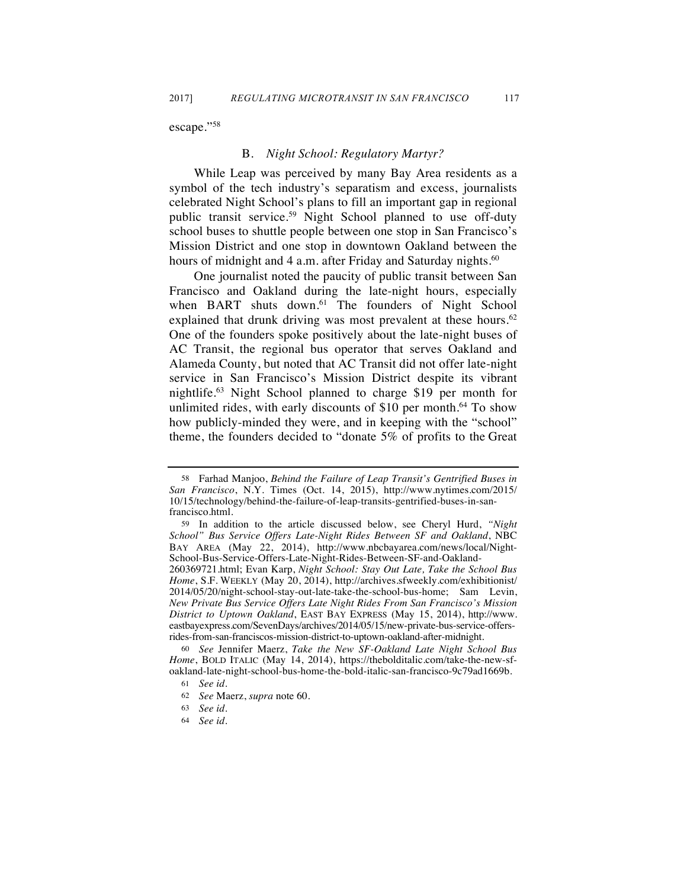escape."[58]

### B. *Night School: Regulatory Martyr?*

While Leap was perceived by many Bay Area residents as a symbol of the tech industry's separatism and excess, journalists celebrated Night School's plans to fill an important gap in regional public transit service.[59] Night School planned to use off-duty school buses to shuttle people between one stop in San Francisco's Mission District and one stop in downtown Oakland between the hours of midnight and 4 a.m. after Friday and Saturday nights.[60]

One journalist noted the paucity of public transit between San Francisco and Oakland during the late-night hours, especially when BART shuts down.[61] The founders of Night School explained that drunk driving was most prevalent at these hours.[62] One of the founders spoke positively about the late-night buses of AC Transit, the regional bus operator that serves Oakland and Alameda County, but noted that AC Transit did not offer late-night service in San Francisco's Mission District despite its vibrant nightlife.[63] Night School planned to charge $19 per month for unlimited rides, with early discounts of $10 per month.[64] To show how publicly-minded they were, and in keeping with the "school" theme, the founders decided to "donate 5% of profits to the Great

---

58 Farhad Manjoo, *Behind the Failure of Leap Transit's Gentrified Buses in San Francisco*, N.Y. Times (Oct. 14, 2015), http://www.nytimes.com/2015/10/15/technology/behind-the-failure-of-leap-transits-gentrified-buses-in-san-francisco.html.

59 In addition to the article discussed below, see Cheryl Hurd, *"Night School" Bus Service Offers Late-Night Rides Between SF and Oakland*, NBC BAY AREA (May 22, 2014), http://www.nbcbayarea.com/news/local/Night-School-Bus-Service-Offers-Late-Night-Rides-Between-SF-and-Oakland-260369721.html; Evan Karp, *Night School: Stay Out Late, Take the School Bus Home*, S.F. WEEKLY (May 20, 2014), http://archives.sfweekly.com/exhibitionist/2014/05/20/night-school-stay-out-late-take-the-school-bus-home; Sam Levin, *New Private Bus Service Offers Late Night Rides From San Francisco's Mission District to Uptown Oakland*, EAST BAY EXPRESS (May 15, 2014), http://www.eastbayexpress.com/SevenDays/archives/2014/05/15/new-private-bus-service-offers-rides-from-san-franciscos-mission-district-to-uptown-oakland-after-midnight.

60 *See* Jennifer Maerz, *Take the New SF-Oakland Late Night School Bus Home*, BOLD ITALIC (May 14, 2014), https://thebolditalic.com/take-the-new-sf-oakland-late-night-school-bus-home-the-bold-italic-san-francisco-9c79ad1669b.

61 *See id.*

62 *See* Maerz, *supra* note 60.

63 *See id.*

64 *See id.*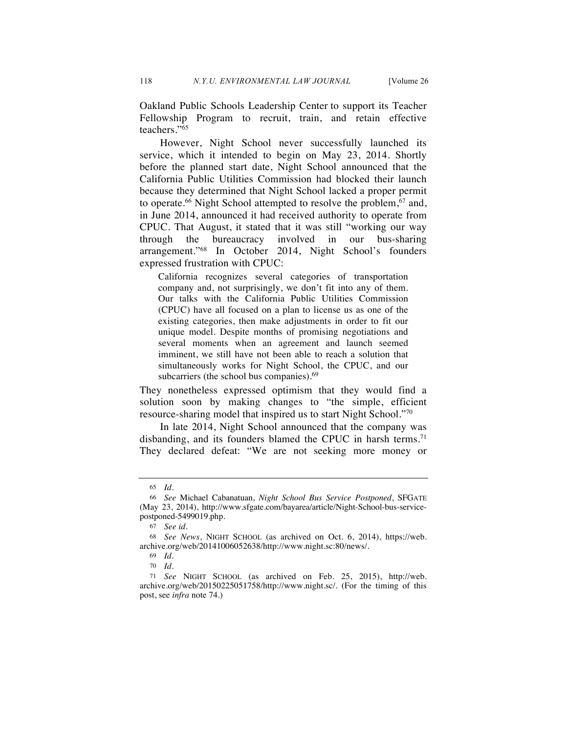Oakland Public Schools Leadership Center to support its Teacher Fellowship Program to recruit, train, and retain effective teachers."[65]

However, Night School never successfully launched its service, which it intended to begin on May 23, 2014. Shortly before the planned start date, Night School announced that the California Public Utilities Commission had blocked their launch because they determined that Night School lacked a proper permit to operate.[66] Night School attempted to resolve the problem,[67] and, in June 2014, announced it had received authority to operate from CPUC. That August, it stated that it was still "working our way through the bureaucracy involved in our bus-sharing arrangement."[68] In October 2014, Night School's founders expressed frustration with CPUC:

> California recognizes several categories of transportation company and, not surprisingly, we don't fit into any of them. Our talks with the California Public Utilities Commission (CPUC) have all focused on a plan to license us as one of the existing categories, then make adjustments in order to fit our unique model. Despite months of promising negotiations and several moments when an agreement and launch seemed imminent, we still have not been able to reach a solution that simultaneously works for Night School, the CPUC, and our subcarriers (the school bus companies).[69]

They nonetheless expressed optimism that they would find a solution soon by making changes to "the simple, efficient resource-sharing model that inspired us to start Night School."[70]

In late 2014, Night School announced that the company was disbanding, and its founders blamed the CPUC in harsh terms.[71] They declared defeat: "We are not seeking more money or

---

65 *Id.*

66 *See* Michael Cabanatuan, *Night School Bus Service Postponed*, SFGATE (May 23, 2014), http://www.sfgate.com/bayarea/article/Night-School-bus-service-postponed-5499019.php.

67 *See id.*

68 *See News*, NIGHT SCHOOL (as archived on Oct. 6, 2014), https://web.archive.org/web/20141006052638/http://www.night.sc:80/news/.

69 *Id.*

70 *Id.*

71 *See* NIGHT SCHOOL (as archived on Feb. 25, 2015), http://web.archive.org/web/20150225051758/http://www.night.sc/. (For the timing of this post, see *infra* note 74.)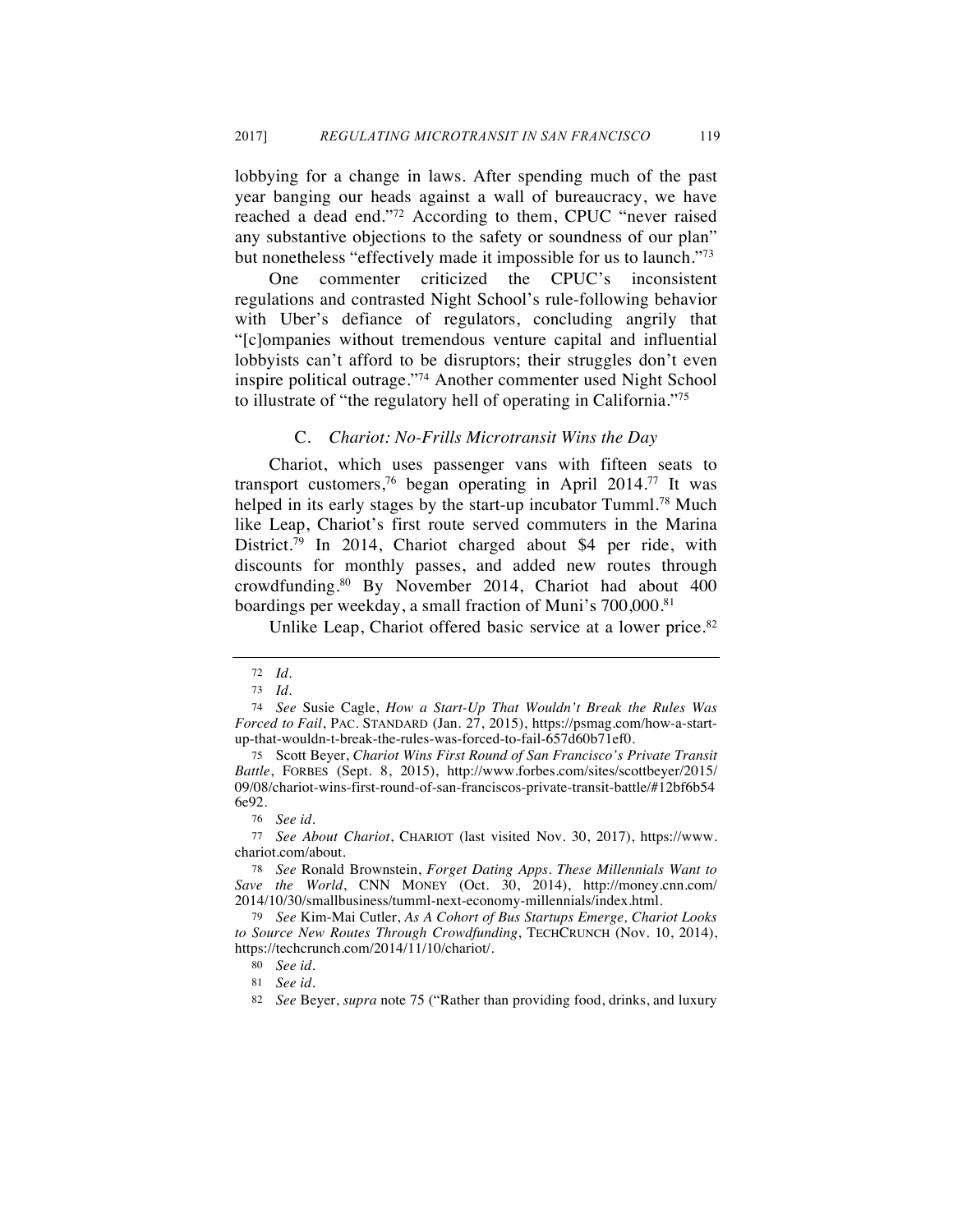lobbying for a change in laws. After spending much of the past year banging our heads against a wall of bureaucracy, we have reached a dead end."[72] According to them, CPUC "never raised any substantive objections to the safety or soundness of our plan" but nonetheless "effectively made it impossible for us to launch."[73]

One commenter criticized the CPUC's inconsistent regulations and contrasted Night School's rule-following behavior with Uber's defiance of regulators, concluding angrily that "[c]ompanies without tremendous venture capital and influential lobbyists can't afford to be disruptors; their struggles don't even inspire political outrage."[74] Another commenter used Night School to illustrate of "the regulatory hell of operating in California."[75]

### C. *Chariot: No-Frills Microtransit Wins the Day*

Chariot, which uses passenger vans with fifteen seats to transport customers,[76] began operating in April 2014.[77] It was helped in its early stages by the start-up incubator Tumml.[78] Much like Leap, Chariot's first route served commuters in the Marina District.[79] In 2014, Chariot charged about $4 per ride, with discounts for monthly passes, and added new routes through crowdfunding.[80] By November 2014, Chariot had about 400 boardings per weekday, a small fraction of Muni's 700,000.[81]

Unlike Leap, Chariot offered basic service at a lower price.[82]

---

72 *Id.*

73 *Id.*

74 *See* Susie Cagle, *How a Start-Up That Wouldn't Break the Rules Was Forced to Fail*, PAC. STANDARD (Jan. 27, 2015), https://psmag.com/how-a-start-up-that-wouldn-t-break-the-rules-was-forced-to-fail-657d60b71ef0.

75 Scott Beyer, *Chariot Wins First Round of San Francisco's Private Transit Battle*, FORBES (Sept. 8, 2015), http://www.forbes.com/sites/scottbeyer/2015/09/08/chariot-wins-first-round-of-san-franciscos-private-transit-battle/#12bf6b546e92.

76 *See id.*

77 *See About Chariot*, CHARIOT (last visited Nov. 30, 2017), https://www.chariot.com/about.

78 *See* Ronald Brownstein, *Forget Dating Apps. These Millennials Want to Save the World*, CNN MONEY (Oct. 30, 2014), http://money.cnn.com/2014/10/30/smallbusiness/tumml-next-economy-millennials/index.html.

79 *See* Kim-Mai Cutler, *As A Cohort of Bus Startups Emerge, Chariot Looks to Source New Routes Through Crowdfunding*, TECHCRUNCH (Nov. 10, 2014), https://techcrunch.com/2014/11/10/chariot/.

80 *See id.*

81 *See id.*

82 *See* Beyer, *supra* note 75 ("Rather than providing food, drinks, and luxury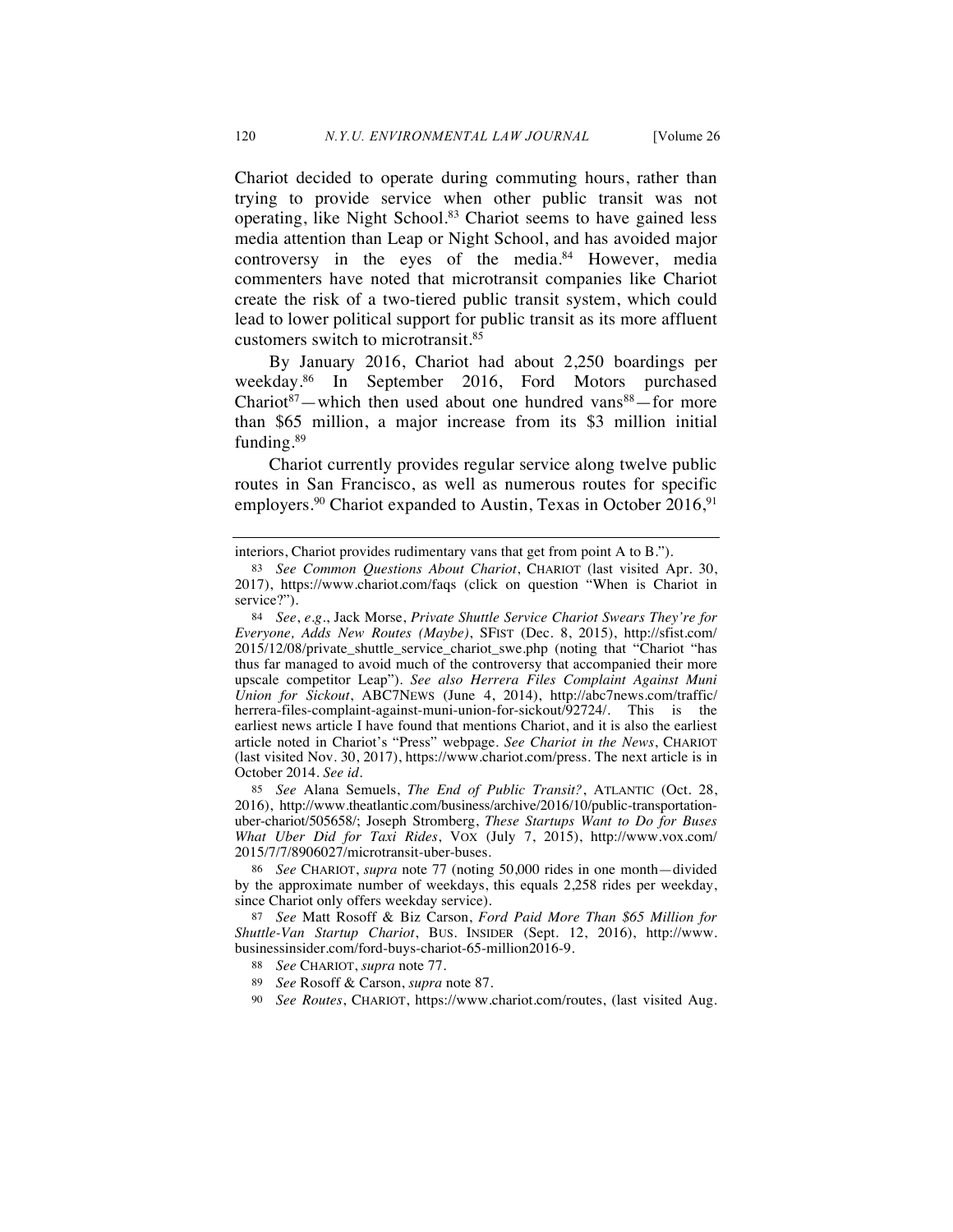Chariot decided to operate during commuting hours, rather than trying to provide service when other public transit was not operating, like Night School.[83] Chariot seems to have gained less media attention than Leap or Night School, and has avoided major controversy in the eyes of the media.[84] However, media commenters have noted that microtransit companies like Chariot create the risk of a two-tiered public transit system, which could lead to lower political support for public transit as its more affluent customers switch to microtransit.[85]

By January 2016, Chariot had about 2,250 boardings per weekday.[86] In September 2016, Ford Motors purchased Chariot[87]—which then used about one hundred vans[88]—for more than $65 million, a major increase from its $3 million initial funding.[89]

Chariot currently provides regular service along twelve public routes in San Francisco, as well as numerous routes for specific employers.[90] Chariot expanded to Austin, Texas in October 2016,[91]

---

interiors, Chariot provides rudimentary vans that get from point A to B.").

83 *See Common Questions About Chariot*, CHARIOT (last visited Apr. 30, 2017), https://www.chariot.com/faqs (click on question "When is Chariot in service?").

84 *See*, *e.g.*, Jack Morse, *Private Shuttle Service Chariot Swears They're for Everyone, Adds New Routes (Maybe)*, SFIST (Dec. 8, 2015), http://sfist.com/2015/12/08/private_shuttle_service_chariot_swe.php (noting that "Chariot "has thus far managed to avoid much of the controversy that accompanied their more upscale competitor Leap"). *See also Herrera Files Complaint Against Muni Union for Sickout*, ABC7NEWS (June 4, 2014), http://abc7news.com/traffic/herrera-files-complaint-against-muni-union-for-sickout/92724/. This is the earliest news article I have found that mentions Chariot, and it is also the earliest article noted in Chariot's "Press" webpage. *See Chariot in the News*, CHARIOT (last visited Nov. 30, 2017), https://www.chariot.com/press. The next article is in October 2014. *See id.*

85 *See* Alana Semuels, *The End of Public Transit?*, ATLANTIC (Oct. 28, 2016), http://www.theatlantic.com/business/archive/2016/10/public-transportation-uber-chariot/505658/; Joseph Stromberg, *These Startups Want to Do for Buses What Uber Did for Taxi Rides*, VOX (July 7, 2015), http://www.vox.com/2015/7/7/8906027/microtransit-uber-buses.

86 *See* CHARIOT, *supra* note 77 (noting 50,000 rides in one month—divided by the approximate number of weekdays, this equals 2,258 rides per weekday, since Chariot only offers weekday service).

87 *See* Matt Rosoff & Biz Carson, *Ford Paid More Than $65 Million for Shuttle-Van Startup Chariot*, BUS. INSIDER (Sept. 12, 2016), http://www.businessinsider.com/ford-buys-chariot-65-million2016-9.

88 *See* CHARIOT, *supra* note 77.

89 *See* Rosoff & Carson, *supra* note 87.

90 *See Routes*, CHARIOT, https://www.chariot.com/routes, (last visited Aug.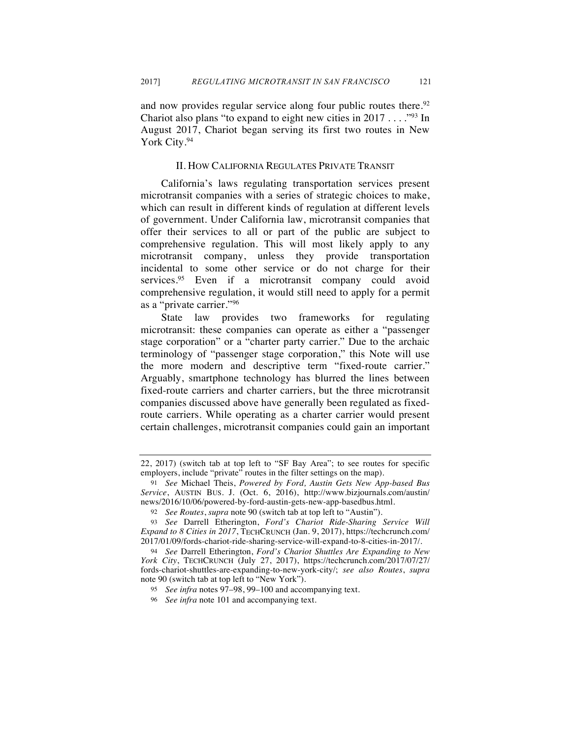and now provides regular service along four public routes there.[92] Chariot also plans "to expand to eight new cities in 2017 . . . ."[93] In August 2017, Chariot began serving its first two routes in New York City.[94]

## II. How California Regulates Private Transit

California's laws regulating transportation services present microtransit companies with a series of strategic choices to make, which can result in different kinds of regulation at different levels of government. Under California law, microtransit companies that offer their services to all or part of the public are subject to comprehensive regulation. This will most likely apply to any microtransit company, unless they provide transportation incidental to some other service or do not charge for their services.[95] Even if a microtransit company could avoid comprehensive regulation, it would still need to apply for a permit as a "private carrier."[96]

State law provides two frameworks for regulating microtransit: these companies can operate as either a "passenger stage corporation" or a "charter party carrier." Due to the archaic terminology of "passenger stage corporation," this Note will use the more modern and descriptive term "fixed-route carrier." Arguably, smartphone technology has blurred the lines between fixed-route carriers and charter carriers, but the three microtransit companies discussed above have generally been regulated as fixed-route carriers. While operating as a charter carrier would present certain challenges, microtransit companies could gain an important

---

22, 2017) (switch tab at top left to "SF Bay Area"; to see routes for specific employers, include "private" routes in the filter settings on the map).

91 *See* Michael Theis, *Powered by Ford, Austin Gets New App-based Bus Service*, AUSTIN BUS. J. (Oct. 6, 2016), http://www.bizjournals.com/austin/news/2016/10/06/powered-by-ford-austin-gets-new-app-basedbus.html.

92 *See Routes*, *supra* note 90 (switch tab at top left to "Austin").

93 *See* Darrell Etherington, *Ford's Chariot Ride-Sharing Service Will Expand to 8 Cities in 2017*, TECHCRUNCH (Jan. 9, 2017), https://techcrunch.com/2017/01/09/fords-chariot-ride-sharing-service-will-expand-to-8-cities-in-2017/.

94 *See* Darrell Etherington, *Ford's Chariot Shuttles Are Expanding to New York City*, TECHCRUNCH (July 27, 2017), https://techcrunch.com/2017/07/27/fords-chariot-shuttles-are-expanding-to-new-york-city/; *see also Routes*, *supra* note 90 (switch tab at top left to "New York").

95 *See infra* notes 97–98, 99–100 and accompanying text.

96 *See infra* note 101 and accompanying text.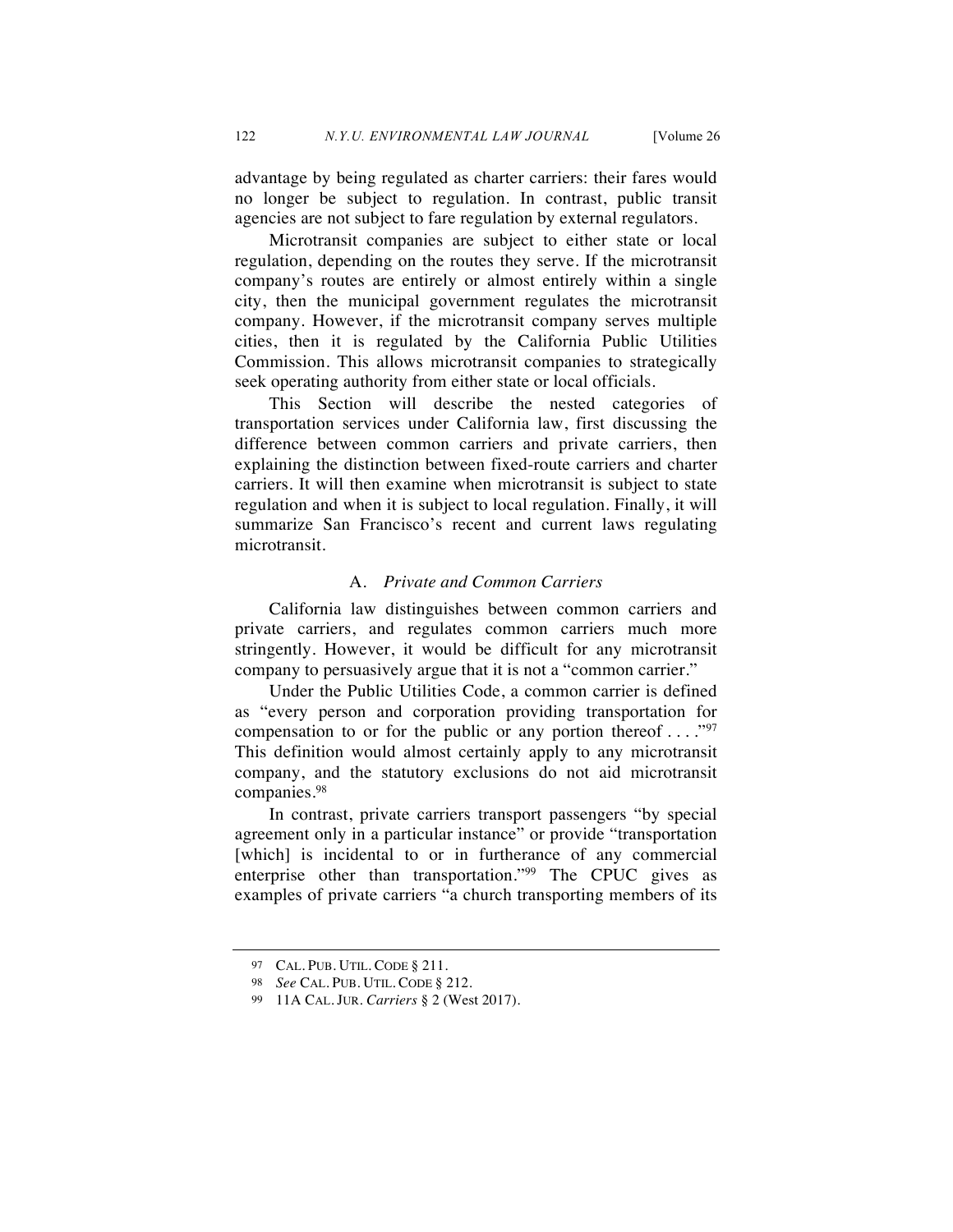advantage by being regulated as charter carriers: their fares would no longer be subject to regulation. In contrast, public transit agencies are not subject to fare regulation by external regulators.

Microtransit companies are subject to either state or local regulation, depending on the routes they serve. If the microtransit company's routes are entirely or almost entirely within a single city, then the municipal government regulates the microtransit company. However, if the microtransit company serves multiple cities, then it is regulated by the California Public Utilities Commission. This allows microtransit companies to strategically seek operating authority from either state or local officials.

This Section will describe the nested categories of transportation services under California law, first discussing the difference between common carriers and private carriers, then explaining the distinction between fixed-route carriers and charter carriers. It will then examine when microtransit is subject to state regulation and when it is subject to local regulation. Finally, it will summarize San Francisco's recent and current laws regulating microtransit.

### A. *Private and Common Carriers*

California law distinguishes between common carriers and private carriers, and regulates common carriers much more stringently. However, it would be difficult for any microtransit company to persuasively argue that it is not a "common carrier."

Under the Public Utilities Code, a common carrier is defined as "every person and corporation providing transportation for compensation to or for the public or any portion thereof . . . ."[97] This definition would almost certainly apply to any microtransit company, and the statutory exclusions do not aid microtransit companies.[98]

In contrast, private carriers transport passengers "by special agreement only in a particular instance" or provide "transportation [which] is incidental to or in furtherance of any commercial enterprise other than transportation."[99] The CPUC gives as examples of private carriers "a church transporting members of its

---

97 CAL. PUB. UTIL. CODE § 211.

98 *See* CAL. PUB. UTIL. CODE § 212.

99 11A CAL. JUR. *Carriers* § 2 (West 2017).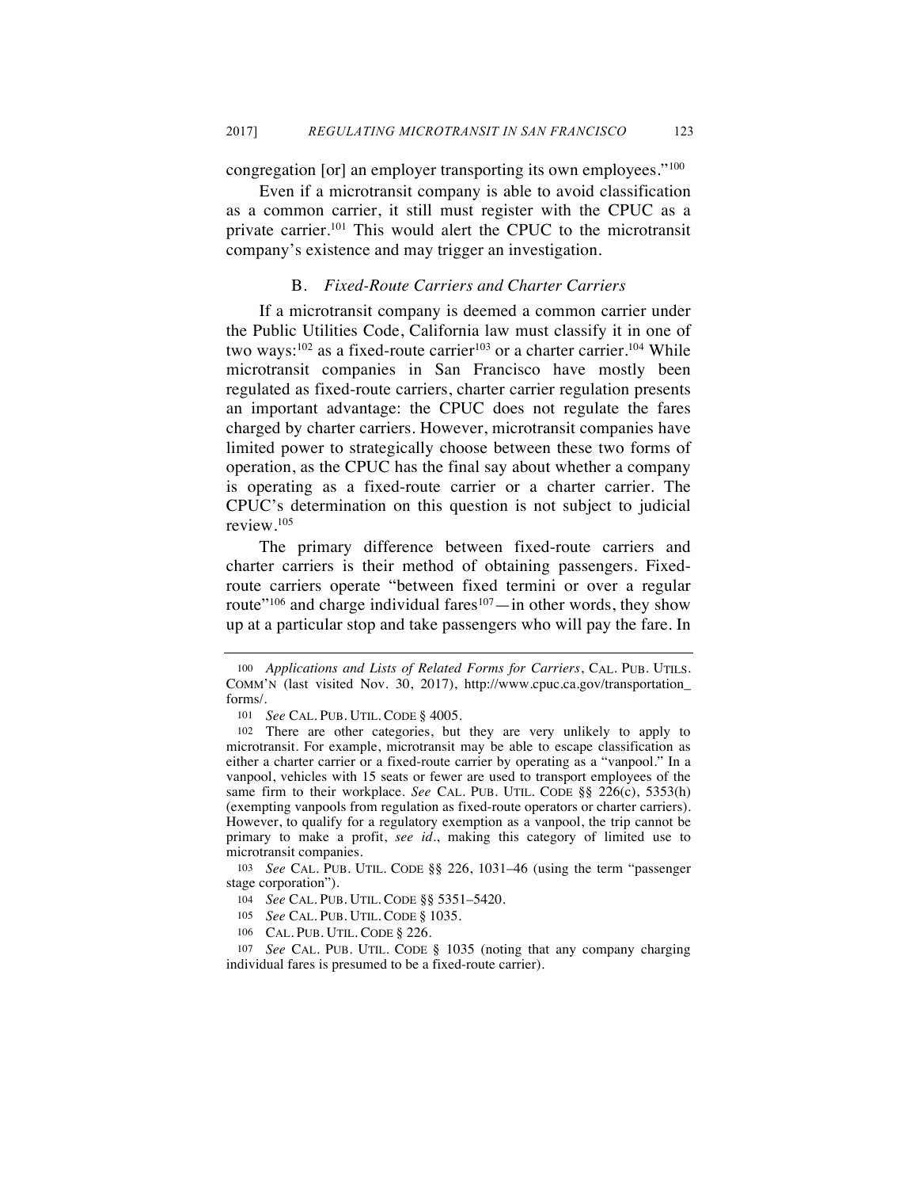congregation [or] an employer transporting its own employees."[100]

Even if a microtransit company is able to avoid classification as a common carrier, it still must register with the CPUC as a private carrier.[101] This would alert the CPUC to the microtransit company's existence and may trigger an investigation.

### B. *Fixed-Route Carriers and Charter Carriers*

If a microtransit company is deemed a common carrier under the Public Utilities Code, California law must classify it in one of two ways:[102] as a fixed-route carrier[103] or a charter carrier.[104] While microtransit companies in San Francisco have mostly been regulated as fixed-route carriers, charter carrier regulation presents an important advantage: the CPUC does not regulate the fares charged by charter carriers. However, microtransit companies have limited power to strategically choose between these two forms of operation, as the CPUC has the final say about whether a company is operating as a fixed-route carrier or a charter carrier. The CPUC's determination on this question is not subject to judicial review.[105]

The primary difference between fixed-route carriers and charter carriers is their method of obtaining passengers. Fixed-route carriers operate "between fixed termini or over a regular route"[106] and charge individual fares[107]—in other words, they show up at a particular stop and take passengers who will pay the fare. In

---

[100] *Applications and Lists of Related Forms for Carriers*, CAL. PUB. UTILS. COMM'N (last visited Nov. 30, 2017), http://www.cpuc.ca.gov/transportation_forms/.

[101] *See* CAL. PUB. UTIL. CODE § 4005.

[102] There are other categories, but they are very unlikely to apply to microtransit. For example, microtransit may be able to escape classification as either a charter carrier or a fixed-route carrier by operating as a "vanpool." In a vanpool, vehicles with 15 seats or fewer are used to transport employees of the same firm to their workplace. *See* CAL. PUB. UTIL. CODE §§ 226(c), 5353(h) (exempting vanpools from regulation as fixed-route operators or charter carriers). However, to qualify for a regulatory exemption as a vanpool, the trip cannot be primary to make a profit, *see id*., making this category of limited use to microtransit companies.

[103] *See* CAL. PUB. UTIL. CODE §§ 226, 1031–46 (using the term "passenger stage corporation").

[104] *See* CAL. PUB. UTIL. CODE §§ 5351–5420.

[105] *See* CAL. PUB. UTIL. CODE § 1035.

[106] CAL. PUB. UTIL. CODE § 226.

[107] *See* CAL. PUB. UTIL. CODE § 1035 (noting that any company charging individual fares is presumed to be a fixed-route carrier).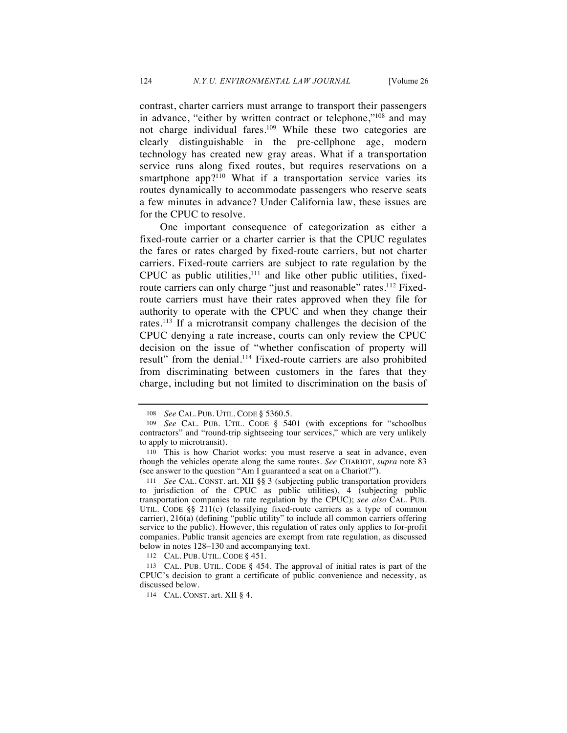contrast, charter carriers must arrange to transport their passengers in advance, "either by written contract or telephone,"[108] and may not charge individual fares.[109] While these two categories are clearly distinguishable in the pre-cellphone age, modern technology has created new gray areas. What if a transportation service runs along fixed routes, but requires reservations on a smartphone app?[110] What if a transportation service varies its routes dynamically to accommodate passengers who reserve seats a few minutes in advance? Under California law, these issues are for the CPUC to resolve.

One important consequence of categorization as either a fixed-route carrier or a charter carrier is that the CPUC regulates the fares or rates charged by fixed-route carriers, but not charter carriers. Fixed-route carriers are subject to rate regulation by the CPUC as public utilities,[111] and like other public utilities, fixed-route carriers can only charge "just and reasonable" rates.[112] Fixed-route carriers must have their rates approved when they file for authority to operate with the CPUC and when they change their rates.[113] If a microtransit company challenges the decision of the CPUC denying a rate increase, courts can only review the CPUC decision on the issue of "whether confiscation of property will result" from the denial.[114] Fixed-route carriers are also prohibited from discriminating between customers in the fares that they charge, including but not limited to discrimination on the basis of

---

108 *See* CAL. PUB. UTIL. CODE § 5360.5.

109 *See* CAL. PUB. UTIL. CODE § 5401 (with exceptions for "schoolbus contractors" and "round-trip sightseeing tour services," which are very unlikely to apply to microtransit).

110 This is how Chariot works: you must reserve a seat in advance, even though the vehicles operate along the same routes. *See* CHARIOT, *supra* note 83 (see answer to the question "Am I guaranteed a seat on a Chariot?").

111 *See* CAL. CONST. art. XII §§ 3 (subjecting public transportation providers to jurisdiction of the CPUC as public utilities), 4 (subjecting public transportation companies to rate regulation by the CPUC); *see also* CAL. PUB. UTIL. CODE §§ 211(c) (classifying fixed-route carriers as a type of common carrier), 216(a) (defining "public utility" to include all common carriers offering service to the public). However, this regulation of rates only applies to for-profit companies. Public transit agencies are exempt from rate regulation, as discussed below in notes 128–130 and accompanying text.

112 CAL. PUB. UTIL. CODE § 451.

113 CAL. PUB. UTIL. CODE § 454. The approval of initial rates is part of the CPUC's decision to grant a certificate of public convenience and necessity, as discussed below.

114 CAL. CONST. art. XII § 4.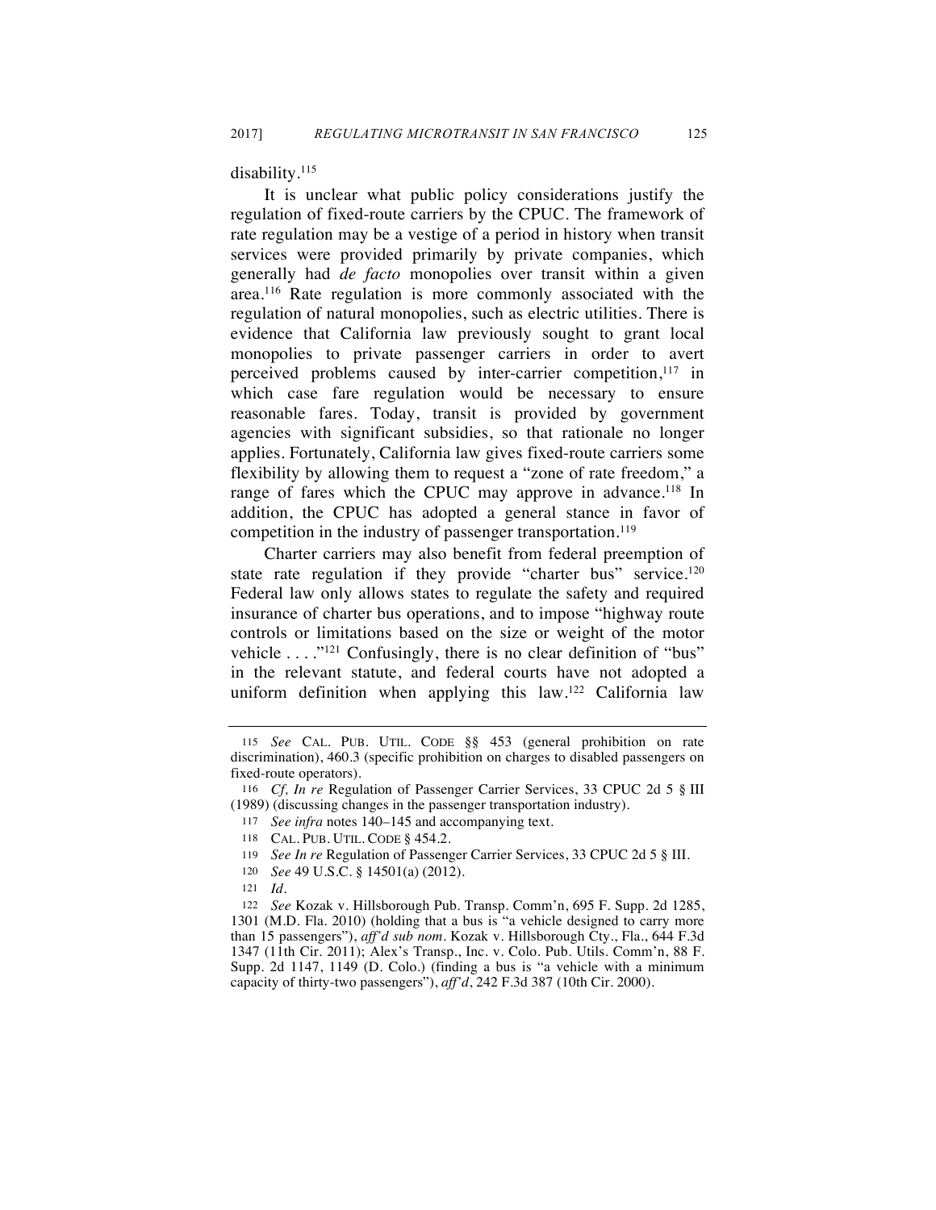disability.[115]

It is unclear what public policy considerations justify the regulation of fixed-route carriers by the CPUC. The framework of rate regulation may be a vestige of a period in history when transit services were provided primarily by private companies, which generally had *de facto* monopolies over transit within a given area.[116] Rate regulation is more commonly associated with the regulation of natural monopolies, such as electric utilities. There is evidence that California law previously sought to grant local monopolies to private passenger carriers in order to avert perceived problems caused by inter-carrier competition,[117] in which case fare regulation would be necessary to ensure reasonable fares. Today, transit is provided by government agencies with significant subsidies, so that rationale no longer applies. Fortunately, California law gives fixed-route carriers some flexibility by allowing them to request a "zone of rate freedom," a range of fares which the CPUC may approve in advance.[118] In addition, the CPUC has adopted a general stance in favor of competition in the industry of passenger transportation.[119]

Charter carriers may also benefit from federal preemption of state rate regulation if they provide "charter bus" service.[120] Federal law only allows states to regulate the safety and required insurance of charter bus operations, and to impose "highway route controls or limitations based on the size or weight of the motor vehicle . . . ."[121] Confusingly, there is no clear definition of "bus" in the relevant statute, and federal courts have not adopted a uniform definition when applying this law.[122] California law

---

115 *See* CAL. PUB. UTIL. CODE §§ 453 (general prohibition on rate discrimination), 460.3 (specific prohibition on charges to disabled passengers on fixed-route operators).

116 *Cf, In re* Regulation of Passenger Carrier Services, 33 CPUC 2d 5 § III (1989) (discussing changes in the passenger transportation industry).

117 *See infra* notes 140–145 and accompanying text.

118 CAL. PUB. UTIL. CODE § 454.2.

119 *See In re* Regulation of Passenger Carrier Services, 33 CPUC 2d 5 § III.

120 *See* 49 U.S.C. § 14501(a) (2012).

121 *Id.*

122 *See* Kozak v. Hillsborough Pub. Transp. Comm'n, 695 F. Supp. 2d 1285, 1301 (M.D. Fla. 2010) (holding that a bus is "a vehicle designed to carry more than 15 passengers"), *aff'd sub nom.* Kozak v. Hillsborough Cty., Fla., 644 F.3d 1347 (11th Cir. 2011); Alex's Transp., Inc. v. Colo. Pub. Utils. Comm'n, 88 F. Supp. 2d 1147, 1149 (D. Colo.) (finding a bus is "a vehicle with a minimum capacity of thirty-two passengers"), *aff'd*, 242 F.3d 387 (10th Cir. 2000).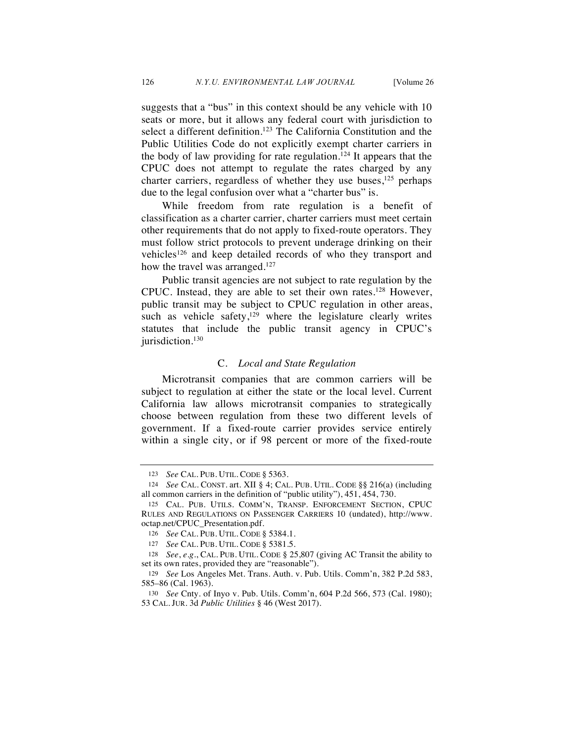suggests that a "bus" in this context should be any vehicle with 10 seats or more, but it allows any federal court with jurisdiction to select a different definition.[123] The California Constitution and the Public Utilities Code do not explicitly exempt charter carriers in the body of law providing for rate regulation.[124] It appears that the CPUC does not attempt to regulate the rates charged by any charter carriers, regardless of whether they use buses,[125] perhaps due to the legal confusion over what a "charter bus" is.

While freedom from rate regulation is a benefit of classification as a charter carrier, charter carriers must meet certain other requirements that do not apply to fixed-route operators. They must follow strict protocols to prevent underage drinking on their vehicles[126] and keep detailed records of who they transport and how the travel was arranged.[127]

Public transit agencies are not subject to rate regulation by the CPUC. Instead, they are able to set their own rates.[128] However, public transit may be subject to CPUC regulation in other areas, such as vehicle safety,[129] where the legislature clearly writes statutes that include the public transit agency in CPUC's jurisdiction.[130]

### C. *Local and State Regulation*

Microtransit companies that are common carriers will be subject to regulation at either the state or the local level. Current California law allows microtransit companies to strategically choose between regulation from these two different levels of government. If a fixed-route carrier provides service entirely within a single city, or if 98 percent or more of the fixed-route

---

123 *See* CAL. PUB. UTIL. CODE § 5363.

124 *See* CAL. CONST. art. XII § 4; CAL. PUB. UTIL. CODE §§ 216(a) (including all common carriers in the definition of "public utility"), 451, 454, 730.

125 CAL. PUB. UTILS. COMM'N, TRANSP. ENFORCEMENT SECTION, CPUC RULES AND REGULATIONS ON PASSENGER CARRIERS 10 (undated), http://www.octap.net/CPUC_Presentation.pdf.

126 *See* CAL. PUB. UTIL. CODE § 5384.1.

127 *See* CAL. PUB. UTIL. CODE § 5381.5.

128 *See*, *e.g*., CAL. PUB. UTIL. CODE § 25,807 (giving AC Transit the ability to set its own rates, provided they are "reasonable").

129 *See* Los Angeles Met. Trans. Auth. v. Pub. Utils. Comm'n, 382 P.2d 583, 585–86 (Cal. 1963).

130 *See* Cnty. of Inyo v. Pub. Utils. Comm'n, 604 P.2d 566, 573 (Cal. 1980); 53 CAL. JUR. 3d *Public Utilities* § 46 (West 2017).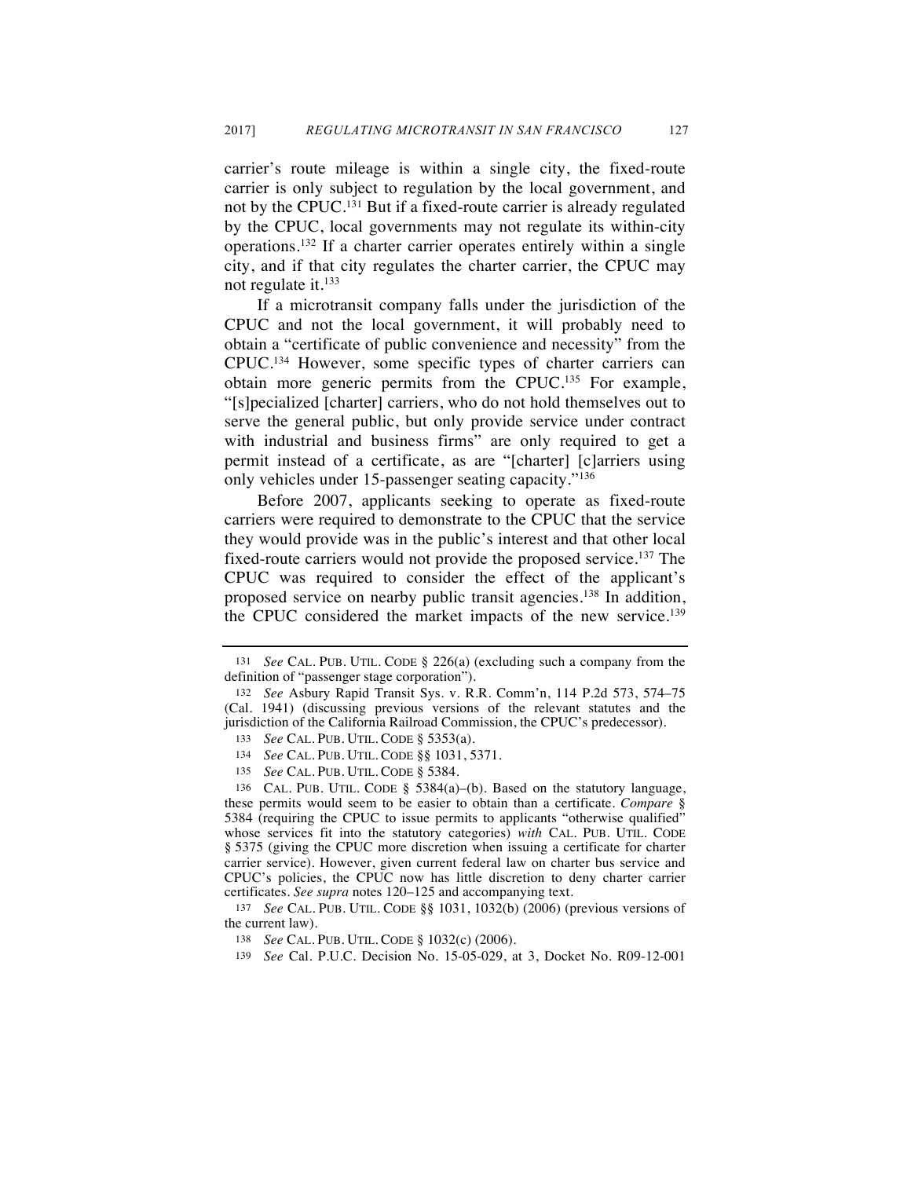carrier's route mileage is within a single city, the fixed-route carrier is only subject to regulation by the local government, and not by the CPUC.[131] But if a fixed-route carrier is already regulated by the CPUC, local governments may not regulate its within-city operations.[132] If a charter carrier operates entirely within a single city, and if that city regulates the charter carrier, the CPUC may not regulate it.[133]

If a microtransit company falls under the jurisdiction of the CPUC and not the local government, it will probably need to obtain a "certificate of public convenience and necessity" from the CPUC.[134] However, some specific types of charter carriers can obtain more generic permits from the CPUC.[135] For example, "[s]pecialized [charter] carriers, who do not hold themselves out to serve the general public, but only provide service under contract with industrial and business firms" are only required to get a permit instead of a certificate, as are "[charter] [c]arriers using only vehicles under 15-passenger seating capacity."[136]

Before 2007, applicants seeking to operate as fixed-route carriers were required to demonstrate to the CPUC that the service they would provide was in the public's interest and that other local fixed-route carriers would not provide the proposed service.[137] The CPUC was required to consider the effect of the applicant's proposed service on nearby public transit agencies.[138] In addition, the CPUC considered the market impacts of the new service.[139]

---

131 *See* CAL. PUB. UTIL. CODE § 226(a) (excluding such a company from the definition of "passenger stage corporation").

132 *See* Asbury Rapid Transit Sys. v. R.R. Comm'n, 114 P.2d 573, 574–75 (Cal. 1941) (discussing previous versions of the relevant statutes and the jurisdiction of the California Railroad Commission, the CPUC's predecessor).

133 *See* CAL. PUB. UTIL. CODE § 5353(a).

134 *See* CAL. PUB. UTIL. CODE §§ 1031, 5371.

135 *See* CAL. PUB. UTIL. CODE § 5384.

136 CAL. PUB. UTIL. CODE § 5384(a)–(b). Based on the statutory language, these permits would seem to be easier to obtain than a certificate. *Compare* § 5384 (requiring the CPUC to issue permits to applicants "otherwise qualified" whose services fit into the statutory categories) *with* CAL. PUB. UTIL. CODE § 5375 (giving the CPUC more discretion when issuing a certificate for charter carrier service). However, given current federal law on charter bus service and CPUC's policies, the CPUC now has little discretion to deny charter carrier certificates. *See supra* notes 120–125 and accompanying text.

137 *See* CAL. PUB. UTIL. CODE §§ 1031, 1032(b) (2006) (previous versions of the current law).

138 *See* CAL. PUB. UTIL. CODE § 1032(c) (2006).

139 *See* Cal. P.U.C. Decision No. 15-05-029, at 3, Docket No. R09-12-001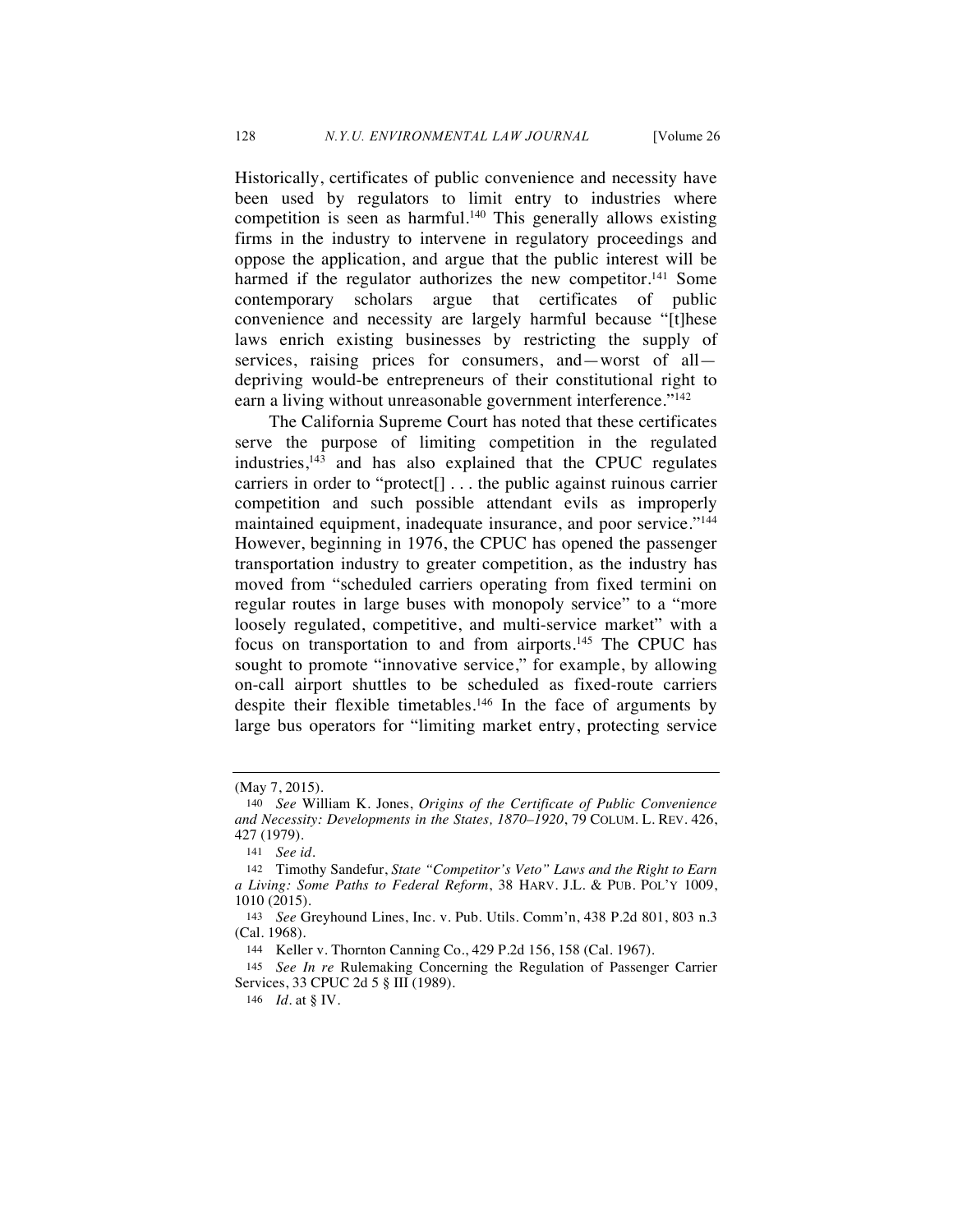Historically, certificates of public convenience and necessity have been used by regulators to limit entry to industries where competition is seen as harmful.[140] This generally allows existing firms in the industry to intervene in regulatory proceedings and oppose the application, and argue that the public interest will be harmed if the regulator authorizes the new competitor.[141] Some contemporary scholars argue that certificates of public convenience and necessity are largely harmful because "[t]hese laws enrich existing businesses by restricting the supply of services, raising prices for consumers, and—worst of all—depriving would-be entrepreneurs of their constitutional right to earn a living without unreasonable government interference."[142]

The California Supreme Court has noted that these certificates serve the purpose of limiting competition in the regulated industries,[143] and has also explained that the CPUC regulates carriers in order to "protect[] . . . the public against ruinous carrier competition and such possible attendant evils as improperly maintained equipment, inadequate insurance, and poor service."[144] However, beginning in 1976, the CPUC has opened the passenger transportation industry to greater competition, as the industry has moved from "scheduled carriers operating from fixed termini on regular routes in large buses with monopoly service" to a "more loosely regulated, competitive, and multi-service market" with a focus on transportation to and from airports.[145] The CPUC has sought to promote "innovative service," for example, by allowing on-call airport shuttles to be scheduled as fixed-route carriers despite their flexible timetables.[146] In the face of arguments by large bus operators for "limiting market entry, protecting service

---

(May 7, 2015).

140 *See* William K. Jones, *Origins of the Certificate of Public Convenience and Necessity: Developments in the States, 1870–1920*, 79 COLUM. L. REV. 426, 427 (1979).

141 *See id.*

142 Timothy Sandefur, *State "Competitor's Veto" Laws and the Right to Earn a Living: Some Paths to Federal Reform*, 38 HARV. J.L. & PUB. POL'Y 1009, 1010 (2015).

143 *See* Greyhound Lines, Inc. v. Pub. Utils. Comm'n, 438 P.2d 801, 803 n.3 (Cal. 1968).

144 Keller v. Thornton Canning Co., 429 P.2d 156, 158 (Cal. 1967).

145 *See In re* Rulemaking Concerning the Regulation of Passenger Carrier Services, 33 CPUC 2d 5 § III (1989).

146 *Id.* at § IV.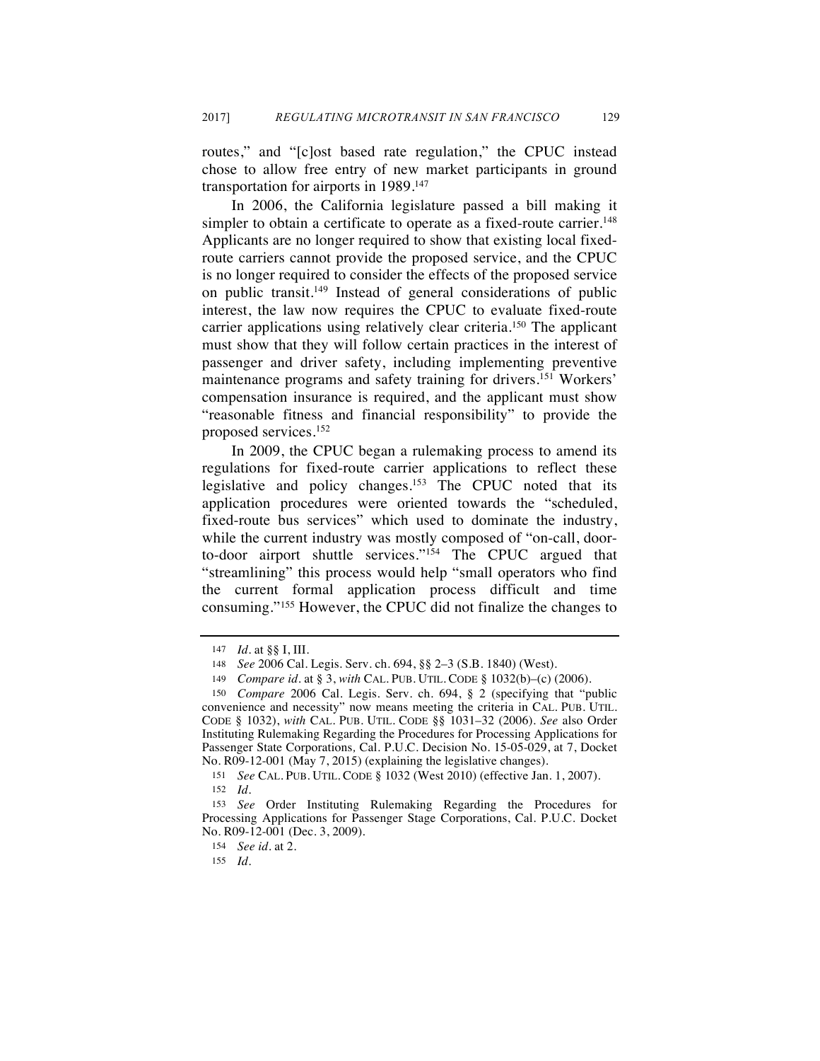routes," and "[c]ost based rate regulation," the CPUC instead chose to allow free entry of new market participants in ground transportation for airports in 1989.[147]

In 2006, the California legislature passed a bill making it simpler to obtain a certificate to operate as a fixed-route carrier.[148] Applicants are no longer required to show that existing local fixed-route carriers cannot provide the proposed service, and the CPUC is no longer required to consider the effects of the proposed service on public transit.[149] Instead of general considerations of public interest, the law now requires the CPUC to evaluate fixed-route carrier applications using relatively clear criteria.[150] The applicant must show that they will follow certain practices in the interest of passenger and driver safety, including implementing preventive maintenance programs and safety training for drivers.[151] Workers' compensation insurance is required, and the applicant must show "reasonable fitness and financial responsibility" to provide the proposed services.[152]

In 2009, the CPUC began a rulemaking process to amend its regulations for fixed-route carrier applications to reflect these legislative and policy changes.[153] The CPUC noted that its application procedures were oriented towards the "scheduled, fixed-route bus services" which used to dominate the industry, while the current industry was mostly composed of "on-call, door-to-door airport shuttle services."[154] The CPUC argued that "streamlining" this process would help "small operators who find the current formal application process difficult and time consuming."[155] However, the CPUC did not finalize the changes to

---

147 *Id.* at §§ I, III.

148 *See* 2006 Cal. Legis. Serv. ch. 694, §§ 2–3 (S.B. 1840) (West).

149 *Compare id.* at § 3, *with* CAL. PUB. UTIL. CODE § 1032(b)–(c) (2006).

150 *Compare* 2006 Cal. Legis. Serv. ch. 694, § 2 (specifying that "public convenience and necessity" now means meeting the criteria in CAL. PUB. UTIL. CODE § 1032), *with* CAL. PUB. UTIL. CODE §§ 1031–32 (2006). *See* also Order Instituting Rulemaking Regarding the Procedures for Processing Applications for Passenger State Corporations, Cal. P.U.C. Decision No. 15-05-029, at 7, Docket No. R09-12-001 (May 7, 2015) (explaining the legislative changes).

151 *See* CAL. PUB. UTIL. CODE § 1032 (West 2010) (effective Jan. 1, 2007).

152 *Id.*

153 *See* Order Instituting Rulemaking Regarding the Procedures for Processing Applications for Passenger Stage Corporations, Cal. P.U.C. Docket No. R09-12-001 (Dec. 3, 2009).

154 *See id.* at 2.

155 *Id.*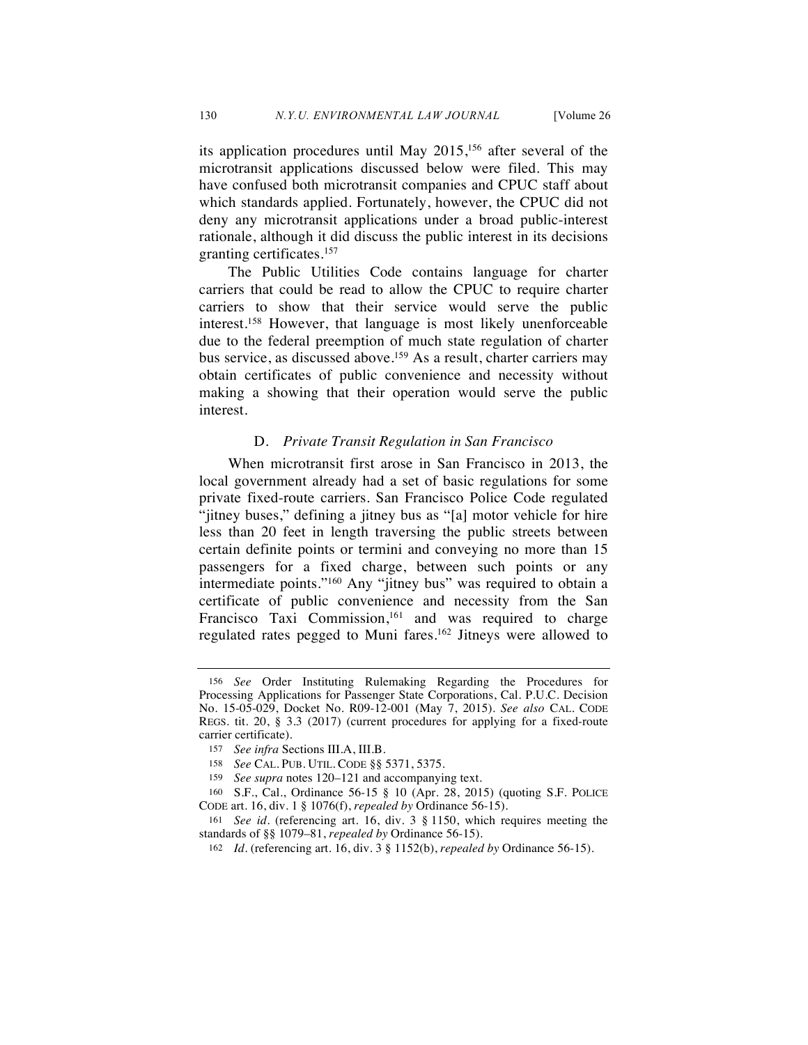its application procedures until May 2015,[156] after several of the microtransit applications discussed below were filed. This may have confused both microtransit companies and CPUC staff about which standards applied. Fortunately, however, the CPUC did not deny any microtransit applications under a broad public-interest rationale, although it did discuss the public interest in its decisions granting certificates.[157]

The Public Utilities Code contains language for charter carriers that could be read to allow the CPUC to require charter carriers to show that their service would serve the public interest.[158] However, that language is most likely unenforceable due to the federal preemption of much state regulation of charter bus service, as discussed above.[159] As a result, charter carriers may obtain certificates of public convenience and necessity without making a showing that their operation would serve the public interest.

### D. *Private Transit Regulation in San Francisco*

When microtransit first arose in San Francisco in 2013, the local government already had a set of basic regulations for some private fixed-route carriers. San Francisco Police Code regulated "jitney buses," defining a jitney bus as "[a] motor vehicle for hire less than 20 feet in length traversing the public streets between certain definite points or termini and conveying no more than 15 passengers for a fixed charge, between such points or any intermediate points."[160] Any "jitney bus" was required to obtain a certificate of public convenience and necessity from the San Francisco Taxi Commission,[161] and was required to charge regulated rates pegged to Muni fares.[162] Jitneys were allowed to

---

156 *See* Order Instituting Rulemaking Regarding the Procedures for Processing Applications for Passenger State Corporations, Cal. P.U.C. Decision No. 15-05-029, Docket No. R09-12-001 (May 7, 2015). *See also* CAL. CODE REGS. tit. 20, § 3.3 (2017) (current procedures for applying for a fixed-route carrier certificate).

157 *See infra* Sections III.A, III.B.

158 *See* CAL. PUB. UTIL. CODE §§ 5371, 5375.

159 *See supra* notes 120–121 and accompanying text.

160 S.F., Cal., Ordinance 56-15 § 10 (Apr. 28, 2015) (quoting S.F. POLICE CODE art. 16, div. 1 § 1076(f), *repealed by* Ordinance 56-15).

161 *See id.* (referencing art. 16, div. 3 § 1150, which requires meeting the standards of §§ 1079–81, *repealed by* Ordinance 56-15).

162 *Id.* (referencing art. 16, div. 3 § 1152(b), *repealed by* Ordinance 56-15).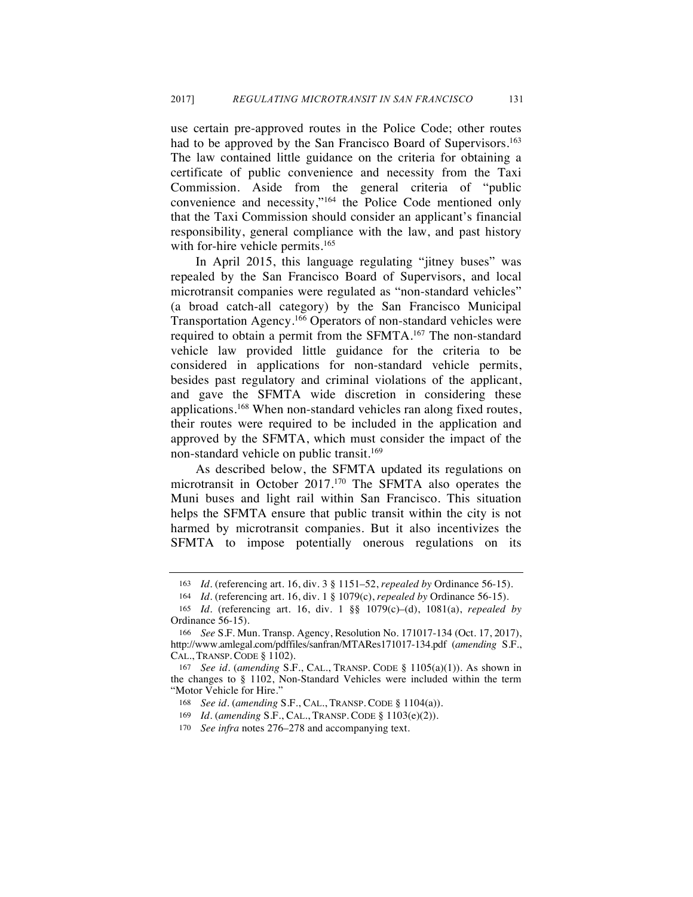use certain pre-approved routes in the Police Code; other routes had to be approved by the San Francisco Board of Supervisors.[163] The law contained little guidance on the criteria for obtaining a certificate of public convenience and necessity from the Taxi Commission. Aside from the general criteria of "public convenience and necessity,"[164] the Police Code mentioned only that the Taxi Commission should consider an applicant's financial responsibility, general compliance with the law, and past history with for-hire vehicle permits.[165]

In April 2015, this language regulating "jitney buses" was repealed by the San Francisco Board of Supervisors, and local microtransit companies were regulated as "non-standard vehicles" (a broad catch-all category) by the San Francisco Municipal Transportation Agency.[166] Operators of non-standard vehicles were required to obtain a permit from the SFMTA.[167] The non-standard vehicle law provided little guidance for the criteria to be considered in applications for non-standard vehicle permits, besides past regulatory and criminal violations of the applicant, and gave the SFMTA wide discretion in considering these applications.[168] When non-standard vehicles ran along fixed routes, their routes were required to be included in the application and approved by the SFMTA, which must consider the impact of the non-standard vehicle on public transit.[169]

As described below, the SFMTA updated its regulations on microtransit in October 2017.[170] The SFMTA also operates the Muni buses and light rail within San Francisco. This situation helps the SFMTA ensure that public transit within the city is not harmed by microtransit companies. But it also incentivizes the SFMTA to impose potentially onerous regulations on its

---

163 *Id.* (referencing art. 16, div. 3 § 1151–52, *repealed by* Ordinance 56-15).

164 *Id.* (referencing art. 16, div. 1 § 1079(c), *repealed by* Ordinance 56-15).

165 *Id.* (referencing art. 16, div. 1 §§ 1079(c)–(d), 1081(a), *repealed by* Ordinance 56-15).

166 *See* S.F. Mun. Transp. Agency, Resolution No. 171017-134 (Oct. 17, 2017), http://www.amlegal.com/pdffiles/sanfran/MTARes171017-134.pdf (*amending* S.F., CAL., TRANSP. CODE § 1102).

167 *See id.* (*amending* S.F., CAL., TRANSP. CODE § 1105(a)(1)). As shown in the changes to § 1102, Non-Standard Vehicles were included within the term "Motor Vehicle for Hire."

168 *See id.* (*amending* S.F., CAL., TRANSP. CODE § 1104(a)).

169 *Id.* (*amending* S.F., CAL., TRANSP. CODE § 1103(e)(2)).

170 *See infra* notes 276–278 and accompanying text.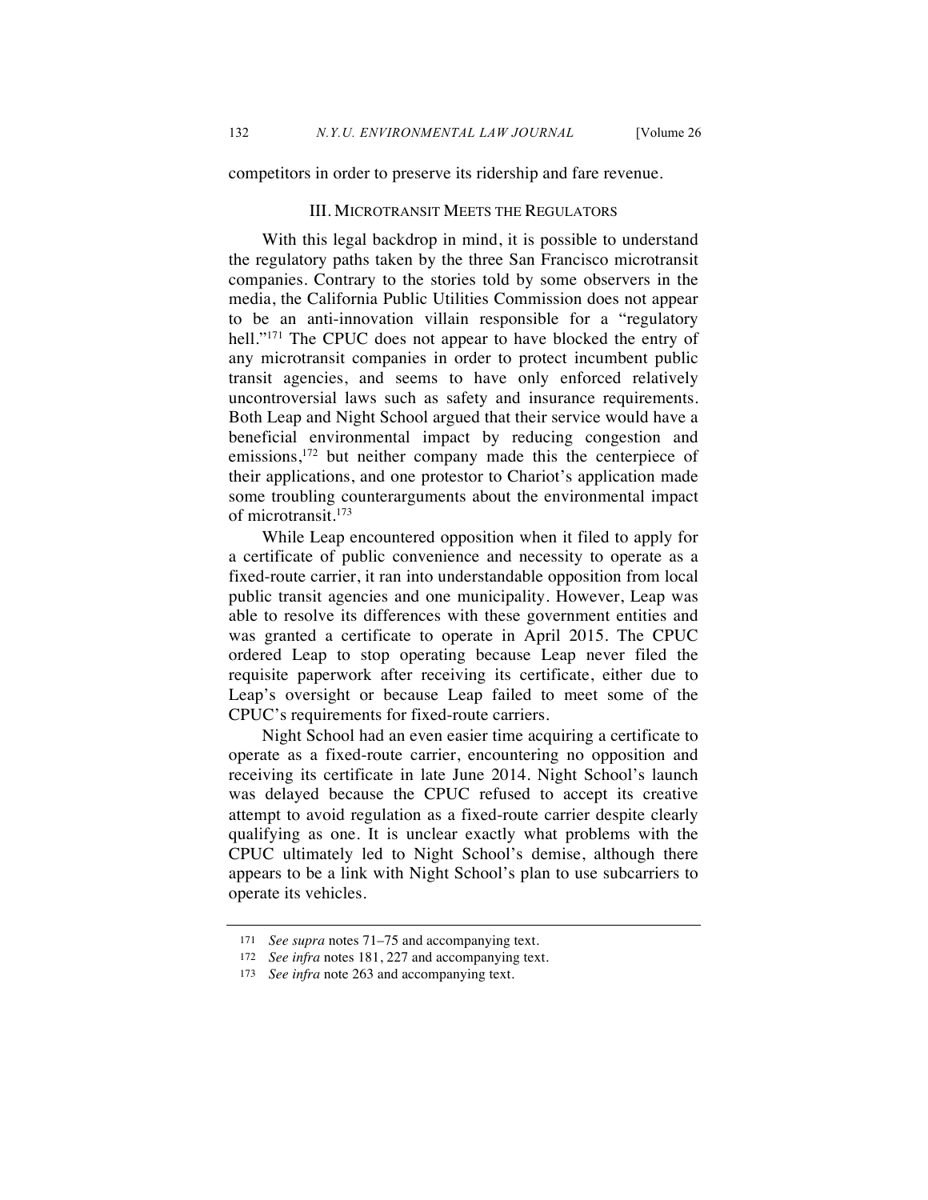competitors in order to preserve its ridership and fare revenue.

## III. MICROTRANSIT MEETS THE REGULATORS

With this legal backdrop in mind, it is possible to understand the regulatory paths taken by the three San Francisco microtransit companies. Contrary to the stories told by some observers in the media, the California Public Utilities Commission does not appear to be an anti-innovation villain responsible for a "regulatory hell."[171] The CPUC does not appear to have blocked the entry of any microtransit companies in order to protect incumbent public transit agencies, and seems to have only enforced relatively uncontroversial laws such as safety and insurance requirements. Both Leap and Night School argued that their service would have a beneficial environmental impact by reducing congestion and emissions,[172] but neither company made this the centerpiece of their applications, and one protestor to Chariot's application made some troubling counterarguments about the environmental impact of microtransit.[173]

While Leap encountered opposition when it filed to apply for a certificate of public convenience and necessity to operate as a fixed-route carrier, it ran into understandable opposition from local public transit agencies and one municipality. However, Leap was able to resolve its differences with these government entities and was granted a certificate to operate in April 2015. The CPUC ordered Leap to stop operating because Leap never filed the requisite paperwork after receiving its certificate, either due to Leap's oversight or because Leap failed to meet some of the CPUC's requirements for fixed-route carriers.

Night School had an even easier time acquiring a certificate to operate as a fixed-route carrier, encountering no opposition and receiving its certificate in late June 2014. Night School's launch was delayed because the CPUC refused to accept its creative attempt to avoid regulation as a fixed-route carrier despite clearly qualifying as one. It is unclear exactly what problems with the CPUC ultimately led to Night School's demise, although there appears to be a link with Night School's plan to use subcarriers to operate its vehicles.

---

171 *See supra* notes 71–75 and accompanying text.

172 *See infra* notes 181, 227 and accompanying text.

173 *See infra* note 263 and accompanying text.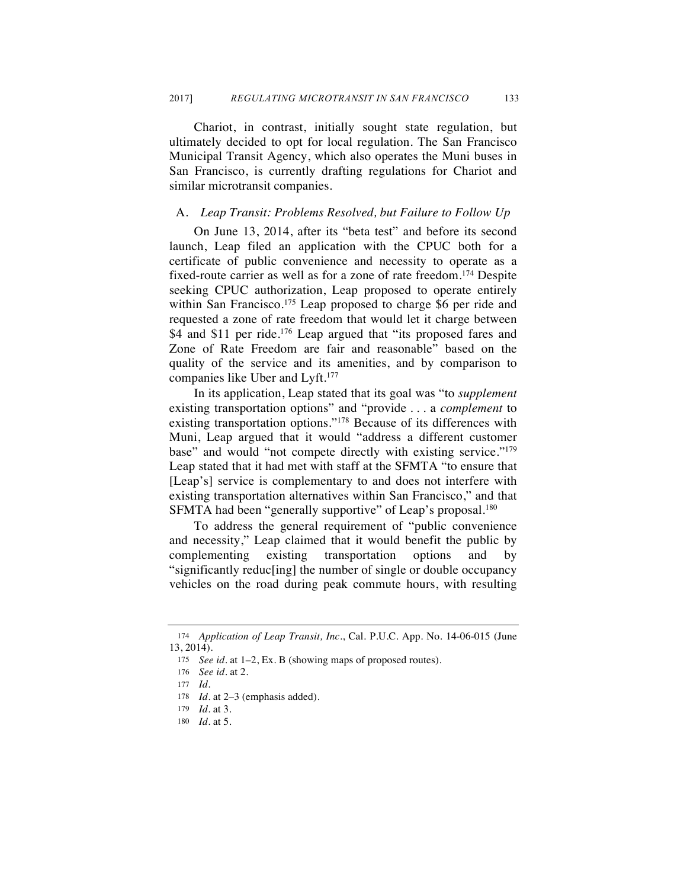Chariot, in contrast, initially sought state regulation, but ultimately decided to opt for local regulation. The San Francisco Municipal Transit Agency, which also operates the Muni buses in San Francisco, is currently drafting regulations for Chariot and similar microtransit companies.

### A. *Leap Transit: Problems Resolved, but Failure to Follow Up*

On June 13, 2014, after its "beta test" and before its second launch, Leap filed an application with the CPUC both for a certificate of public convenience and necessity to operate as a fixed-route carrier as well as for a zone of rate freedom.[174] Despite seeking CPUC authorization, Leap proposed to operate entirely within San Francisco.[175] Leap proposed to charge $6 per ride and requested a zone of rate freedom that would let it charge between $4 and $11 per ride.[176] Leap argued that "its proposed fares and Zone of Rate Freedom are fair and reasonable" based on the quality of the service and its amenities, and by comparison to companies like Uber and Lyft.[177]

In its application, Leap stated that its goal was "to *supplement* existing transportation options" and "provide . . . a *complement* to existing transportation options."[178] Because of its differences with Muni, Leap argued that it would "address a different customer base" and would "not compete directly with existing service."[179] Leap stated that it had met with staff at the SFMTA "to ensure that [Leap's] service is complementary to and does not interfere with existing transportation alternatives within San Francisco," and that SFMTA had been "generally supportive" of Leap's proposal.[180]

To address the general requirement of "public convenience and necessity," Leap claimed that it would benefit the public by complementing existing transportation options and by "significantly reduc[ing] the number of single or double occupancy vehicles on the road during peak commute hours, with resulting

---

174 *Application of Leap Transit, Inc.*, Cal. P.U.C. App. No. 14-06-015 (June 13, 2014).

175 *See id.* at 1–2, Ex. B (showing maps of proposed routes).

176 *See id.* at 2.

177 *Id.*

178 *Id.* at 2–3 (emphasis added).

179 *Id.* at 3.

180 *Id.* at 5.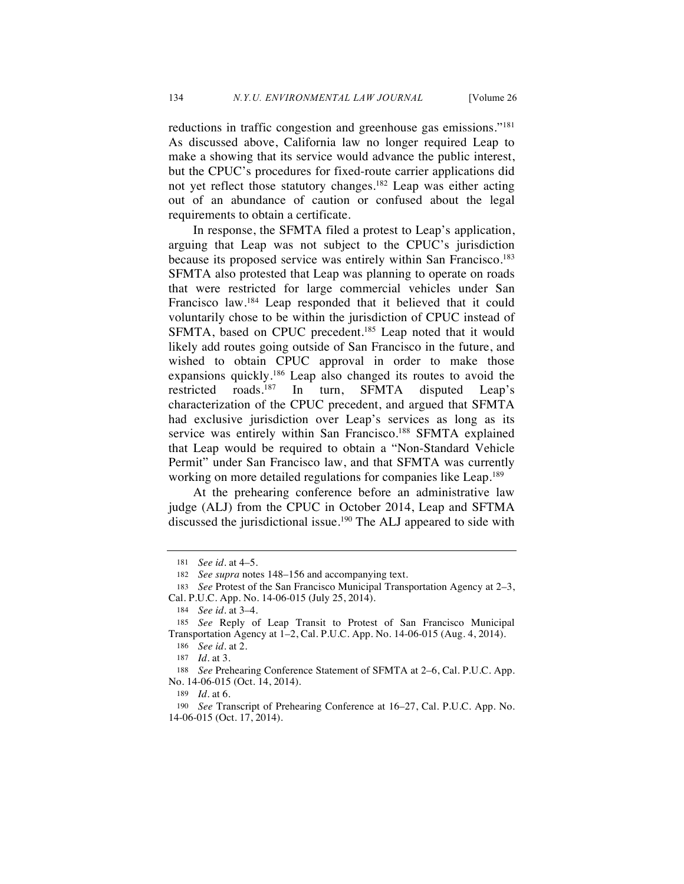reductions in traffic congestion and greenhouse gas emissions."[181] As discussed above, California law no longer required Leap to make a showing that its service would advance the public interest, but the CPUC's procedures for fixed-route carrier applications did not yet reflect those statutory changes.[182] Leap was either acting out of an abundance of caution or confused about the legal requirements to obtain a certificate.

In response, the SFMTA filed a protest to Leap's application, arguing that Leap was not subject to the CPUC's jurisdiction because its proposed service was entirely within San Francisco.[183] SFMTA also protested that Leap was planning to operate on roads that were restricted for large commercial vehicles under San Francisco law.[184] Leap responded that it believed that it could voluntarily chose to be within the jurisdiction of CPUC instead of SFMTA, based on CPUC precedent.[185] Leap noted that it would likely add routes going outside of San Francisco in the future, and wished to obtain CPUC approval in order to make those expansions quickly.[186] Leap also changed its routes to avoid the restricted roads.[187] In turn, SFMTA disputed Leap's characterization of the CPUC precedent, and argued that SFMTA had exclusive jurisdiction over Leap's services as long as its service was entirely within San Francisco.[188] SFMTA explained that Leap would be required to obtain a "Non-Standard Vehicle Permit" under San Francisco law, and that SFMTA was currently working on more detailed regulations for companies like Leap.[189]

At the prehearing conference before an administrative law judge (ALJ) from the CPUC in October 2014, Leap and SFTMA discussed the jurisdictional issue.[190] The ALJ appeared to side with

---

181 *See id.* at 4–5.

182 *See supra* notes 148–156 and accompanying text.

183 *See* Protest of the San Francisco Municipal Transportation Agency at 2–3, Cal. P.U.C. App. No. 14-06-015 (July 25, 2014).

184 *See id.* at 3–4.

185 *See* Reply of Leap Transit to Protest of San Francisco Municipal Transportation Agency at 1–2, Cal. P.U.C. App. No. 14-06-015 (Aug. 4, 2014).

186 *See id.* at 2.

187 *Id.* at 3.

188 *See* Prehearing Conference Statement of SFMTA at 2–6, Cal. P.U.C. App. No. 14-06-015 (Oct. 14, 2014).

189 *Id.* at 6.

190 *See* Transcript of Prehearing Conference at 16–27, Cal. P.U.C. App. No. 14-06-015 (Oct. 17, 2014).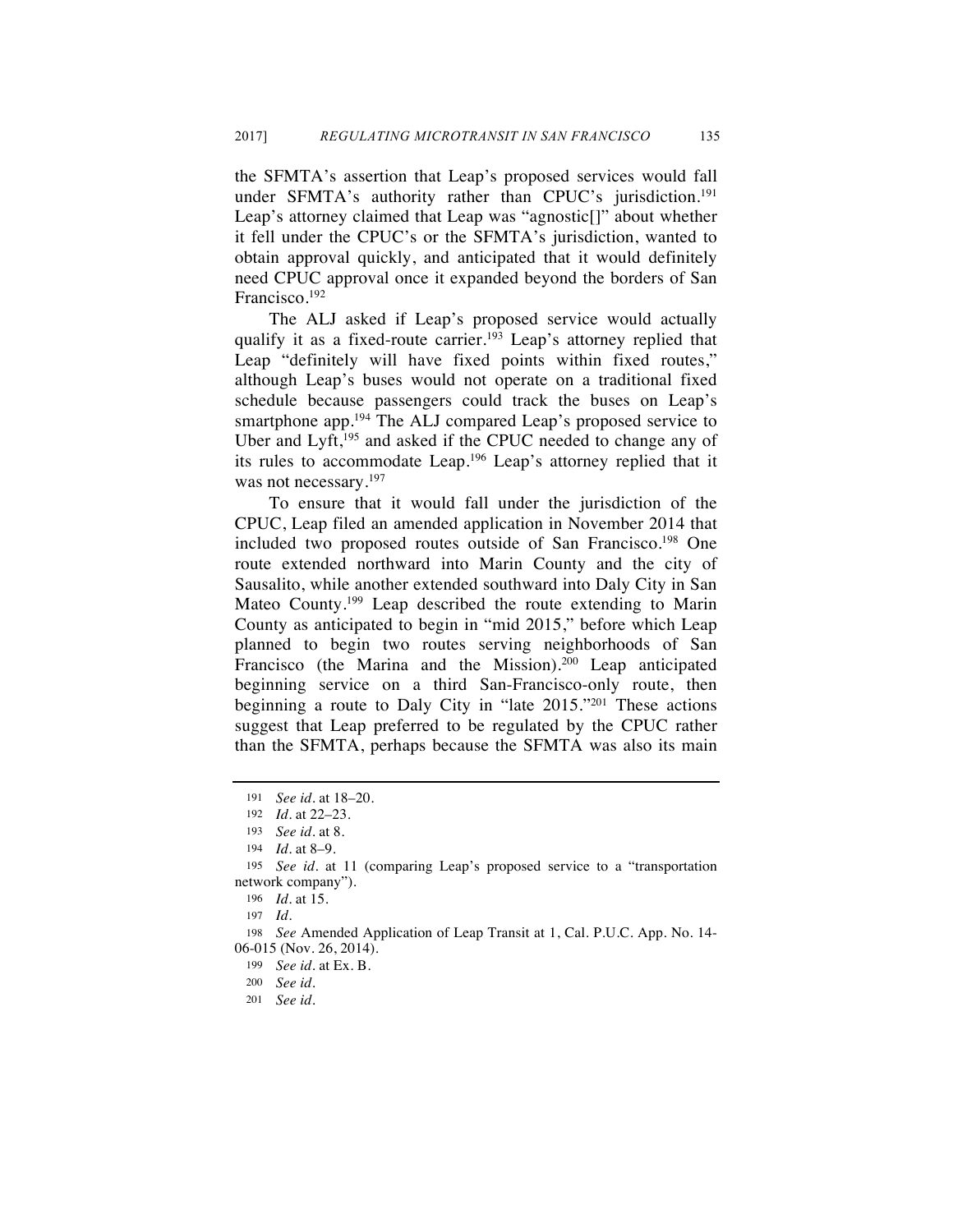the SFMTA's assertion that Leap's proposed services would fall under SFMTA's authority rather than CPUC's jurisdiction.[191] Leap's attorney claimed that Leap was "agnostic[]" about whether it fell under the CPUC's or the SFMTA's jurisdiction, wanted to obtain approval quickly, and anticipated that it would definitely need CPUC approval once it expanded beyond the borders of San Francisco.[192]

The ALJ asked if Leap's proposed service would actually qualify it as a fixed-route carrier.[193] Leap's attorney replied that Leap "definitely will have fixed points within fixed routes," although Leap's buses would not operate on a traditional fixed schedule because passengers could track the buses on Leap's smartphone app.[194] The ALJ compared Leap's proposed service to Uber and Lyft,[195] and asked if the CPUC needed to change any of its rules to accommodate Leap.[196] Leap's attorney replied that it was not necessary.[197]

To ensure that it would fall under the jurisdiction of the CPUC, Leap filed an amended application in November 2014 that included two proposed routes outside of San Francisco.[198] One route extended northward into Marin County and the city of Sausalito, while another extended southward into Daly City in San Mateo County.[199] Leap described the route extending to Marin County as anticipated to begin in "mid 2015," before which Leap planned to begin two routes serving neighborhoods of San Francisco (the Marina and the Mission).[200] Leap anticipated beginning service on a third San-Francisco-only route, then beginning a route to Daly City in "late 2015."[201] These actions suggest that Leap preferred to be regulated by the CPUC rather than the SFMTA, perhaps because the SFMTA was also its main

---

191 *See id.* at 18–20.

192 *Id.* at 22–23.

193 *See id.* at 8.

194 *Id.* at 8–9.

195 *See id.* at 11 (comparing Leap's proposed service to a "transportation network company").

196 *Id.* at 15.

197 *Id.*

198 *See* Amended Application of Leap Transit at 1, Cal. P.U.C. App. No. 14-06-015 (Nov. 26, 2014).

199 *See id.* at Ex. B.

200 *See id.*

201 *See id.*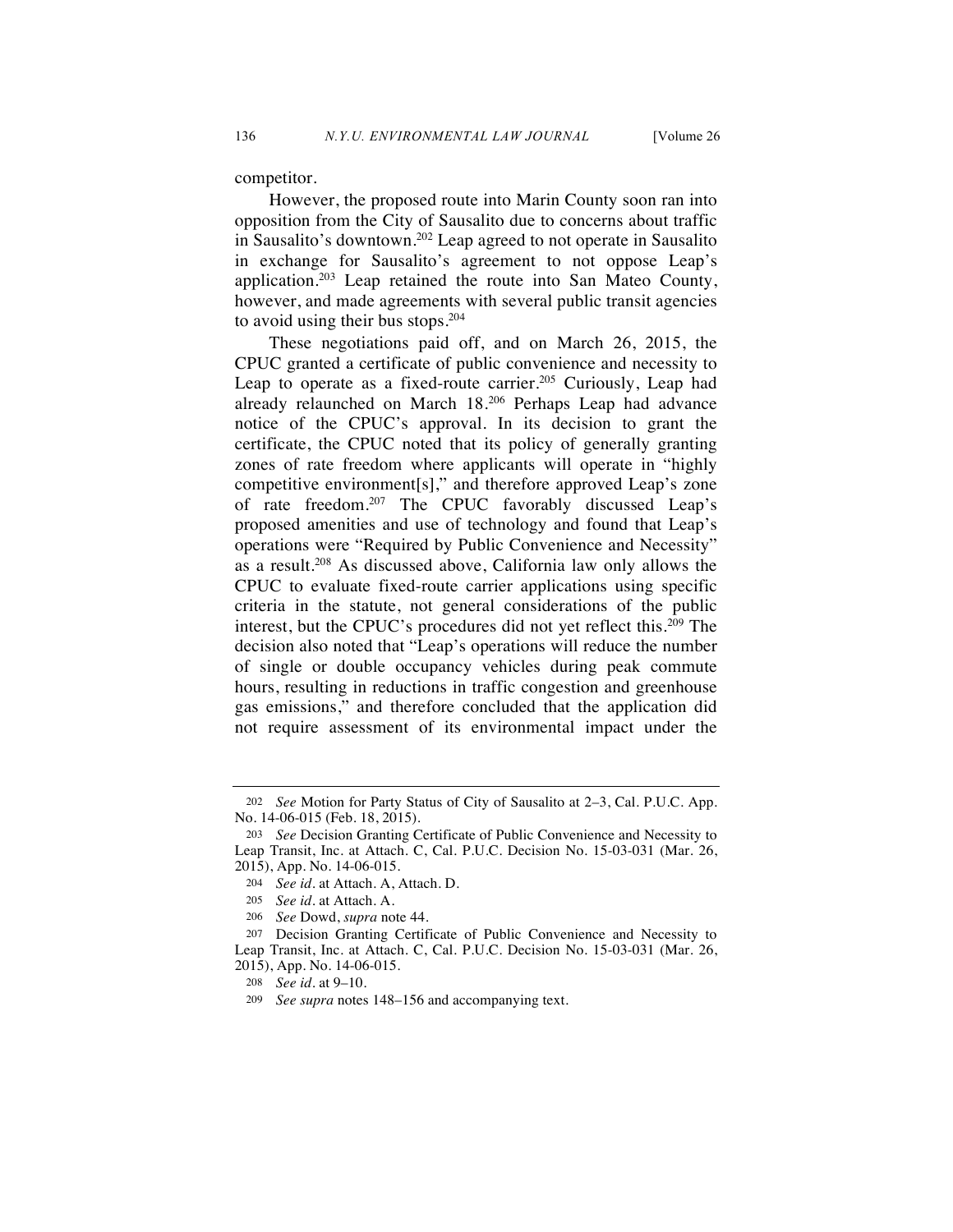competitor.

However, the proposed route into Marin County soon ran into opposition from the City of Sausalito due to concerns about traffic in Sausalito's downtown.[202] Leap agreed to not operate in Sausalito in exchange for Sausalito's agreement to not oppose Leap's application.[203] Leap retained the route into San Mateo County, however, and made agreements with several public transit agencies to avoid using their bus stops.[204]

These negotiations paid off, and on March 26, 2015, the CPUC granted a certificate of public convenience and necessity to Leap to operate as a fixed-route carrier.[205] Curiously, Leap had already relaunched on March 18.[206] Perhaps Leap had advance notice of the CPUC's approval. In its decision to grant the certificate, the CPUC noted that its policy of generally granting zones of rate freedom where applicants will operate in "highly competitive environment[s]," and therefore approved Leap's zone of rate freedom.[207] The CPUC favorably discussed Leap's proposed amenities and use of technology and found that Leap's operations were "Required by Public Convenience and Necessity" as a result.[208] As discussed above, California law only allows the CPUC to evaluate fixed-route carrier applications using specific criteria in the statute, not general considerations of the public interest, but the CPUC's procedures did not yet reflect this.[209] The decision also noted that "Leap's operations will reduce the number of single or double occupancy vehicles during peak commute hours, resulting in reductions in traffic congestion and greenhouse gas emissions," and therefore concluded that the application did not require assessment of its environmental impact under the

---

202 *See* Motion for Party Status of City of Sausalito at 2–3, Cal. P.U.C. App. No. 14-06-015 (Feb. 18, 2015).

203 *See* Decision Granting Certificate of Public Convenience and Necessity to Leap Transit, Inc. at Attach. C, Cal. P.U.C. Decision No. 15-03-031 (Mar. 26, 2015), App. No. 14-06-015.

204 *See id.* at Attach. A, Attach. D.

205 *See id.* at Attach. A.

206 *See* Dowd, *supra* note 44.

207 Decision Granting Certificate of Public Convenience and Necessity to Leap Transit, Inc. at Attach. C, Cal. P.U.C. Decision No. 15-03-031 (Mar. 26, 2015), App. No. 14-06-015.

208 *See id.* at 9–10.

209 *See supra* notes 148–156 and accompanying text.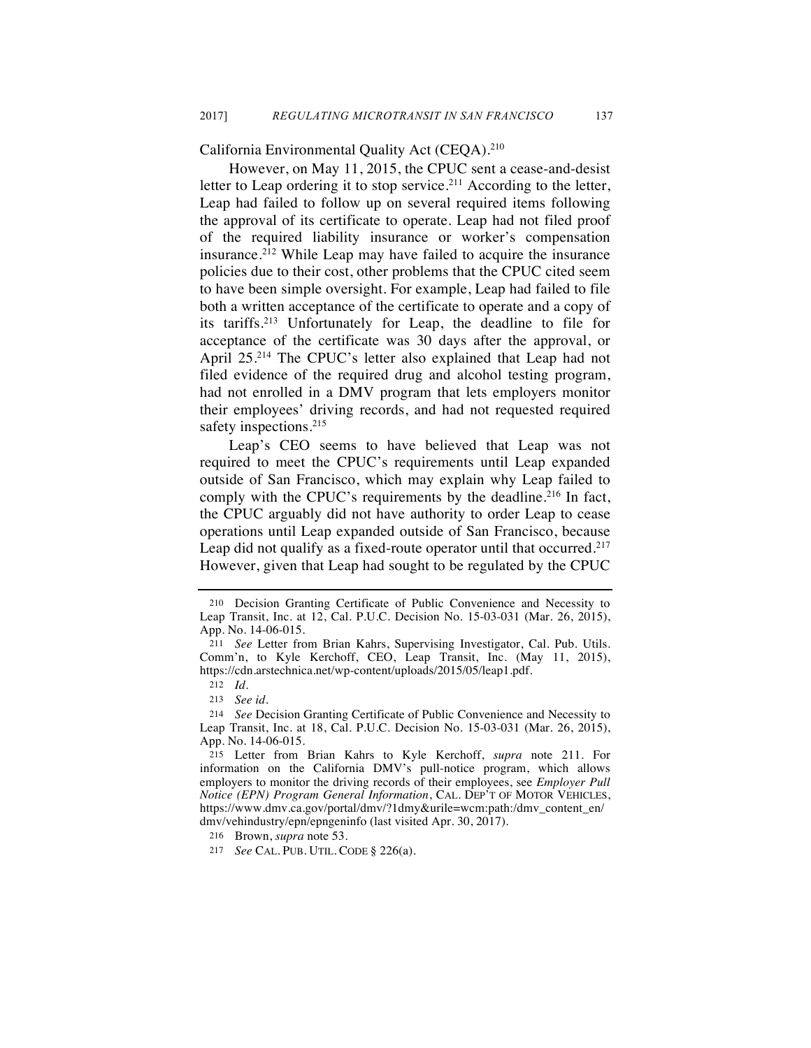California Environmental Quality Act (CEQA).[210]

However, on May 11, 2015, the CPUC sent a cease-and-desist letter to Leap ordering it to stop service.[211] According to the letter, Leap had failed to follow up on several required items following the approval of its certificate to operate. Leap had not filed proof of the required liability insurance or worker's compensation insurance.[212] While Leap may have failed to acquire the insurance policies due to their cost, other problems that the CPUC cited seem to have been simple oversight. For example, Leap had failed to file both a written acceptance of the certificate to operate and a copy of its tariffs.[213] Unfortunately for Leap, the deadline to file for acceptance of the certificate was 30 days after the approval, or April 25.[214] The CPUC's letter also explained that Leap had not filed evidence of the required drug and alcohol testing program, had not enrolled in a DMV program that lets employers monitor their employees' driving records, and had not requested required safety inspections.[215]

Leap's CEO seems to have believed that Leap was not required to meet the CPUC's requirements until Leap expanded outside of San Francisco, which may explain why Leap failed to comply with the CPUC's requirements by the deadline.[216] In fact, the CPUC arguably did not have authority to order Leap to cease operations until Leap expanded outside of San Francisco, because Leap did not qualify as a fixed-route operator until that occurred.[217] However, given that Leap had sought to be regulated by the CPUC

---

210 Decision Granting Certificate of Public Convenience and Necessity to Leap Transit, Inc. at 12, Cal. P.U.C. Decision No. 15-03-031 (Mar. 26, 2015), App. No. 14-06-015.

211 *See* Letter from Brian Kahrs, Supervising Investigator, Cal. Pub. Utils. Comm'n, to Kyle Kerchoff, CEO, Leap Transit, Inc. (May 11, 2015), https://cdn.arstechnica.net/wp-content/uploads/2015/05/leap1.pdf.

212 *Id.*

213 *See id.*

214 *See* Decision Granting Certificate of Public Convenience and Necessity to Leap Transit, Inc. at 18, Cal. P.U.C. Decision No. 15-03-031 (Mar. 26, 2015), App. No. 14-06-015.

215 Letter from Brian Kahrs to Kyle Kerchoff, *supra* note 211. For information on the California DMV's pull-notice program, which allows employers to monitor the driving records of their employees, see *Employer Pull Notice (EPN) Program General Information*, CAL. DEP'T OF MOTOR VEHICLES, https://www.dmv.ca.gov/portal/dmv/?1dmy&urile=wcm:path:/dmv_content_en/dmv/vehindustry/epn/epngeninfo (last visited Apr. 30, 2017).

216 Brown, *supra* note 53.

217 *See* CAL. PUB. UTIL. CODE § 226(a).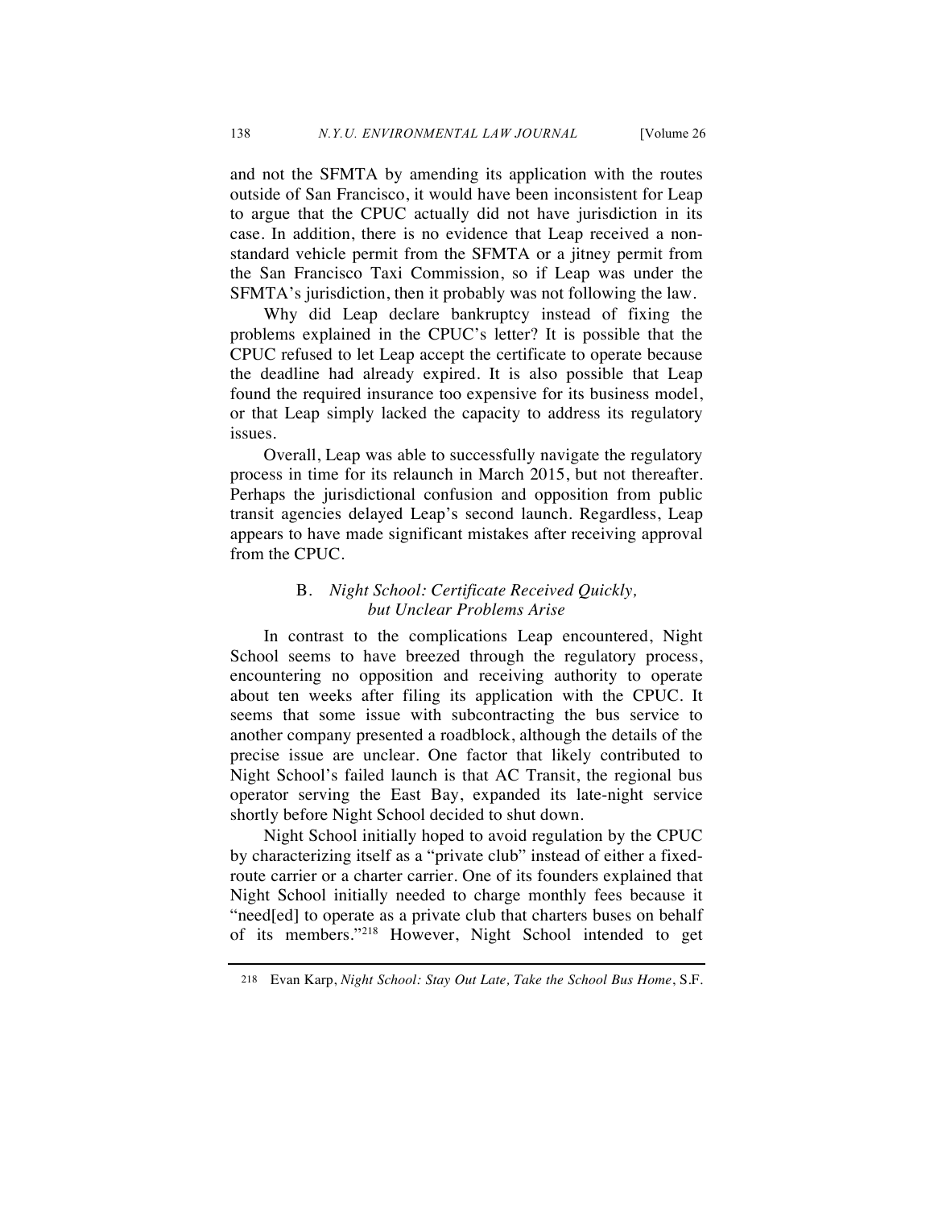and not the SFMTA by amending its application with the routes outside of San Francisco, it would have been inconsistent for Leap to argue that the CPUC actually did not have jurisdiction in its case. In addition, there is no evidence that Leap received a non-standard vehicle permit from the SFMTA or a jitney permit from the San Francisco Taxi Commission, so if Leap was under the SFMTA's jurisdiction, then it probably was not following the law.

Why did Leap declare bankruptcy instead of fixing the problems explained in the CPUC's letter? It is possible that the CPUC refused to let Leap accept the certificate to operate because the deadline had already expired. It is also possible that Leap found the required insurance too expensive for its business model, or that Leap simply lacked the capacity to address its regulatory issues.

Overall, Leap was able to successfully navigate the regulatory process in time for its relaunch in March 2015, but not thereafter. Perhaps the jurisdictional confusion and opposition from public transit agencies delayed Leap's second launch. Regardless, Leap appears to have made significant mistakes after receiving approval from the CPUC.

### B. *Night School: Certificate Received Quickly, but Unclear Problems Arise*

In contrast to the complications Leap encountered, Night School seems to have breezed through the regulatory process, encountering no opposition and receiving authority to operate about ten weeks after filing its application with the CPUC. It seems that some issue with subcontracting the bus service to another company presented a roadblock, although the details of the precise issue are unclear. One factor that likely contributed to Night School's failed launch is that AC Transit, the regional bus operator serving the East Bay, expanded its late-night service shortly before Night School decided to shut down.

Night School initially hoped to avoid regulation by the CPUC by characterizing itself as a "private club" instead of either a fixed-route carrier or a charter carrier. One of its founders explained that Night School initially needed to charge monthly fees because it "need[ed] to operate as a private club that charters buses on behalf of its members."[218] However, Night School intended to get

[218] Evan Karp, *Night School: Stay Out Late, Take the School Bus Home*, S.F.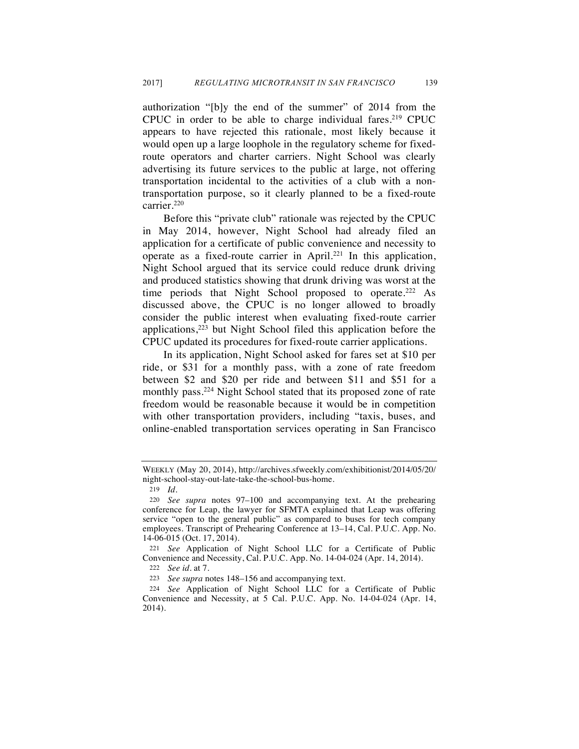authorization "[b]y the end of the summer" of 2014 from the CPUC in order to be able to charge individual fares.[219] CPUC appears to have rejected this rationale, most likely because it would open up a large loophole in the regulatory scheme for fixed-route operators and charter carriers. Night School was clearly advertising its future services to the public at large, not offering transportation incidental to the activities of a club with a non-transportation purpose, so it clearly planned to be a fixed-route carrier.[220]

Before this "private club" rationale was rejected by the CPUC in May 2014, however, Night School had already filed an application for a certificate of public convenience and necessity to operate as a fixed-route carrier in April.[221] In this application, Night School argued that its service could reduce drunk driving and produced statistics showing that drunk driving was worst at the time periods that Night School proposed to operate.[222] As discussed above, the CPUC is no longer allowed to broadly consider the public interest when evaluating fixed-route carrier applications,[223] but Night School filed this application before the CPUC updated its procedures for fixed-route carrier applications.

In its application, Night School asked for fares set at $10 per ride, or $31 for a monthly pass, with a zone of rate freedom between $2 and $20 per ride and between $11 and $51 for a monthly pass.[224] Night School stated that its proposed zone of rate freedom would be reasonable because it would be in competition with other transportation providers, including "taxis, buses, and online-enabled transportation services operating in San Francisco

---

WEEKLY (May 20, 2014), http://archives.sfweekly.com/exhibitionist/2014/05/20/night-school-stay-out-late-take-the-school-bus-home.

219 *Id.*

220 *See supra* notes 97–100 and accompanying text. At the prehearing conference for Leap, the lawyer for SFMTA explained that Leap was offering service "open to the general public" as compared to buses for tech company employees. Transcript of Prehearing Conference at 13–14, Cal. P.U.C. App. No. 14-06-015 (Oct. 17, 2014).

221 *See* Application of Night School LLC for a Certificate of Public Convenience and Necessity, Cal. P.U.C. App. No. 14-04-024 (Apr. 14, 2014).

222 *See id.* at 7.

223 *See supra* notes 148–156 and accompanying text.

224 *See* Application of Night School LLC for a Certificate of Public Convenience and Necessity, at 5 Cal. P.U.C. App. No. 14-04-024 (Apr. 14, 2014).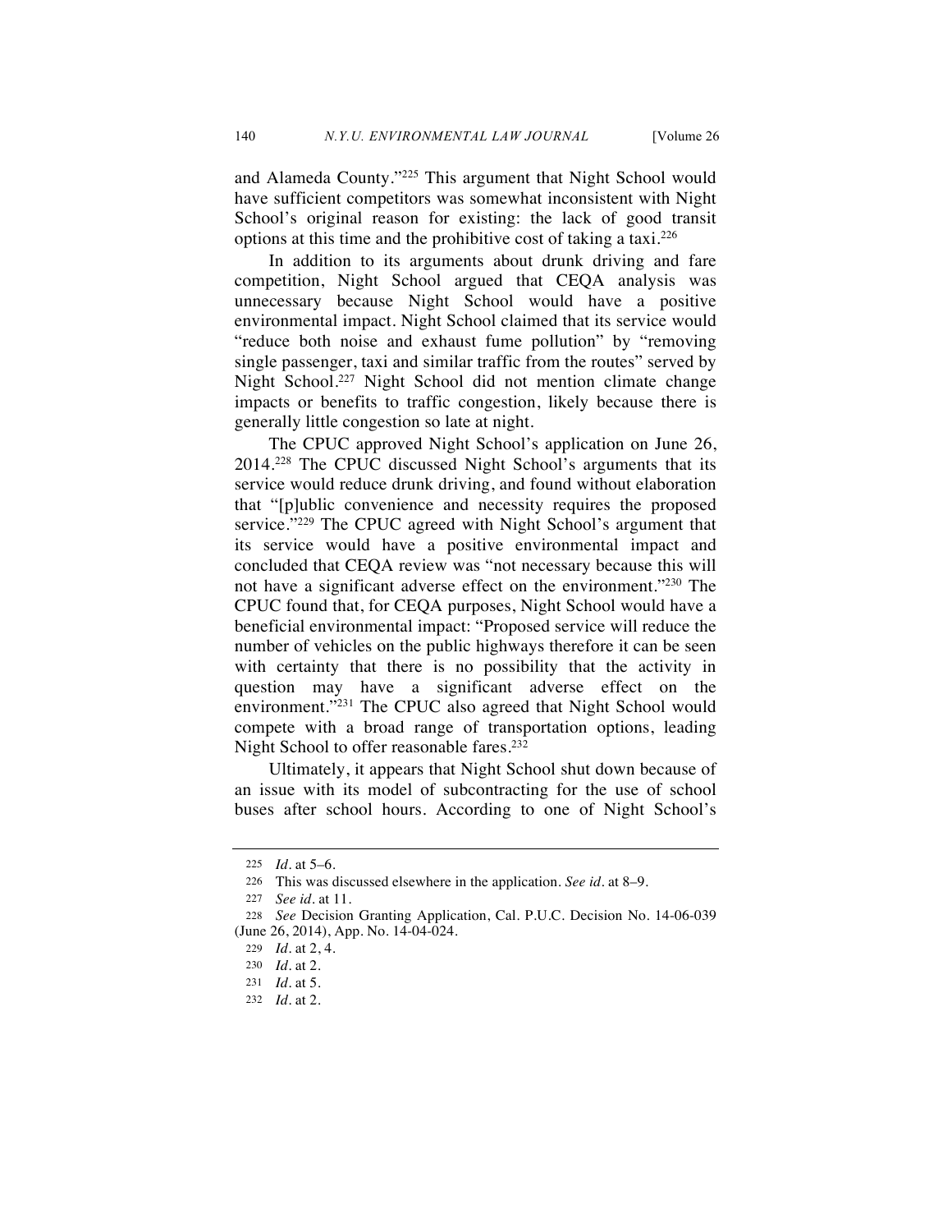and Alameda County."[225] This argument that Night School would have sufficient competitors was somewhat inconsistent with Night School's original reason for existing: the lack of good transit options at this time and the prohibitive cost of taking a taxi.[226]

In addition to its arguments about drunk driving and fare competition, Night School argued that CEQA analysis was unnecessary because Night School would have a positive environmental impact. Night School claimed that its service would "reduce both noise and exhaust fume pollution" by "removing single passenger, taxi and similar traffic from the routes" served by Night School.[227] Night School did not mention climate change impacts or benefits to traffic congestion, likely because there is generally little congestion so late at night.

The CPUC approved Night School's application on June 26, 2014.[228] The CPUC discussed Night School's arguments that its service would reduce drunk driving, and found without elaboration that "[p]ublic convenience and necessity requires the proposed service."[229] The CPUC agreed with Night School's argument that its service would have a positive environmental impact and concluded that CEQA review was "not necessary because this will not have a significant adverse effect on the environment."[230] The CPUC found that, for CEQA purposes, Night School would have a beneficial environmental impact: "Proposed service will reduce the number of vehicles on the public highways therefore it can be seen with certainty that there is no possibility that the activity in question may have a significant adverse effect on the environment."[231] The CPUC also agreed that Night School would compete with a broad range of transportation options, leading Night School to offer reasonable fares.[232]

Ultimately, it appears that Night School shut down because of an issue with its model of subcontracting for the use of school buses after school hours. According to one of Night School's

---

225 *Id.* at 5–6.

226 This was discussed elsewhere in the application. *See id.* at 8–9.

227 *See id.* at 11.

228 *See* Decision Granting Application, Cal. P.U.C. Decision No. 14-06-039 (June 26, 2014), App. No. 14-04-024.

229 *Id.* at 2, 4.

230 *Id.* at 2.

231 *Id.* at 5.

232 *Id.* at 2.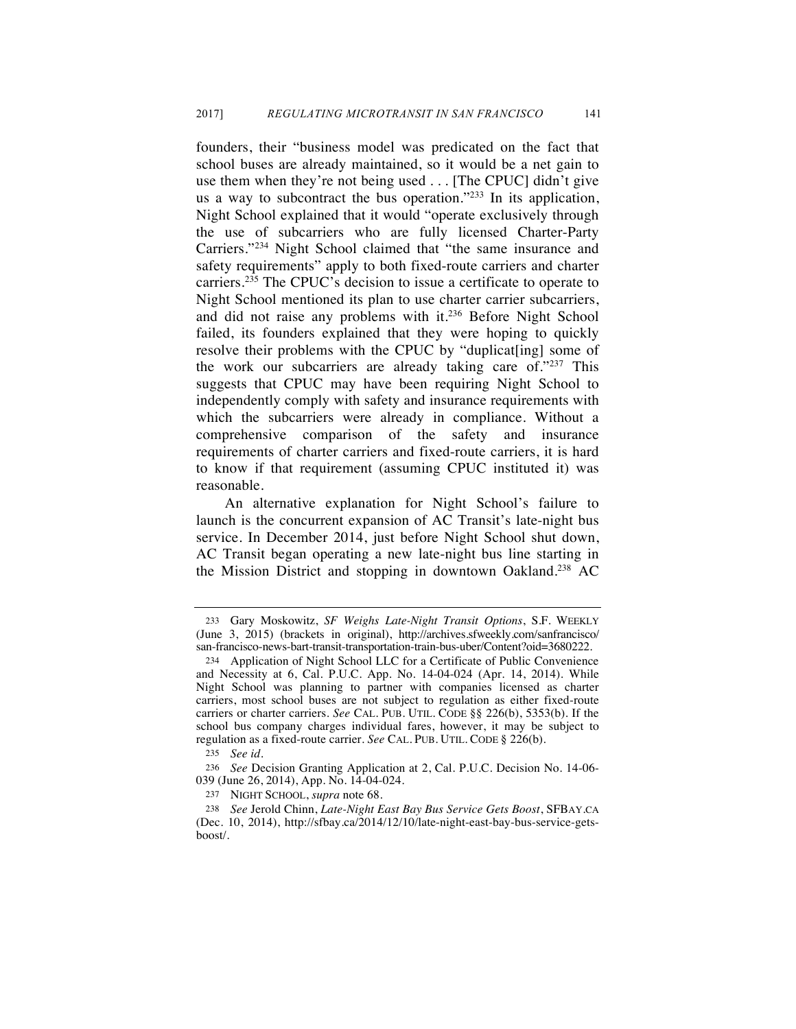founders, their "business model was predicated on the fact that school buses are already maintained, so it would be a net gain to use them when they're not being used . . . [The CPUC] didn't give us a way to subcontract the bus operation."[233] In its application, Night School explained that it would "operate exclusively through the use of subcarriers who are fully licensed Charter-Party Carriers."[234] Night School claimed that "the same insurance and safety requirements" apply to both fixed-route carriers and charter carriers.[235] The CPUC's decision to issue a certificate to operate to Night School mentioned its plan to use charter carrier subcarriers, and did not raise any problems with it.[236] Before Night School failed, its founders explained that they were hoping to quickly resolve their problems with the CPUC by "duplicat[ing] some of the work our subcarriers are already taking care of."[237] This suggests that CPUC may have been requiring Night School to independently comply with safety and insurance requirements with which the subcarriers were already in compliance. Without a comprehensive comparison of the safety and insurance requirements of charter carriers and fixed-route carriers, it is hard to know if that requirement (assuming CPUC instituted it) was reasonable.

An alternative explanation for Night School's failure to launch is the concurrent expansion of AC Transit's late-night bus service. In December 2014, just before Night School shut down, AC Transit began operating a new late-night bus line starting in the Mission District and stopping in downtown Oakland.[238] AC

---

233 Gary Moskowitz, *SF Weighs Late-Night Transit Options*, S.F. WEEKLY (June 3, 2015) (brackets in original), http://archives.sfweekly.com/sanfrancisco/san-francisco-news-bart-transit-transportation-train-bus-uber/Content?oid=3680222.

234 Application of Night School LLC for a Certificate of Public Convenience and Necessity at 6, Cal. P.U.C. App. No. 14-04-024 (Apr. 14, 2014). While Night School was planning to partner with companies licensed as charter carriers, most school buses are not subject to regulation as either fixed-route carriers or charter carriers. *See* CAL. PUB. UTIL. CODE §§ 226(b), 5353(b). If the school bus company charges individual fares, however, it may be subject to regulation as a fixed-route carrier. *See* CAL. PUB. UTIL. CODE § 226(b).

235 *See id.*

236 *See* Decision Granting Application at 2, Cal. P.U.C. Decision No. 14-06-039 (June 26, 2014), App. No. 14-04-024.

237 NIGHT SCHOOL, *supra* note 68.

238 *See* Jerold Chinn, *Late-Night East Bay Bus Service Gets Boost*, SFBAY.CA (Dec. 10, 2014), http://sfbay.ca/2014/12/10/late-night-east-bay-bus-service-gets-boost/.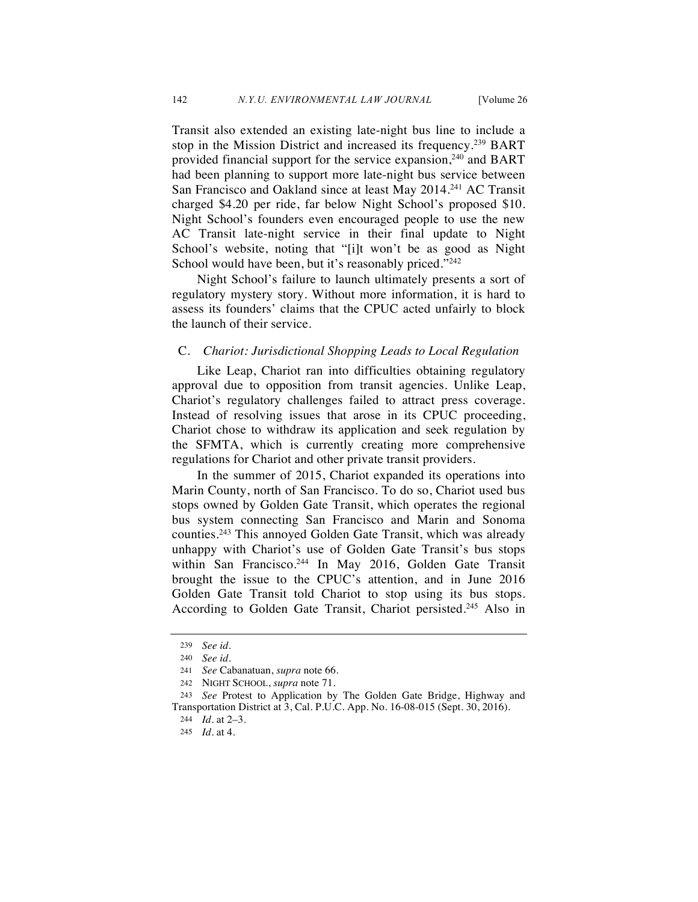Transit also extended an existing late-night bus line to include a stop in the Mission District and increased its frequency.[239] BART provided financial support for the service expansion,[240] and BART had been planning to support more late-night bus service between San Francisco and Oakland since at least May 2014.[241] AC Transit charged $4.20 per ride, far below Night School's proposed $10. Night School's founders even encouraged people to use the new AC Transit late-night service in their final update to Night School's website, noting that "[i]t won't be as good as Night School would have been, but it's reasonably priced."[242]

Night School's failure to launch ultimately presents a sort of regulatory mystery story. Without more information, it is hard to assess its founders' claims that the CPUC acted unfairly to block the launch of their service.

### C. *Chariot: Jurisdictional Shopping Leads to Local Regulation*

Like Leap, Chariot ran into difficulties obtaining regulatory approval due to opposition from transit agencies. Unlike Leap, Chariot's regulatory challenges failed to attract press coverage. Instead of resolving issues that arose in its CPUC proceeding, Chariot chose to withdraw its application and seek regulation by the SFMTA, which is currently creating more comprehensive regulations for Chariot and other private transit providers.

In the summer of 2015, Chariot expanded its operations into Marin County, north of San Francisco. To do so, Chariot used bus stops owned by Golden Gate Transit, which operates the regional bus system connecting San Francisco and Marin and Sonoma counties.[243] This annoyed Golden Gate Transit, which was already unhappy with Chariot's use of Golden Gate Transit's bus stops within San Francisco.[244] In May 2016, Golden Gate Transit brought the issue to the CPUC's attention, and in June 2016 Golden Gate Transit told Chariot to stop using its bus stops. According to Golden Gate Transit, Chariot persisted.[245] Also in

---

239 *See id.*

240 *See id.*

241 *See* Cabanatuan, *supra* note 66.

242 NIGHT SCHOOL, *supra* note 71.

243 *See* Protest to Application by The Golden Gate Bridge, Highway and Transportation District at 3, Cal. P.U.C. App. No. 16-08-015 (Sept. 30, 2016).

244 *Id.* at 2–3.

245 *Id.* at 4.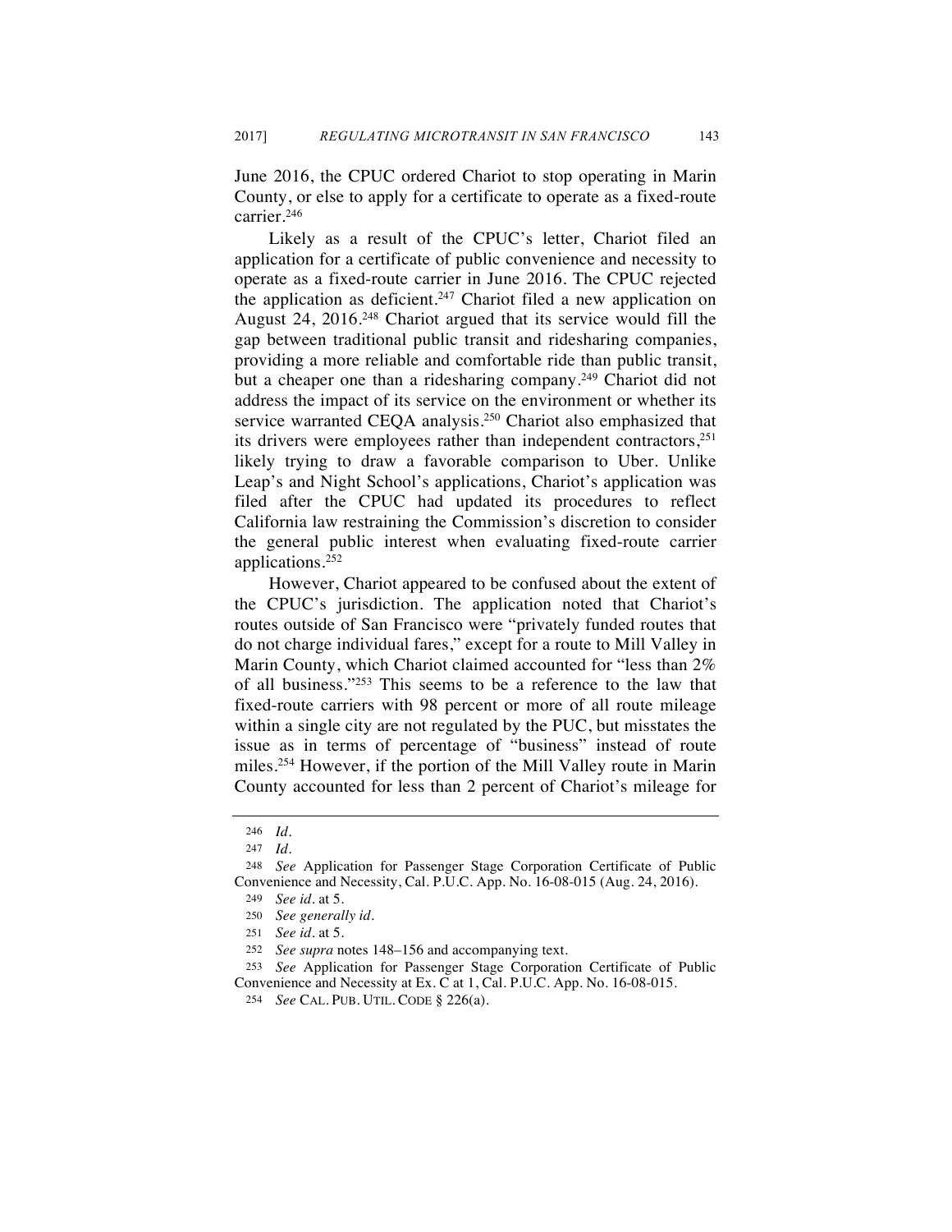June 2016, the CPUC ordered Chariot to stop operating in Marin County, or else to apply for a certificate to operate as a fixed-route carrier.[246]

Likely as a result of the CPUC's letter, Chariot filed an application for a certificate of public convenience and necessity to operate as a fixed-route carrier in June 2016. The CPUC rejected the application as deficient.[247] Chariot filed a new application on August 24, 2016.[248] Chariot argued that its service would fill the gap between traditional public transit and ridesharing companies, providing a more reliable and comfortable ride than public transit, but a cheaper one than a ridesharing company.[249] Chariot did not address the impact of its service on the environment or whether its service warranted CEQA analysis.[250] Chariot also emphasized that its drivers were employees rather than independent contractors,[251] likely trying to draw a favorable comparison to Uber. Unlike Leap's and Night School's applications, Chariot's application was filed after the CPUC had updated its procedures to reflect California law restraining the Commission's discretion to consider the general public interest when evaluating fixed-route carrier applications.[252]

However, Chariot appeared to be confused about the extent of the CPUC's jurisdiction. The application noted that Chariot's routes outside of San Francisco were "privately funded routes that do not charge individual fares," except for a route to Mill Valley in Marin County, which Chariot claimed accounted for "less than 2% of all business."[253] This seems to be a reference to the law that fixed-route carriers with 98 percent or more of all route mileage within a single city are not regulated by the PUC, but misstates the issue as in terms of percentage of "business" instead of route miles.[254] However, if the portion of the Mill Valley route in Marin County accounted for less than 2 percent of Chariot's mileage for

---

246 *Id.*

247 *Id.*

248 *See* Application for Passenger Stage Corporation Certificate of Public Convenience and Necessity, Cal. P.U.C. App. No. 16-08-015 (Aug. 24, 2016).

249 *See id.* at 5.

250 *See generally id.*

251 *See id.* at 5.

252 *See supra* notes 148–156 and accompanying text.

253 *See* Application for Passenger Stage Corporation Certificate of Public Convenience and Necessity at Ex. C at 1, Cal. P.U.C. App. No. 16-08-015.

254 *See* CAL. PUB. UTIL. CODE § 226(a).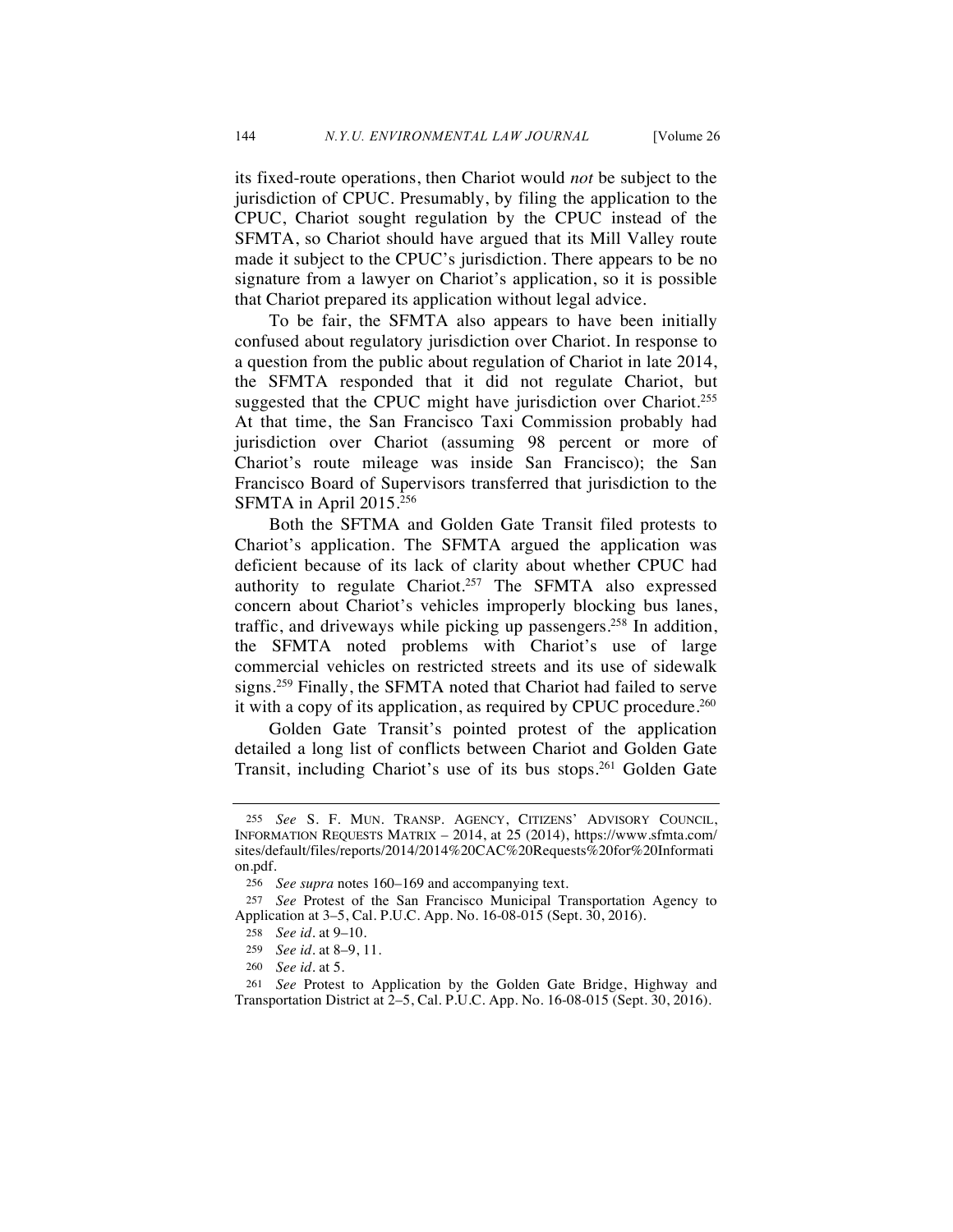its fixed-route operations, then Chariot would *not* be subject to the jurisdiction of CPUC. Presumably, by filing the application to the CPUC, Chariot sought regulation by the CPUC instead of the SFMTA, so Chariot should have argued that its Mill Valley route made it subject to the CPUC's jurisdiction. There appears to be no signature from a lawyer on Chariot's application, so it is possible that Chariot prepared its application without legal advice.

To be fair, the SFMTA also appears to have been initially confused about regulatory jurisdiction over Chariot. In response to a question from the public about regulation of Chariot in late 2014, the SFMTA responded that it did not regulate Chariot, but suggested that the CPUC might have jurisdiction over Chariot.[255] At that time, the San Francisco Taxi Commission probably had jurisdiction over Chariot (assuming 98 percent or more of Chariot's route mileage was inside San Francisco); the San Francisco Board of Supervisors transferred that jurisdiction to the SFMTA in April 2015.[256]

Both the SFTMA and Golden Gate Transit filed protests to Chariot's application. The SFMTA argued the application was deficient because of its lack of clarity about whether CPUC had authority to regulate Chariot.[257] The SFMTA also expressed concern about Chariot's vehicles improperly blocking bus lanes, traffic, and driveways while picking up passengers.[258] In addition, the SFMTA noted problems with Chariot's use of large commercial vehicles on restricted streets and its use of sidewalk signs.[259] Finally, the SFMTA noted that Chariot had failed to serve it with a copy of its application, as required by CPUC procedure.[260]

Golden Gate Transit's pointed protest of the application detailed a long list of conflicts between Chariot and Golden Gate Transit, including Chariot's use of its bus stops.[261] Golden Gate

---

255 *See* S. F. MUN. TRANSP. AGENCY, CITIZENS' ADVISORY COUNCIL, INFORMATION REQUESTS MATRIX – 2014, at 25 (2014), https://www.sfmta.com/sites/default/files/reports/2014/2014%20CAC%20Requests%20for%20Information.pdf.

256 *See supra* notes 160–169 and accompanying text.

257 *See* Protest of the San Francisco Municipal Transportation Agency to Application at 3–5, Cal. P.U.C. App. No. 16-08-015 (Sept. 30, 2016).

258 *See id.* at 9–10.

259 *See id.* at 8–9, 11.

260 *See id.* at 5.

261 *See* Protest to Application by the Golden Gate Bridge, Highway and Transportation District at 2–5, Cal. P.U.C. App. No. 16-08-015 (Sept. 30, 2016).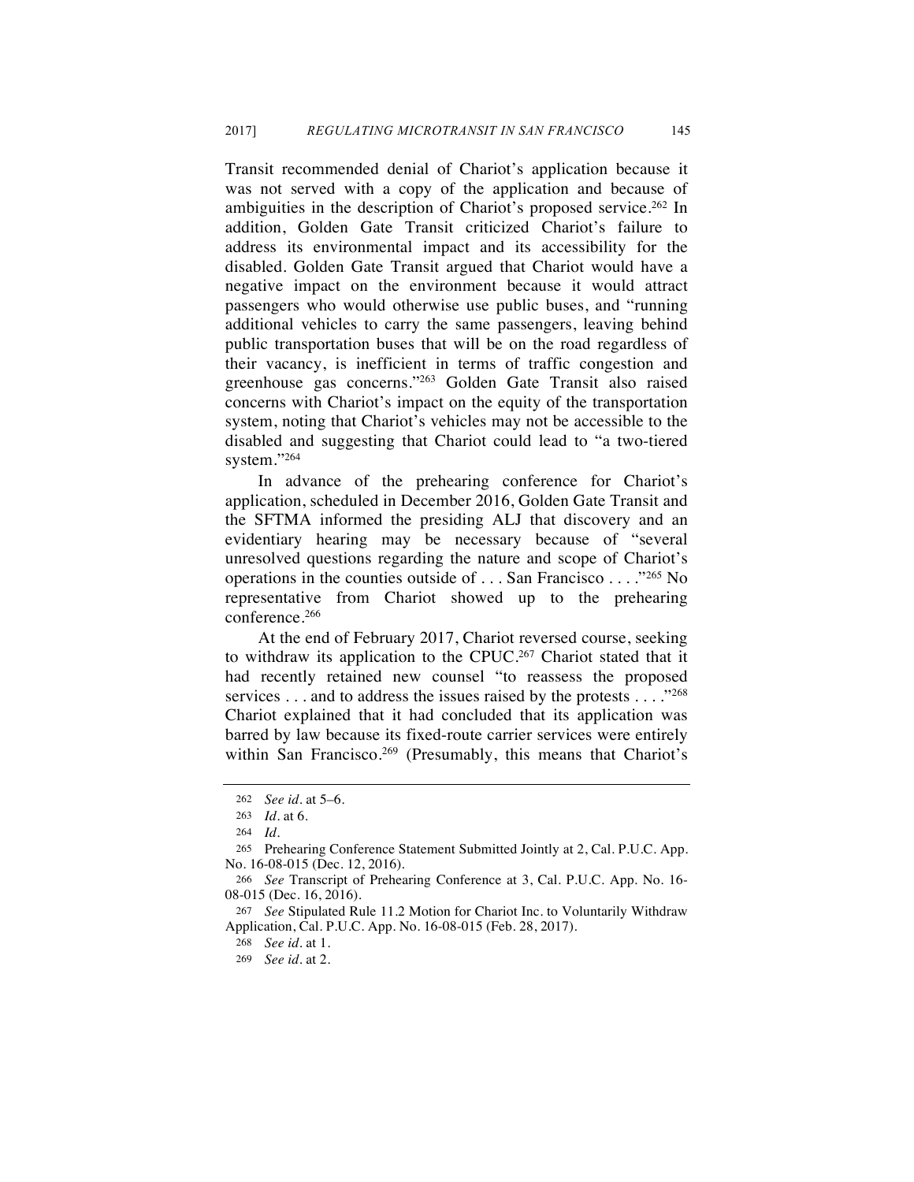Transit recommended denial of Chariot's application because it was not served with a copy of the application and because of ambiguities in the description of Chariot's proposed service.[262] In addition, Golden Gate Transit criticized Chariot's failure to address its environmental impact and its accessibility for the disabled. Golden Gate Transit argued that Chariot would have a negative impact on the environment because it would attract passengers who would otherwise use public buses, and "running additional vehicles to carry the same passengers, leaving behind public transportation buses that will be on the road regardless of their vacancy, is inefficient in terms of traffic congestion and greenhouse gas concerns."[263] Golden Gate Transit also raised concerns with Chariot's impact on the equity of the transportation system, noting that Chariot's vehicles may not be accessible to the disabled and suggesting that Chariot could lead to "a two-tiered system."[264]

In advance of the prehearing conference for Chariot's application, scheduled in December 2016, Golden Gate Transit and the SFTMA informed the presiding ALJ that discovery and an evidentiary hearing may be necessary because of "several unresolved questions regarding the nature and scope of Chariot's operations in the counties outside of . . . San Francisco . . . ."[265] No representative from Chariot showed up to the prehearing conference.[266]

At the end of February 2017, Chariot reversed course, seeking to withdraw its application to the CPUC.[267] Chariot stated that it had recently retained new counsel "to reassess the proposed services . . . and to address the issues raised by the protests . . . ."[268] Chariot explained that it had concluded that its application was barred by law because its fixed-route carrier services were entirely within San Francisco.[269] (Presumably, this means that Chariot's

---

262 *See id.* at 5–6.

263 *Id.* at 6.

264 *Id.*

265 Prehearing Conference Statement Submitted Jointly at 2, Cal. P.U.C. App. No. 16-08-015 (Dec. 12, 2016).

266 *See* Transcript of Prehearing Conference at 3, Cal. P.U.C. App. No. 16-08-015 (Dec. 16, 2016).

267 *See* Stipulated Rule 11.2 Motion for Chariot Inc. to Voluntarily Withdraw Application, Cal. P.U.C. App. No. 16-08-015 (Feb. 28, 2017).

268 *See id.* at 1.

269 *See id.* at 2.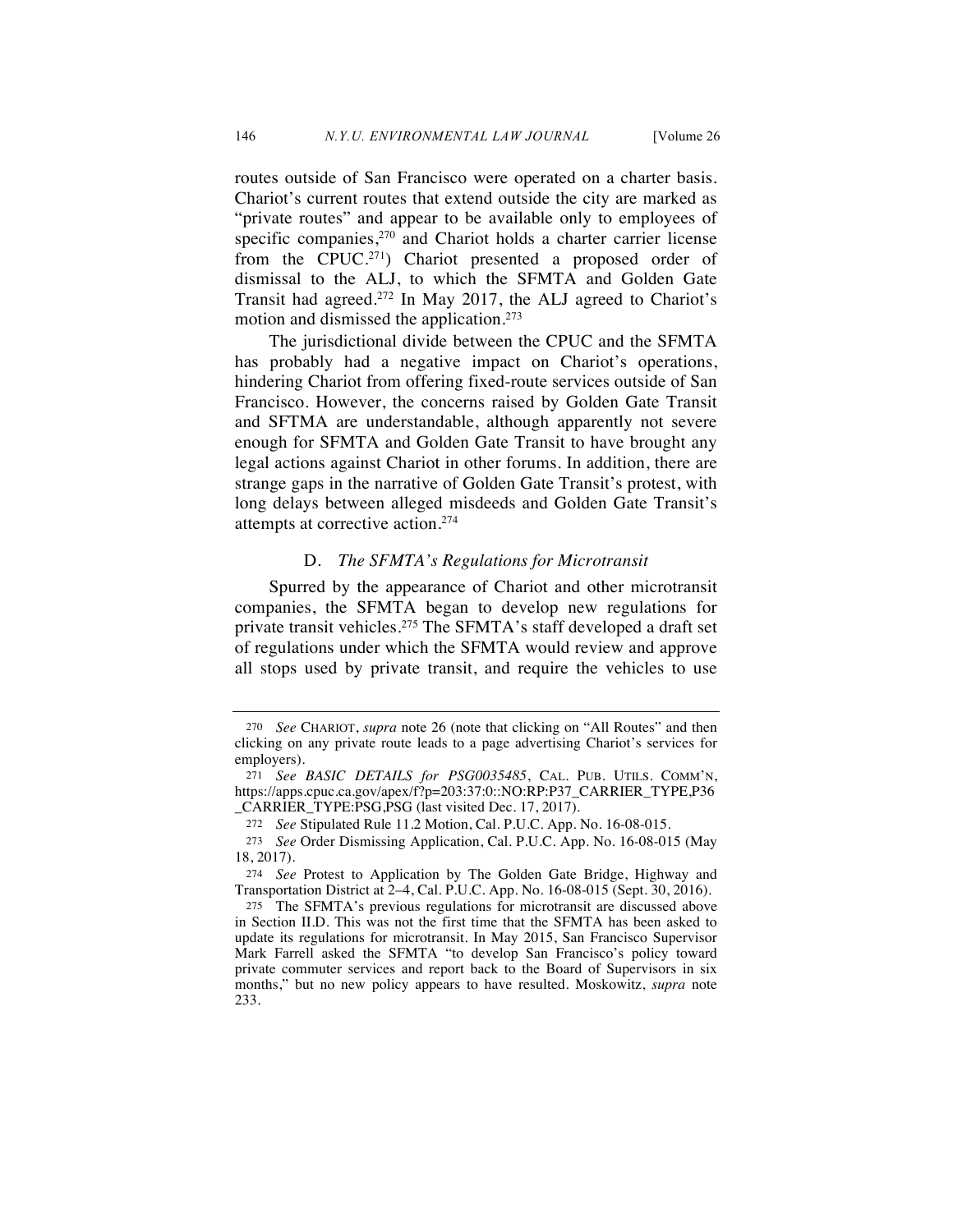routes outside of San Francisco were operated on a charter basis. Chariot's current routes that extend outside the city are marked as "private routes" and appear to be available only to employees of specific companies,[270] and Chariot holds a charter carrier license from the CPUC.[271]) Chariot presented a proposed order of dismissal to the ALJ, to which the SFMTA and Golden Gate Transit had agreed.[272] In May 2017, the ALJ agreed to Chariot's motion and dismissed the application.[273]

The jurisdictional divide between the CPUC and the SFMTA has probably had a negative impact on Chariot's operations, hindering Chariot from offering fixed-route services outside of San Francisco. However, the concerns raised by Golden Gate Transit and SFTMA are understandable, although apparently not severe enough for SFMTA and Golden Gate Transit to have brought any legal actions against Chariot in other forums. In addition, there are strange gaps in the narrative of Golden Gate Transit's protest, with long delays between alleged misdeeds and Golden Gate Transit's attempts at corrective action.[274]

### D. *The SFMTA's Regulations for Microtransit*

Spurred by the appearance of Chariot and other microtransit companies, the SFMTA began to develop new regulations for private transit vehicles.[275] The SFMTA's staff developed a draft set of regulations under which the SFMTA would review and approve all stops used by private transit, and require the vehicles to use

---

270 *See* CHARIOT, *supra* note 26 (note that clicking on "All Routes" and then clicking on any private route leads to a page advertising Chariot's services for employers).

271 *See BASIC DETAILS for PSG0035485*, CAL. PUB. UTILS. COMM'N, https://apps.cpuc.ca.gov/apex/f?p=203:37:0::NO:RP:P37_CARRIER_TYPE,P36_CARRIER_TYPE:PSG,PSG (last visited Dec. 17, 2017).

272 *See* Stipulated Rule 11.2 Motion, Cal. P.U.C. App. No. 16-08-015.

273 *See* Order Dismissing Application, Cal. P.U.C. App. No. 16-08-015 (May 18, 2017).

274 *See* Protest to Application by The Golden Gate Bridge, Highway and Transportation District at 2–4, Cal. P.U.C. App. No. 16-08-015 (Sept. 30, 2016).

275 The SFMTA's previous regulations for microtransit are discussed above in Section II.D. This was not the first time that the SFMTA has been asked to update its regulations for microtransit. In May 2015, San Francisco Supervisor Mark Farrell asked the SFMTA "to develop San Francisco's policy toward private commuter services and report back to the Board of Supervisors in six months," but no new policy appears to have resulted. Moskowitz, *supra* note 233.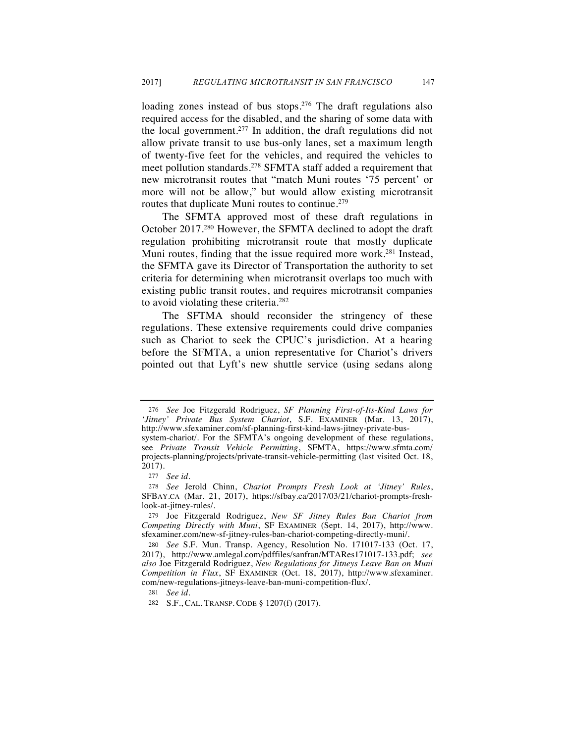loading zones instead of bus stops.[276] The draft regulations also required access for the disabled, and the sharing of some data with the local government.[277] In addition, the draft regulations did not allow private transit to use bus-only lanes, set a maximum length of twenty-five feet for the vehicles, and required the vehicles to meet pollution standards.[278] SFMTA staff added a requirement that new microtransit routes that "match Muni routes '75 percent' or more will not be allow," but would allow existing microtransit routes that duplicate Muni routes to continue.[279]

The SFMTA approved most of these draft regulations in October 2017.[280] However, the SFMTA declined to adopt the draft regulation prohibiting microtransit route that mostly duplicate Muni routes, finding that the issue required more work.[281] Instead, the SFMTA gave its Director of Transportation the authority to set criteria for determining when microtransit overlaps too much with existing public transit routes, and requires microtransit companies to avoid violating these criteria.[282]

The SFTMA should reconsider the stringency of these regulations. These extensive requirements could drive companies such as Chariot to seek the CPUC's jurisdiction. At a hearing before the SFMTA, a union representative for Chariot's drivers pointed out that Lyft's new shuttle service (using sedans along

---

276 *See* Joe Fitzgerald Rodriguez, *SF Planning First-of-Its-Kind Laws for 'Jitney' Private Bus System Chariot*, S.F. EXAMINER (Mar. 13, 2017), http://www.sfexaminer.com/sf-planning-first-kind-laws-jitney-private-bus-system-chariot/. For the SFMTA's ongoing development of these regulations, see *Private Transit Vehicle Permitting*, SFMTA, https://www.sfmta.com/projects-planning/projects/private-transit-vehicle-permitting (last visited Oct. 18, 2017).

277 *See id.*

278 *See* Jerold Chinn, *Chariot Prompts Fresh Look at 'Jitney' Rules*, SFBAY.CA (Mar. 21, 2017), https://sfbay.ca/2017/03/21/chariot-prompts-fresh-look-at-jitney-rules/.

279 Joe Fitzgerald Rodriguez, *New SF Jitney Rules Ban Chariot from Competing Directly with Muni*, SF EXAMINER (Sept. 14, 2017), http://www.sfexaminer.com/new-sf-jitney-rules-ban-chariot-competing-directly-muni/.

280 *See* S.F. Mun. Transp. Agency, Resolution No. 171017-133 (Oct. 17, 2017), http://www.amlegal.com/pdffiles/sanfran/MTARes171017-133.pdf; *see also* Joe Fitzgerald Rodriguez, *New Regulations for Jitneys Leave Ban on Muni Competition in Flux*, SF EXAMINER (Oct. 18, 2017), http://www.sfexaminer.com/new-regulations-jitneys-leave-ban-muni-competition-flux/.

281 *See id.*

282 S.F., CAL. TRANSP. CODE § 1207(f) (2017).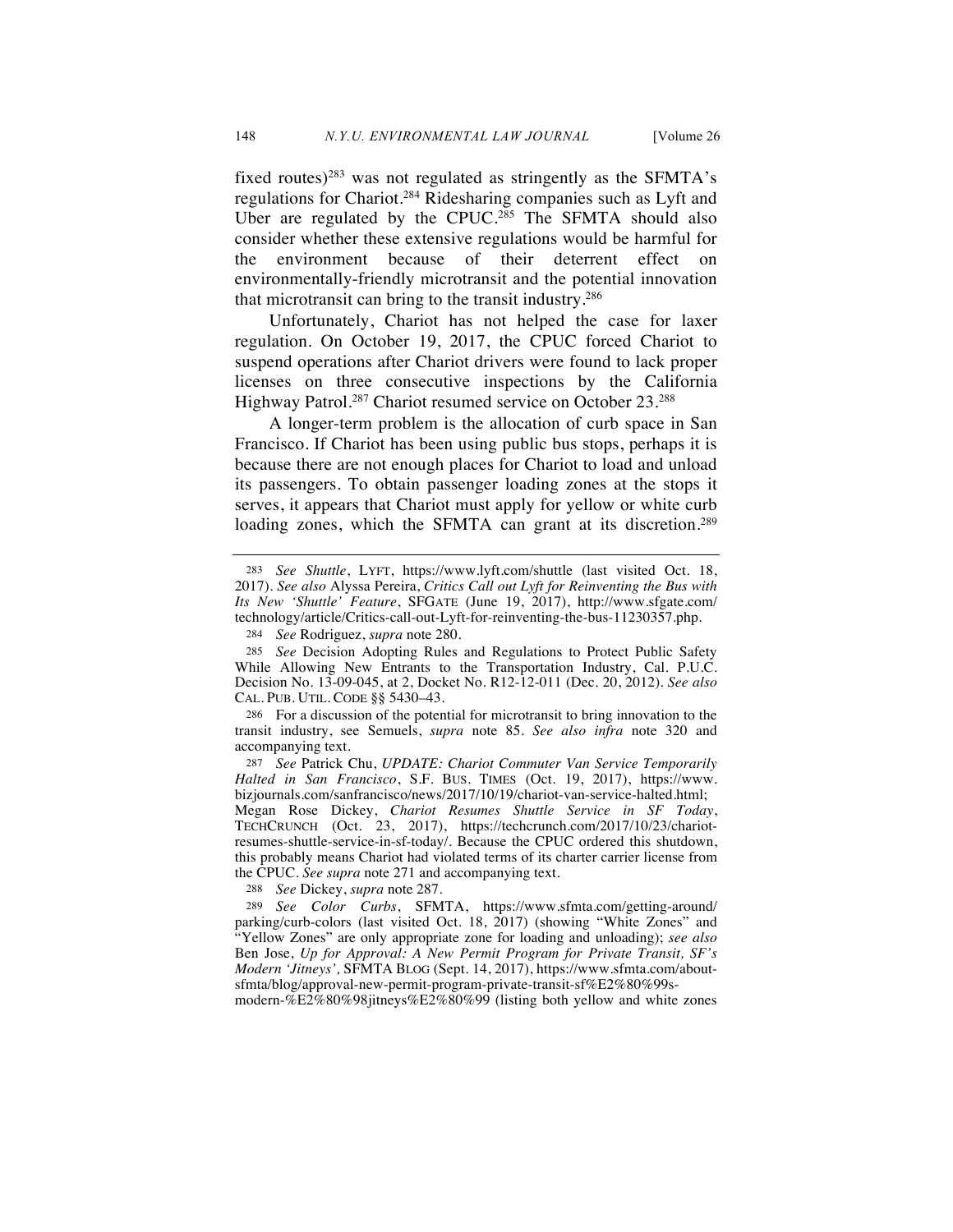fixed routes)[283] was not regulated as stringently as the SFMTA's regulations for Chariot.[284] Ridesharing companies such as Lyft and Uber are regulated by the CPUC.[285] The SFMTA should also consider whether these extensive regulations would be harmful for the environment because of their deterrent effect on environmentally-friendly microtransit and the potential innovation that microtransit can bring to the transit industry.[286]

Unfortunately, Chariot has not helped the case for laxer regulation. On October 19, 2017, the CPUC forced Chariot to suspend operations after Chariot drivers were found to lack proper licenses on three consecutive inspections by the California Highway Patrol.[287] Chariot resumed service on October 23.[288]

A longer-term problem is the allocation of curb space in San Francisco. If Chariot has been using public bus stops, perhaps it is because there are not enough places for Chariot to load and unload its passengers. To obtain passenger loading zones at the stops it serves, it appears that Chariot must apply for yellow or white curb loading zones, which the SFMTA can grant at its discretion.[289]

---

283 *See Shuttle*, LYFT, https://www.lyft.com/shuttle (last visited Oct. 18, 2017). *See also* Alyssa Pereira, *Critics Call out Lyft for Reinventing the Bus with Its New 'Shuttle' Feature*, SFGATE (June 19, 2017), http://www.sfgate.com/technology/article/Critics-call-out-Lyft-for-reinventing-the-bus-11230357.php.

284 *See* Rodriguez, *supra* note 280.

285 *See* Decision Adopting Rules and Regulations to Protect Public Safety While Allowing New Entrants to the Transportation Industry, Cal. P.U.C. Decision No. 13-09-045, at 2, Docket No. R12-12-011 (Dec. 20, 2012). *See also* CAL. PUB. UTIL. CODE §§ 5430–43.

286 For a discussion of the potential for microtransit to bring innovation to the transit industry, see Semuels, *supra* note 85. *See also infra* note 320 and accompanying text.

287 *See* Patrick Chu, *UPDATE: Chariot Commuter Van Service Temporarily Halted in San Francisco*, S.F. BUS. TIMES (Oct. 19, 2017), https://www.bizjournals.com/sanfrancisco/news/2017/10/19/chariot-van-service-halted.html; Megan Rose Dickey, *Chariot Resumes Shuttle Service in SF Today*, TECHCRUNCH (Oct. 23, 2017), https://techcrunch.com/2017/10/23/chariot-resumes-shuttle-service-in-sf-today/. Because the CPUC ordered this shutdown, this probably means Chariot had violated terms of its charter carrier license from the CPUC. *See supra* note 271 and accompanying text.

288 *See* Dickey, *supra* note 287.

289 *See Color Curbs*, SFMTA, https://www.sfmta.com/getting-around/parking/curb-colors (last visited Oct. 18, 2017) (showing "White Zones" and "Yellow Zones" are only appropriate zone for loading and unloading); *see also* Ben Jose, *Up for Approval: A New Permit Program for Private Transit, SF's Modern 'Jitneys'*, SFMTA BLOG (Sept. 14, 2017), https://www.sfmta.com/about-sfmta/blog/approval-new-permit-program-private-transit-sf%E2%80%99s-modern-%E2%80%98jitneys%E2%80%99 (listing both yellow and white zones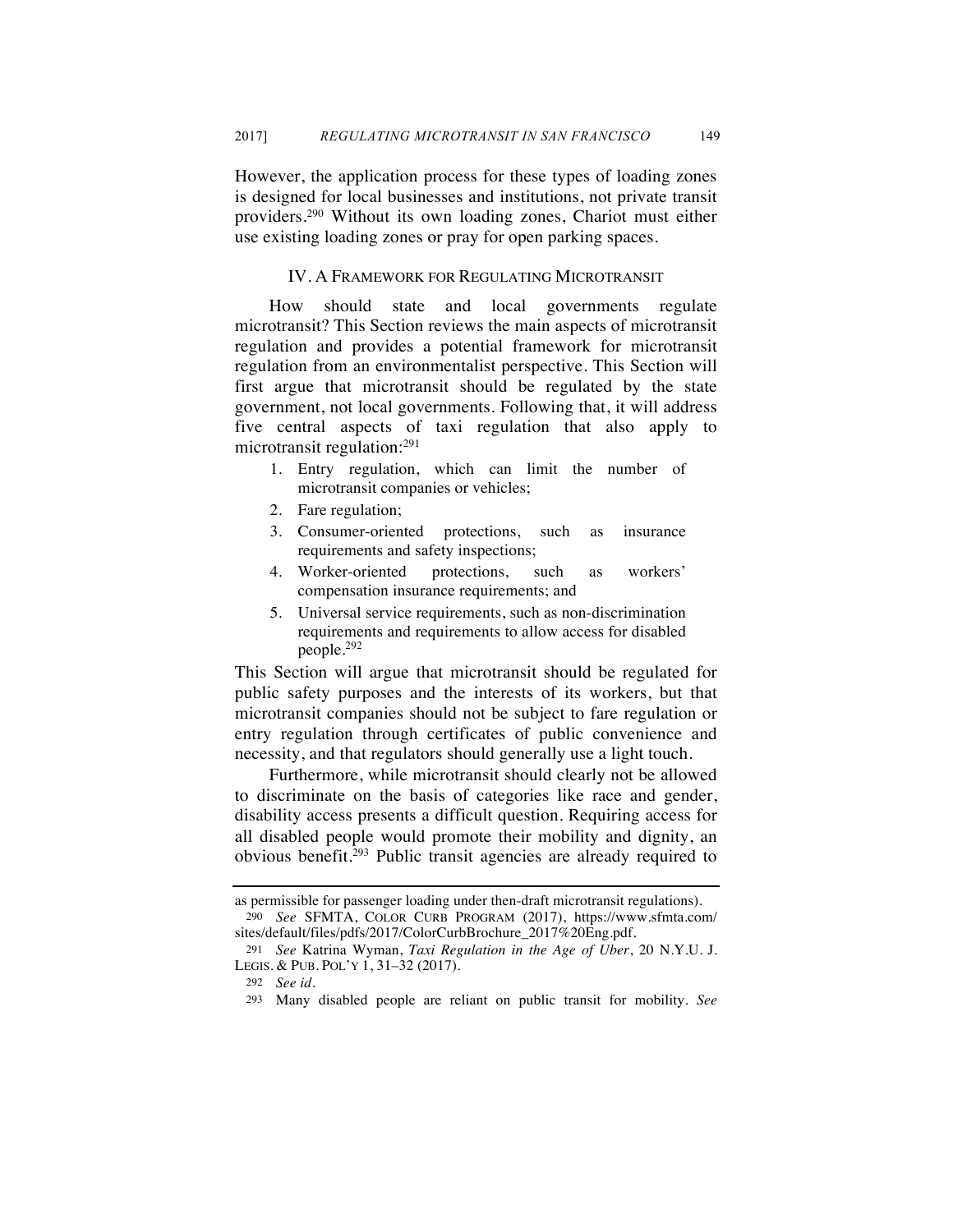However, the application process for these types of loading zones is designed for local businesses and institutions, not private transit providers.[290] Without its own loading zones, Chariot must either use existing loading zones or pray for open parking spaces.

## IV. A FRAMEWORK FOR REGULATING MICROTRANSIT

How should state and local governments regulate microtransit? This Section reviews the main aspects of microtransit regulation and provides a potential framework for microtransit regulation from an environmentalist perspective. This Section will first argue that microtransit should be regulated by the state government, not local governments. Following that, it will address five central aspects of taxi regulation that also apply to microtransit regulation:[291]

1. Entry regulation, which can limit the number of microtransit companies or vehicles;
2. Fare regulation;
3. Consumer-oriented protections, such as insurance requirements and safety inspections;
4. Worker-oriented protections, such as workers' compensation insurance requirements; and
5. Universal service requirements, such as non-discrimination requirements and requirements to allow access for disabled people.[292]

This Section will argue that microtransit should be regulated for public safety purposes and the interests of its workers, but that microtransit companies should not be subject to fare regulation or entry regulation through certificates of public convenience and necessity, and that regulators should generally use a light touch.

Furthermore, while microtransit should clearly not be allowed to discriminate on the basis of categories like race and gender, disability access presents a difficult question. Requiring access for all disabled people would promote their mobility and dignity, an obvious benefit.[293] Public transit agencies are already required to

---

as permissible for passenger loading under then-draft microtransit regulations).

290 *See* SFMTA, COLOR CURB PROGRAM (2017), https://www.sfmta.com/sites/default/files/pdfs/2017/ColorCurbBrochure_2017%20Eng.pdf.

291 *See* Katrina Wyman, *Taxi Regulation in the Age of Uber*, 20 N.Y.U. J. LEGIS. & PUB. POL'Y 1, 31–32 (2017).

292 *See id.*

293 Many disabled people are reliant on public transit for mobility. *See*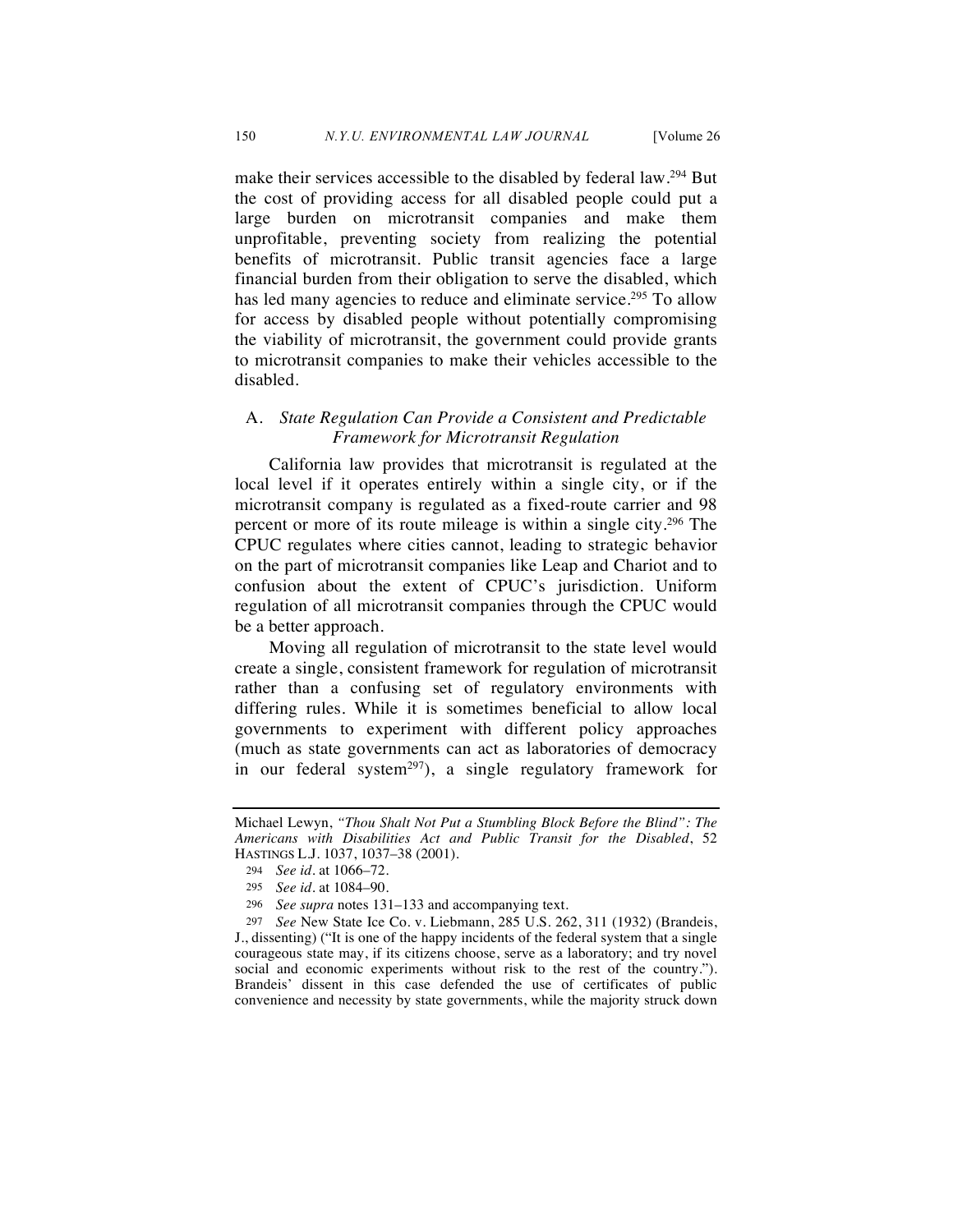make their services accessible to the disabled by federal law.[294] But the cost of providing access for all disabled people could put a large burden on microtransit companies and make them unprofitable, preventing society from realizing the potential benefits of microtransit. Public transit agencies face a large financial burden from their obligation to serve the disabled, which has led many agencies to reduce and eliminate service.[295] To allow for access by disabled people without potentially compromising the viability of microtransit, the government could provide grants to microtransit companies to make their vehicles accessible to the disabled.

### A. *State Regulation Can Provide a Consistent and Predictable Framework for Microtransit Regulation*

California law provides that microtransit is regulated at the local level if it operates entirely within a single city, or if the microtransit company is regulated as a fixed-route carrier and 98 percent or more of its route mileage is within a single city.[296] The CPUC regulates where cities cannot, leading to strategic behavior on the part of microtransit companies like Leap and Chariot and to confusion about the extent of CPUC's jurisdiction. Uniform regulation of all microtransit companies through the CPUC would be a better approach.

Moving all regulation of microtransit to the state level would create a single, consistent framework for regulation of microtransit rather than a confusing set of regulatory environments with differing rules. While it is sometimes beneficial to allow local governments to experiment with different policy approaches (much as state governments can act as laboratories of democracy in our federal system[297]), a single regulatory framework for

---

Michael Lewyn, *"Thou Shalt Not Put a Stumbling Block Before the Blind": The Americans with Disabilities Act and Public Transit for the Disabled*, 52 HASTINGS L.J. 1037, 1037–38 (2001).

[294] *See id.* at 1066–72.

[295] *See id.* at 1084–90.

[296] *See supra* notes 131–133 and accompanying text.

[297] *See* New State Ice Co. v. Liebmann, 285 U.S. 262, 311 (1932) (Brandeis, J., dissenting) ("It is one of the happy incidents of the federal system that a single courageous state may, if its citizens choose, serve as a laboratory; and try novel social and economic experiments without risk to the rest of the country."). Brandeis' dissent in this case defended the use of certificates of public convenience and necessity by state governments, while the majority struck down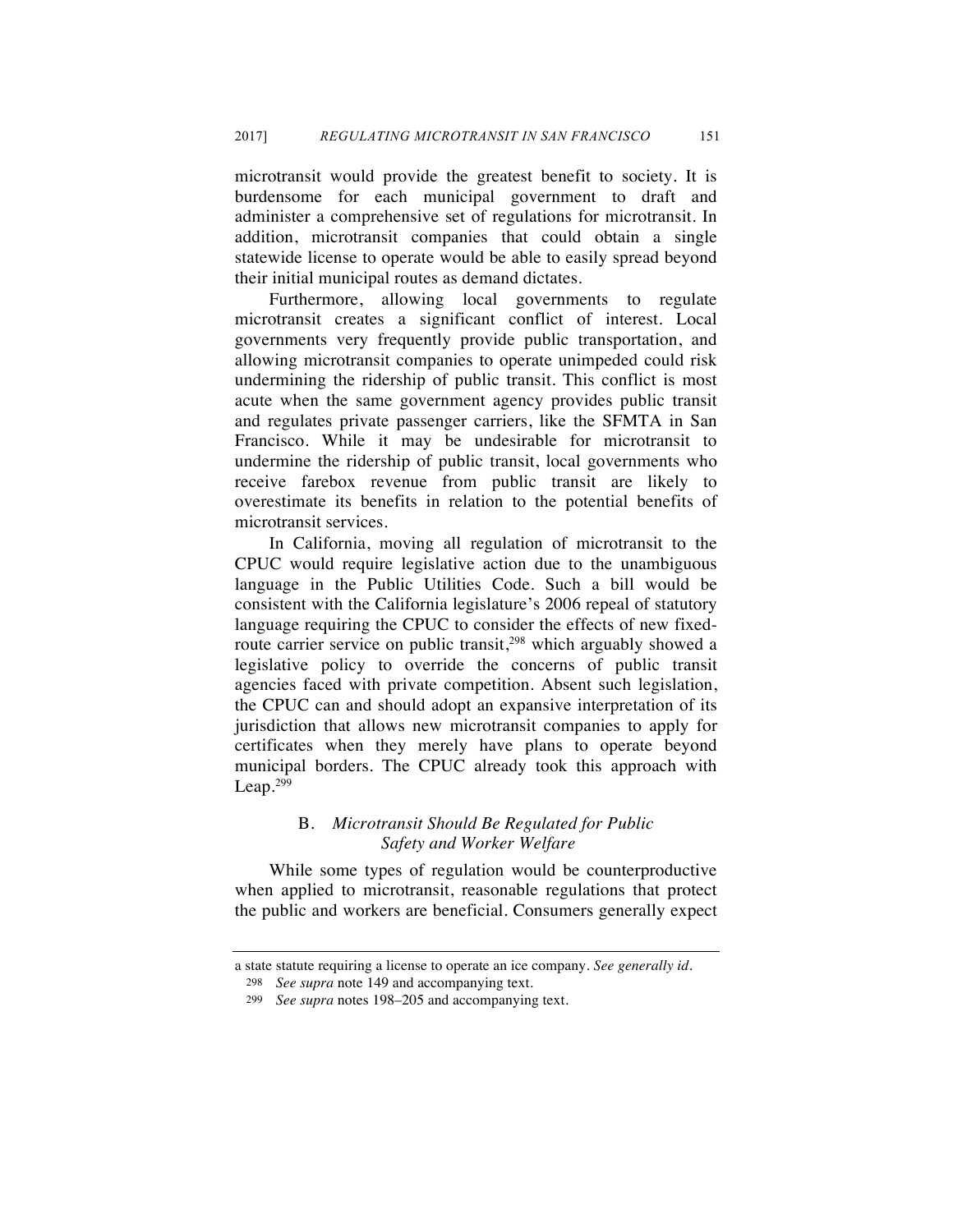microtransit would provide the greatest benefit to society. It is burdensome for each municipal government to draft and administer a comprehensive set of regulations for microtransit. In addition, microtransit companies that could obtain a single statewide license to operate would be able to easily spread beyond their initial municipal routes as demand dictates.

Furthermore, allowing local governments to regulate microtransit creates a significant conflict of interest. Local governments very frequently provide public transportation, and allowing microtransit companies to operate unimpeded could risk undermining the ridership of public transit. This conflict is most acute when the same government agency provides public transit and regulates private passenger carriers, like the SFMTA in San Francisco. While it may be undesirable for microtransit to undermine the ridership of public transit, local governments who receive farebox revenue from public transit are likely to overestimate its benefits in relation to the potential benefits of microtransit services.

In California, moving all regulation of microtransit to the CPUC would require legislative action due to the unambiguous language in the Public Utilities Code. Such a bill would be consistent with the California legislature's 2006 repeal of statutory language requiring the CPUC to consider the effects of new fixed-route carrier service on public transit,[298] which arguably showed a legislative policy to override the concerns of public transit agencies faced with private competition. Absent such legislation, the CPUC can and should adopt an expansive interpretation of its jurisdiction that allows new microtransit companies to apply for certificates when they merely have plans to operate beyond municipal borders. The CPUC already took this approach with Leap.[299]

### B. *Microtransit Should Be Regulated for Public Safety and Worker Welfare*

While some types of regulation would be counterproductive when applied to microtransit, reasonable regulations that protect the public and workers are beneficial. Consumers generally expect

---

a state statute requiring a license to operate an ice company. *See generally id.*

298 *See supra* note 149 and accompanying text.

299 *See supra* notes 198–205 and accompanying text.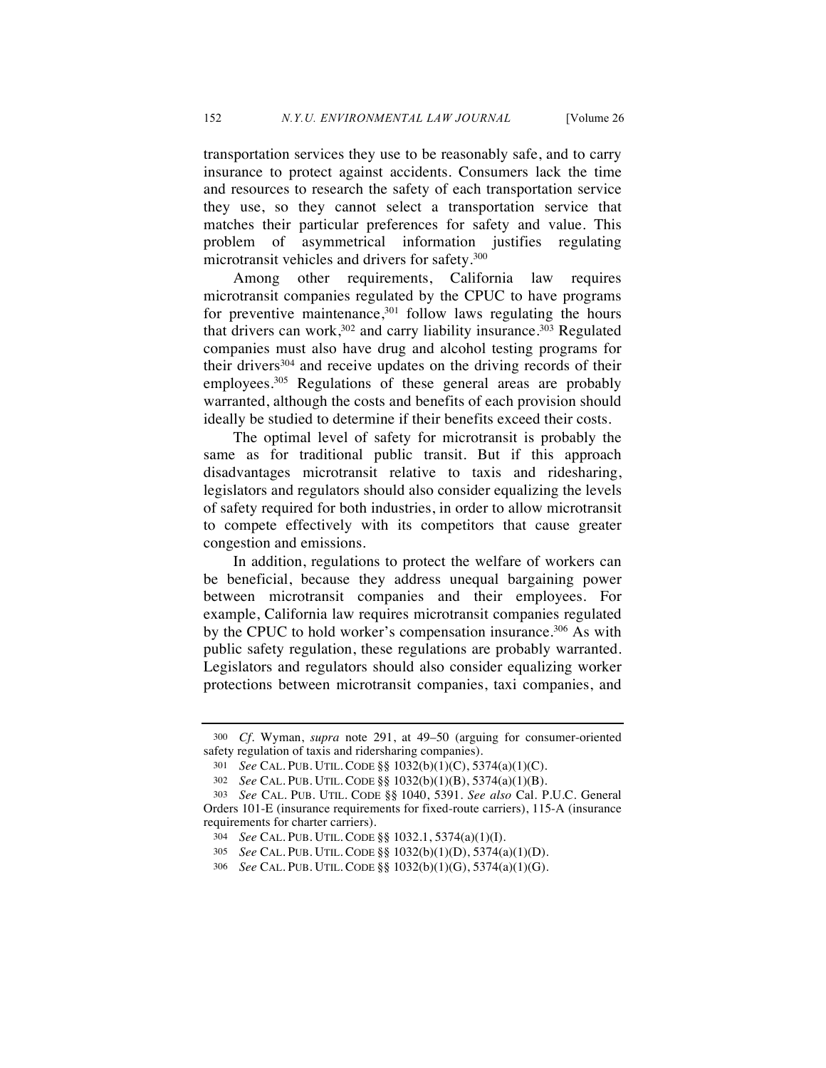transportation services they use to be reasonably safe, and to carry insurance to protect against accidents. Consumers lack the time and resources to research the safety of each transportation service they use, so they cannot select a transportation service that matches their particular preferences for safety and value. This problem of asymmetrical information justifies regulating microtransit vehicles and drivers for safety.[300]

Among other requirements, California law requires microtransit companies regulated by the CPUC to have programs for preventive maintenance,[301] follow laws regulating the hours that drivers can work,[302] and carry liability insurance.[303] Regulated companies must also have drug and alcohol testing programs for their drivers[304] and receive updates on the driving records of their employees.[305] Regulations of these general areas are probably warranted, although the costs and benefits of each provision should ideally be studied to determine if their benefits exceed their costs.

The optimal level of safety for microtransit is probably the same as for traditional public transit. But if this approach disadvantages microtransit relative to taxis and ridesharing, legislators and regulators should also consider equalizing the levels of safety required for both industries, in order to allow microtransit to compete effectively with its competitors that cause greater congestion and emissions.

In addition, regulations to protect the welfare of workers can be beneficial, because they address unequal bargaining power between microtransit companies and their employees. For example, California law requires microtransit companies regulated by the CPUC to hold worker's compensation insurance.[306] As with public safety regulation, these regulations are probably warranted. Legislators and regulators should also consider equalizing worker protections between microtransit companies, taxi companies, and

---

300 *Cf.* Wyman, *supra* note 291, at 49–50 (arguing for consumer-oriented safety regulation of taxis and ridersharing companies).

301 *See* CAL. PUB. UTIL. CODE §§ 1032(b)(1)(C), 5374(a)(1)(C).

302 *See* CAL. PUB. UTIL. CODE §§ 1032(b)(1)(B), 5374(a)(1)(B).

303 *See* CAL. PUB. UTIL. CODE §§ 1040, 5391. *See also* Cal. P.U.C. General Orders 101-E (insurance requirements for fixed-route carriers), 115-A (insurance requirements for charter carriers).

304 *See* CAL. PUB. UTIL. CODE §§ 1032.1, 5374(a)(1)(I).

305 *See* CAL. PUB. UTIL. CODE §§ 1032(b)(1)(D), 5374(a)(1)(D).

306 *See* CAL. PUB. UTIL. CODE §§ 1032(b)(1)(G), 5374(a)(1)(G).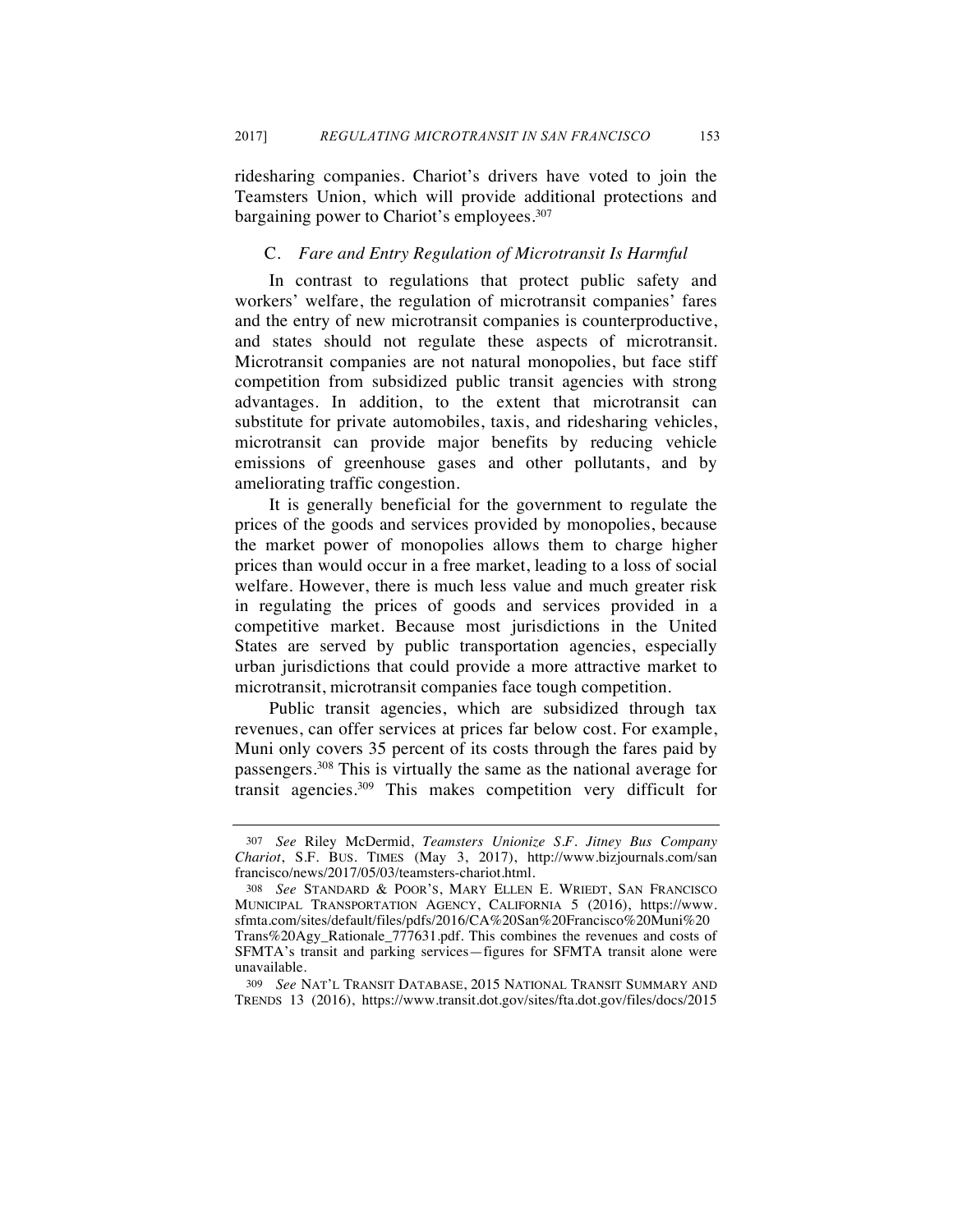ridesharing companies. Chariot's drivers have voted to join the Teamsters Union, which will provide additional protections and bargaining power to Chariot's employees.[307]

### C. *Fare and Entry Regulation of Microtransit Is Harmful*

In contrast to regulations that protect public safety and workers' welfare, the regulation of microtransit companies' fares and the entry of new microtransit companies is counterproductive, and states should not regulate these aspects of microtransit. Microtransit companies are not natural monopolies, but face stiff competition from subsidized public transit agencies with strong advantages. In addition, to the extent that microtransit can substitute for private automobiles, taxis, and ridesharing vehicles, microtransit can provide major benefits by reducing vehicle emissions of greenhouse gases and other pollutants, and by ameliorating traffic congestion.

It is generally beneficial for the government to regulate the prices of the goods and services provided by monopolies, because the market power of monopolies allows them to charge higher prices than would occur in a free market, leading to a loss of social welfare. However, there is much less value and much greater risk in regulating the prices of goods and services provided in a competitive market. Because most jurisdictions in the United States are served by public transportation agencies, especially urban jurisdictions that could provide a more attractive market to microtransit, microtransit companies face tough competition.

Public transit agencies, which are subsidized through tax revenues, can offer services at prices far below cost. For example, Muni only covers 35 percent of its costs through the fares paid by passengers.[308] This is virtually the same as the national average for transit agencies.[309] This makes competition very difficult for

---

[307] *See* Riley McDermid, *Teamsters Unionize S.F. Jitney Bus Company Chariot*, S.F. BUS. TIMES (May 3, 2017), http://www.bizjournals.com/sanfrancisco/news/2017/05/03/teamsters-chariot.html.

[308] *See* STANDARD & POOR'S, MARY ELLEN E. WRIEDT, SAN FRANCISCO MUNICIPAL TRANSPORTATION AGENCY, CALIFORNIA 5 (2016), https://www.sfmta.com/sites/default/files/pdfs/2016/CA%20San%20Francisco%20Muni%20Trans%20Agy_Rationale_777631.pdf. This combines the revenues and costs of SFMTA's transit and parking services—figures for SFMTA transit alone were unavailable.

[309] *See* NAT'L TRANSIT DATABASE, 2015 NATIONAL TRANSIT SUMMARY AND TRENDS 13 (2016), https://www.transit.dot.gov/sites/fta.dot.gov/files/docs/2015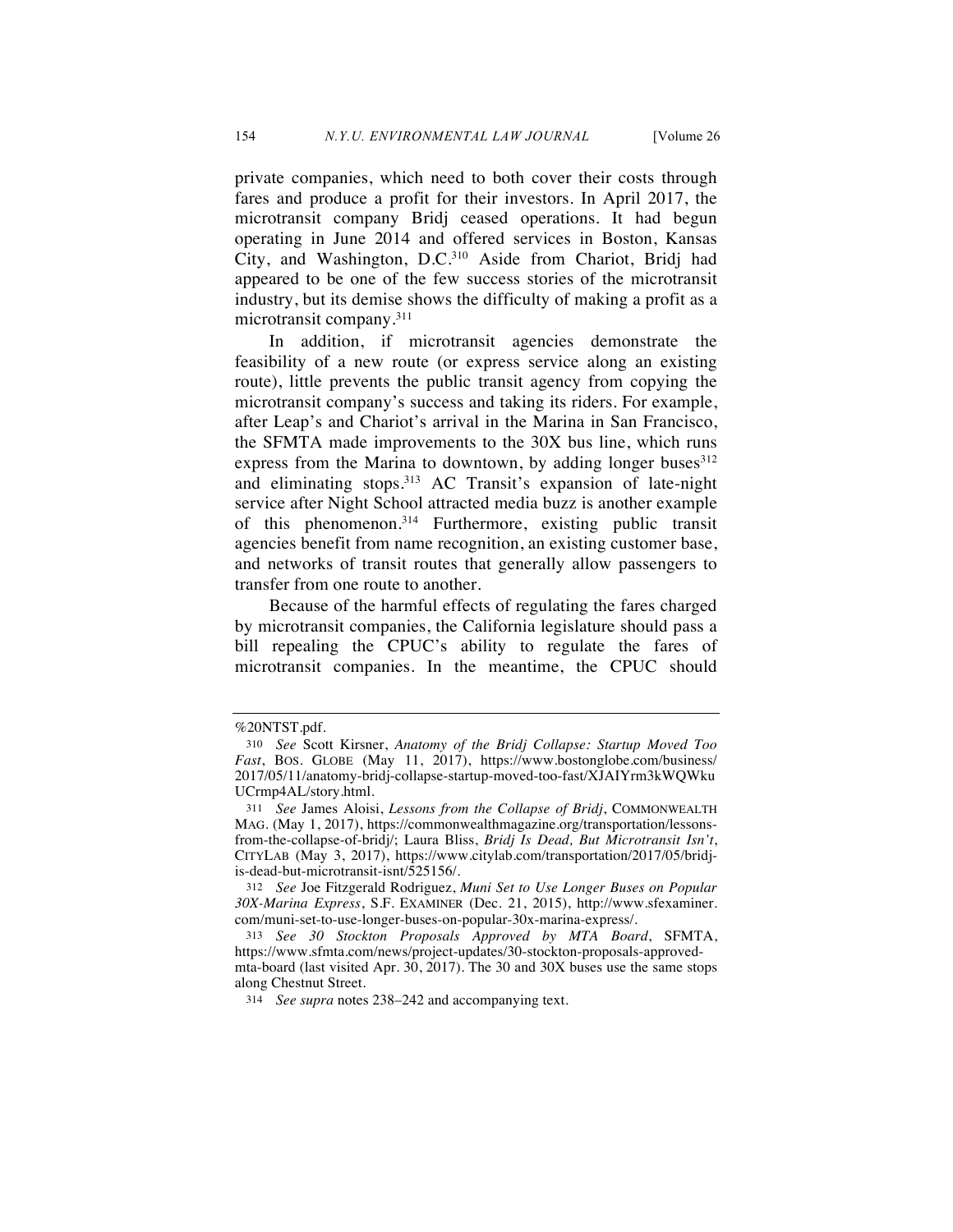private companies, which need to both cover their costs through fares and produce a profit for their investors. In April 2017, the microtransit company Bridj ceased operations. It had begun operating in June 2014 and offered services in Boston, Kansas City, and Washington, D.C.[310] Aside from Chariot, Bridj had appeared to be one of the few success stories of the microtransit industry, but its demise shows the difficulty of making a profit as a microtransit company.[311]

In addition, if microtransit agencies demonstrate the feasibility of a new route (or express service along an existing route), little prevents the public transit agency from copying the microtransit company's success and taking its riders. For example, after Leap's and Chariot's arrival in the Marina in San Francisco, the SFMTA made improvements to the 30X bus line, which runs express from the Marina to downtown, by adding longer buses[312] and eliminating stops.[313] AC Transit's expansion of late-night service after Night School attracted media buzz is another example of this phenomenon.[314] Furthermore, existing public transit agencies benefit from name recognition, an existing customer base, and networks of transit routes that generally allow passengers to transfer from one route to another.

Because of the harmful effects of regulating the fares charged by microtransit companies, the California legislature should pass a bill repealing the CPUC's ability to regulate the fares of microtransit companies. In the meantime, the CPUC should

---

%20NTST.pdf.

310 *See* Scott Kirsner, *Anatomy of the Bridj Collapse: Startup Moved Too Fast*, BOS. GLOBE (May 11, 2017), https://www.bostonglobe.com/business/2017/05/11/anatomy-bridj-collapse-startup-moved-too-fast/XJAIYrm3kWQWkuUCrmp4AL/story.html.

311 *See* James Aloisi, *Lessons from the Collapse of Bridj*, COMMONWEALTH MAG. (May 1, 2017), https://commonwealthmagazine.org/transportation/lessons-from-the-collapse-of-bridj/; Laura Bliss, *Bridj Is Dead, But Microtransit Isn't*, CITYLAB (May 3, 2017), https://www.citylab.com/transportation/2017/05/bridj-is-dead-but-microtransit-isnt/525156/.

312 *See* Joe Fitzgerald Rodriguez, *Muni Set to Use Longer Buses on Popular 30X-Marina Express*, S.F. EXAMINER (Dec. 21, 2015), http://www.sfexaminer.com/muni-set-to-use-longer-buses-on-popular-30x-marina-express/.

313 *See 30 Stockton Proposals Approved by MTA Board*, SFMTA, https://www.sfmta.com/news/project-updates/30-stockton-proposals-approved-mta-board (last visited Apr. 30, 2017). The 30 and 30X buses use the same stops along Chestnut Street.

314 *See supra* notes 238–242 and accompanying text.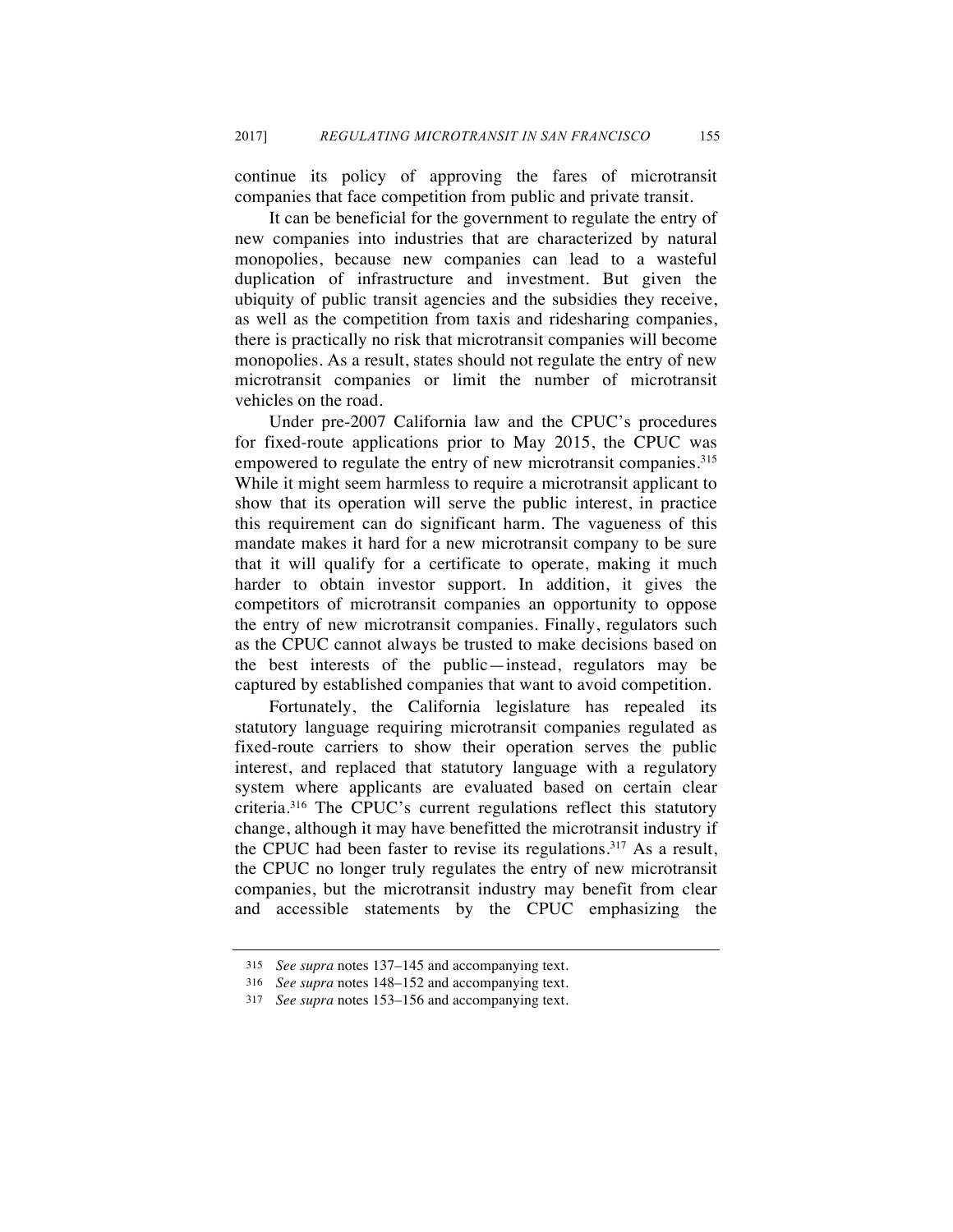continue its policy of approving the fares of microtransit companies that face competition from public and private transit.

It can be beneficial for the government to regulate the entry of new companies into industries that are characterized by natural monopolies, because new companies can lead to a wasteful duplication of infrastructure and investment. But given the ubiquity of public transit agencies and the subsidies they receive, as well as the competition from taxis and ridesharing companies, there is practically no risk that microtransit companies will become monopolies. As a result, states should not regulate the entry of new microtransit companies or limit the number of microtransit vehicles on the road.

Under pre-2007 California law and the CPUC's procedures for fixed-route applications prior to May 2015, the CPUC was empowered to regulate the entry of new microtransit companies.[315] While it might seem harmless to require a microtransit applicant to show that its operation will serve the public interest, in practice this requirement can do significant harm. The vagueness of this mandate makes it hard for a new microtransit company to be sure that it will qualify for a certificate to operate, making it much harder to obtain investor support. In addition, it gives the competitors of microtransit companies an opportunity to oppose the entry of new microtransit companies. Finally, regulators such as the CPUC cannot always be trusted to make decisions based on the best interests of the public—instead, regulators may be captured by established companies that want to avoid competition.

Fortunately, the California legislature has repealed its statutory language requiring microtransit companies regulated as fixed-route carriers to show their operation serves the public interest, and replaced that statutory language with a regulatory system where applicants are evaluated based on certain clear criteria.[316] The CPUC's current regulations reflect this statutory change, although it may have benefitted the microtransit industry if the CPUC had been faster to revise its regulations.[317] As a result, the CPUC no longer truly regulates the entry of new microtransit companies, but the microtransit industry may benefit from clear and accessible statements by the CPUC emphasizing the

---

315 *See supra* notes 137–145 and accompanying text.

316 *See supra* notes 148–152 and accompanying text.

317 *See supra* notes 153–156 and accompanying text.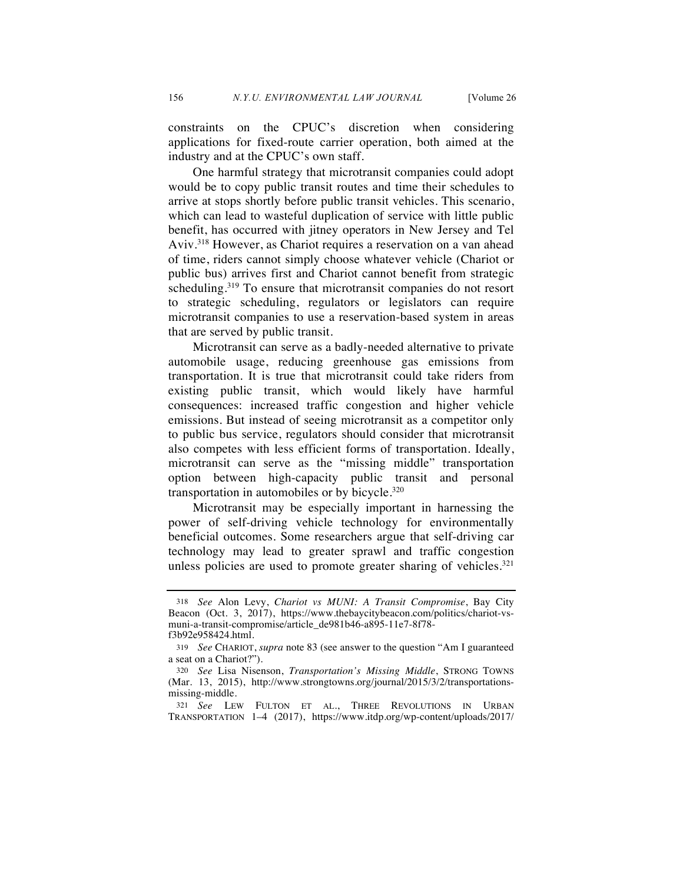constraints on the CPUC's discretion when considering applications for fixed-route carrier operation, both aimed at the industry and at the CPUC's own staff.

One harmful strategy that microtransit companies could adopt would be to copy public transit routes and time their schedules to arrive at stops shortly before public transit vehicles. This scenario, which can lead to wasteful duplication of service with little public benefit, has occurred with jitney operators in New Jersey and Tel Aviv.[318] However, as Chariot requires a reservation on a van ahead of time, riders cannot simply choose whatever vehicle (Chariot or public bus) arrives first and Chariot cannot benefit from strategic scheduling.[319] To ensure that microtransit companies do not resort to strategic scheduling, regulators or legislators can require microtransit companies to use a reservation-based system in areas that are served by public transit.

Microtransit can serve as a badly-needed alternative to private automobile usage, reducing greenhouse gas emissions from transportation. It is true that microtransit could take riders from existing public transit, which would likely have harmful consequences: increased traffic congestion and higher vehicle emissions. But instead of seeing microtransit as a competitor only to public bus service, regulators should consider that microtransit also competes with less efficient forms of transportation. Ideally, microtransit can serve as the "missing middle" transportation option between high-capacity public transit and personal transportation in automobiles or by bicycle.[320]

Microtransit may be especially important in harnessing the power of self-driving vehicle technology for environmentally beneficial outcomes. Some researchers argue that self-driving car technology may lead to greater sprawl and traffic congestion unless policies are used to promote greater sharing of vehicles.[321]

---

318 *See* Alon Levy, *Chariot vs MUNI: A Transit Compromise*, Bay City Beacon (Oct. 3, 2017), https://www.thebaycitybeacon.com/politics/chariot-vs-muni-a-transit-compromise/article_de981b46-a895-11e7-8f78-f3b92e958424.html.

319 *See* CHARIOT, *supra* note 83 (see answer to the question "Am I guaranteed a seat on a Chariot?").

320 *See* Lisa Nisenson, *Transportation's Missing Middle*, STRONG TOWNS (Mar. 13, 2015), http://www.strongtowns.org/journal/2015/3/2/transportations-missing-middle.

321 *See* LEW FULTON ET AL., THREE REVOLUTIONS IN URBAN TRANSPORTATION 1–4 (2017), https://www.itdp.org/wp-content/uploads/2017/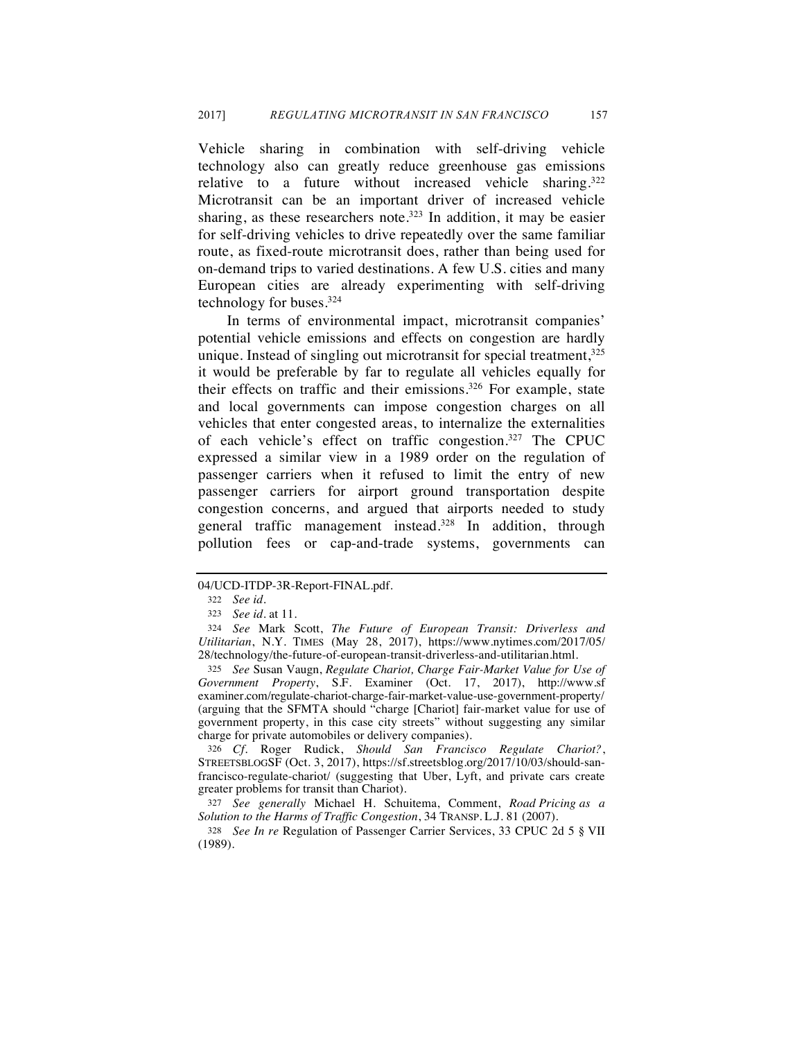Vehicle sharing in combination with self-driving vehicle technology also can greatly reduce greenhouse gas emissions relative to a future without increased vehicle sharing.[322] Microtransit can be an important driver of increased vehicle sharing, as these researchers note.[323] In addition, it may be easier for self-driving vehicles to drive repeatedly over the same familiar route, as fixed-route microtransit does, rather than being used for on-demand trips to varied destinations. A few U.S. cities and many European cities are already experimenting with self-driving technology for buses.[324]

In terms of environmental impact, microtransit companies' potential vehicle emissions and effects on congestion are hardly unique. Instead of singling out microtransit for special treatment,[325] it would be preferable by far to regulate all vehicles equally for their effects on traffic and their emissions.[326] For example, state and local governments can impose congestion charges on all vehicles that enter congested areas, to internalize the externalities of each vehicle's effect on traffic congestion.[327] The CPUC expressed a similar view in a 1989 order on the regulation of passenger carriers when it refused to limit the entry of new passenger carriers for airport ground transportation despite congestion concerns, and argued that airports needed to study general traffic management instead.[328] In addition, through pollution fees or cap-and-trade systems, governments can

---

04/UCD-ITDP-3R-Report-FINAL.pdf.

322 *See id.*

323 *See id.* at 11.

324 *See* Mark Scott, *The Future of European Transit: Driverless and Utilitarian*, N.Y. TIMES (May 28, 2017), https://www.nytimes.com/2017/05/28/technology/the-future-of-european-transit-driverless-and-utilitarian.html.

325 *See* Susan Vaugn, *Regulate Chariot, Charge Fair-Market Value for Use of Government Property*, S.F. Examiner (Oct. 17, 2017), http://www.sfexaminer.com/regulate-chariot-charge-fair-market-value-use-government-property/ (arguing that the SFMTA should "charge [Chariot] fair-market value for use of government property, in this case city streets" without suggesting any similar charge for private automobiles or delivery companies).

326 *Cf.* Roger Rudick, *Should San Francisco Regulate Chariot?*, STREETSBLOGSF (Oct. 3, 2017), https://sf.streetsblog.org/2017/10/03/should-san-francisco-regulate-chariot/ (suggesting that Uber, Lyft, and private cars create greater problems for transit than Chariot).

327 *See generally* Michael H. Schuitema, Comment, *Road Pricing as a Solution to the Harms of Traffic Congestion*, 34 TRANSP. L.J. 81 (2007).

328 *See In re* Regulation of Passenger Carrier Services, 33 CPUC 2d 5 § VII (1989).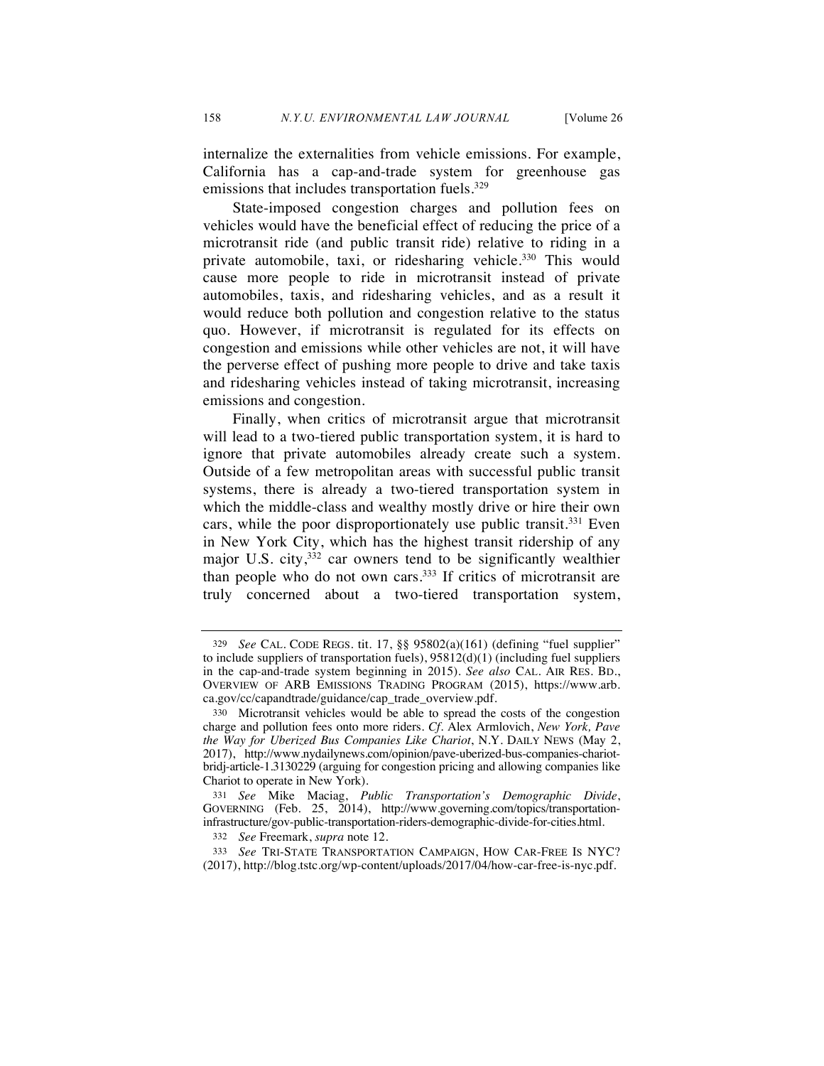internalize the externalities from vehicle emissions. For example, California has a cap-and-trade system for greenhouse gas emissions that includes transportation fuels.[329]

State-imposed congestion charges and pollution fees on vehicles would have the beneficial effect of reducing the price of a microtransit ride (and public transit ride) relative to riding in a private automobile, taxi, or ridesharing vehicle.[330] This would cause more people to ride in microtransit instead of private automobiles, taxis, and ridesharing vehicles, and as a result it would reduce both pollution and congestion relative to the status quo. However, if microtransit is regulated for its effects on congestion and emissions while other vehicles are not, it will have the perverse effect of pushing more people to drive and take taxis and ridesharing vehicles instead of taking microtransit, increasing emissions and congestion.

Finally, when critics of microtransit argue that microtransit will lead to a two-tiered public transportation system, it is hard to ignore that private automobiles already create such a system. Outside of a few metropolitan areas with successful public transit systems, there is already a two-tiered transportation system in which the middle-class and wealthy mostly drive or hire their own cars, while the poor disproportionately use public transit.[331] Even in New York City, which has the highest transit ridership of any major U.S. city,[332] car owners tend to be significantly wealthier than people who do not own cars.[333] If critics of microtransit are truly concerned about a two-tiered transportation system,

---

329 *See* CAL. CODE REGS. tit. 17, §§ 95802(a)(161) (defining "fuel supplier" to include suppliers of transportation fuels), 95812(d)(1) (including fuel suppliers in the cap-and-trade system beginning in 2015). *See also* CAL. AIR RES. BD., OVERVIEW OF ARB EMISSIONS TRADING PROGRAM (2015), https://www.arb.ca.gov/cc/capandtrade/guidance/cap_trade_overview.pdf.

330 Microtransit vehicles would be able to spread the costs of the congestion charge and pollution fees onto more riders. *Cf.* Alex Armlovich, *New York, Pave the Way for Uberized Bus Companies Like Chariot*, N.Y. DAILY NEWS (May 2, 2017), http://www.nydailynews.com/opinion/pave-uberized-bus-companies-chariot-bridj-article-1.3130229 (arguing for congestion pricing and allowing companies like Chariot to operate in New York).

331 *See* Mike Maciag, *Public Transportation's Demographic Divide*, GOVERNING (Feb. 25, 2014), http://www.governing.com/topics/transportation-infrastructure/gov-public-transportation-riders-demographic-divide-for-cities.html.

332 *See* Freemark, *supra* note 12.

333 *See* TRI-STATE TRANSPORTATION CAMPAIGN, HOW CAR-FREE IS NYC? (2017), http://blog.tstc.org/wp-content/uploads/2017/04/how-car-free-is-nyc.pdf.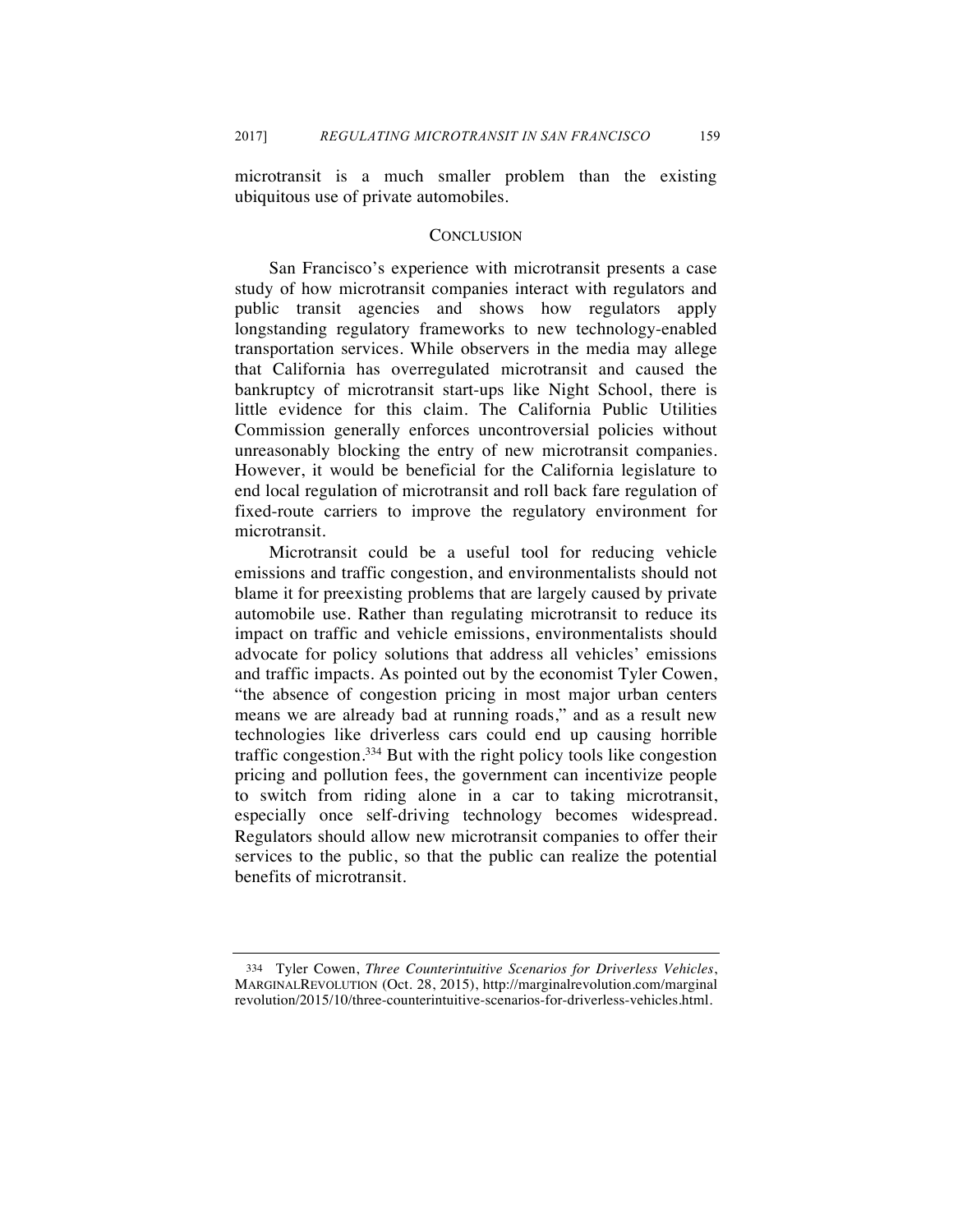microtransit is a much smaller problem than the existing ubiquitous use of private automobiles.

## CONCLUSION

San Francisco's experience with microtransit presents a case study of how microtransit companies interact with regulators and public transit agencies and shows how regulators apply longstanding regulatory frameworks to new technology-enabled transportation services. While observers in the media may allege that California has overregulated microtransit and caused the bankruptcy of microtransit start-ups like Night School, there is little evidence for this claim. The California Public Utilities Commission generally enforces uncontroversial policies without unreasonably blocking the entry of new microtransit companies. However, it would be beneficial for the California legislature to end local regulation of microtransit and roll back fare regulation of fixed-route carriers to improve the regulatory environment for microtransit.

Microtransit could be a useful tool for reducing vehicle emissions and traffic congestion, and environmentalists should not blame it for preexisting problems that are largely caused by private automobile use. Rather than regulating microtransit to reduce its impact on traffic and vehicle emissions, environmentalists should advocate for policy solutions that address all vehicles' emissions and traffic impacts. As pointed out by the economist Tyler Cowen, "the absence of congestion pricing in most major urban centers means we are already bad at running roads," and as a result new technologies like driverless cars could end up causing horrible traffic congestion.[334] But with the right policy tools like congestion pricing and pollution fees, the government can incentivize people to switch from riding alone in a car to taking microtransit, especially once self-driving technology becomes widespread. Regulators should allow new microtransit companies to offer their services to the public, so that the public can realize the potential benefits of microtransit.

---

334 Tyler Cowen, *Three Counterintuitive Scenarios for Driverless Vehicles*, MARGINALREVOLUTION (Oct. 28, 2015), http://marginalrevolution.com/marginalrevolution/2015/10/three-counterintuitive-scenarios-for-driverless-vehicles.html.